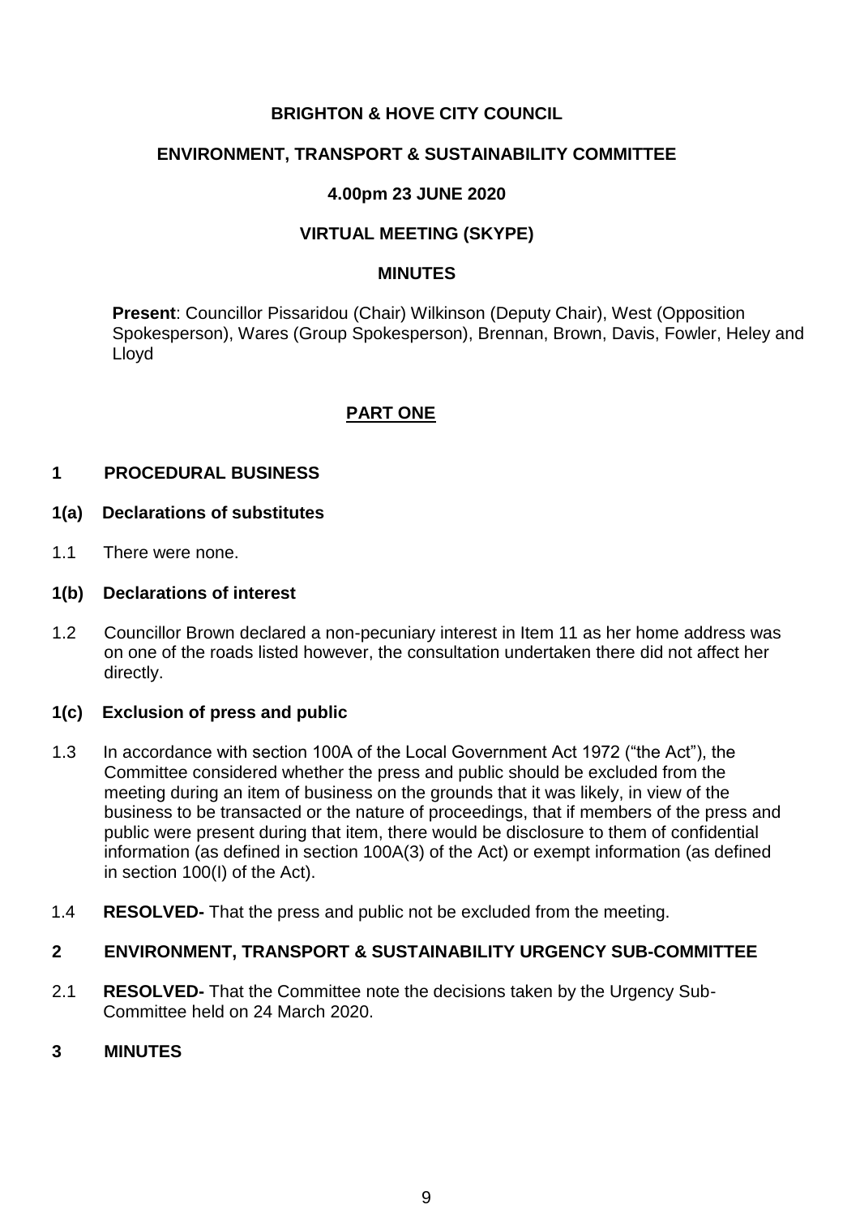**BRIGHTON & HOVE CITY COUNCIL**

**ENVIRONMENT, TRANSPORT & SUSTAINABILITY COMMITTEE**

**4.00pm 23 JUNE 2020**

**VIRTUAL MEETING (SKYPE)**

**MINUTES**

**Present**: Councillor Pissaridou (Chair) Wilkinson (Deputy Chair), West (Opposition Spokesperson), Wares (Group Spokesperson), Brennan, Brown, Davis, Fowler, Heley and Lloyd

**PART ONE**

## 1 PROCEDURAL BUSINESS

### 1(a) Declarations of substitutes

1.1 There were none.

### 1(b) Declarations of interest

1.2 Councillor Brown declared a non-pecuniary interest in Item 11 as her home address was on one of the roads listed however, the consultation undertaken there did not affect her directly.

### 1(c) Exclusion of press and public

1.3 In accordance with section 100A of the Local Government Act 1972 ("the Act"), the Committee considered whether the press and public should be excluded from the meeting during an item of business on the grounds that it was likely, in view of the business to be transacted or the nature of proceedings, that if members of the press and public were present during that item, there would be disclosure to them of confidential information (as defined in section 100A(3) of the Act) or exempt information (as defined in section 100(I) of the Act).

1.4 **RESOLVED-** That the press and public not be excluded from the meeting.

## 2 ENVIRONMENT, TRANSPORT & SUSTAINABILITY URGENCY SUB-COMMITTEE

2.1 **RESOLVED-** That the Committee note the decisions taken by the Urgency Sub-Committee held on 24 March 2020.

## 3 MINUTES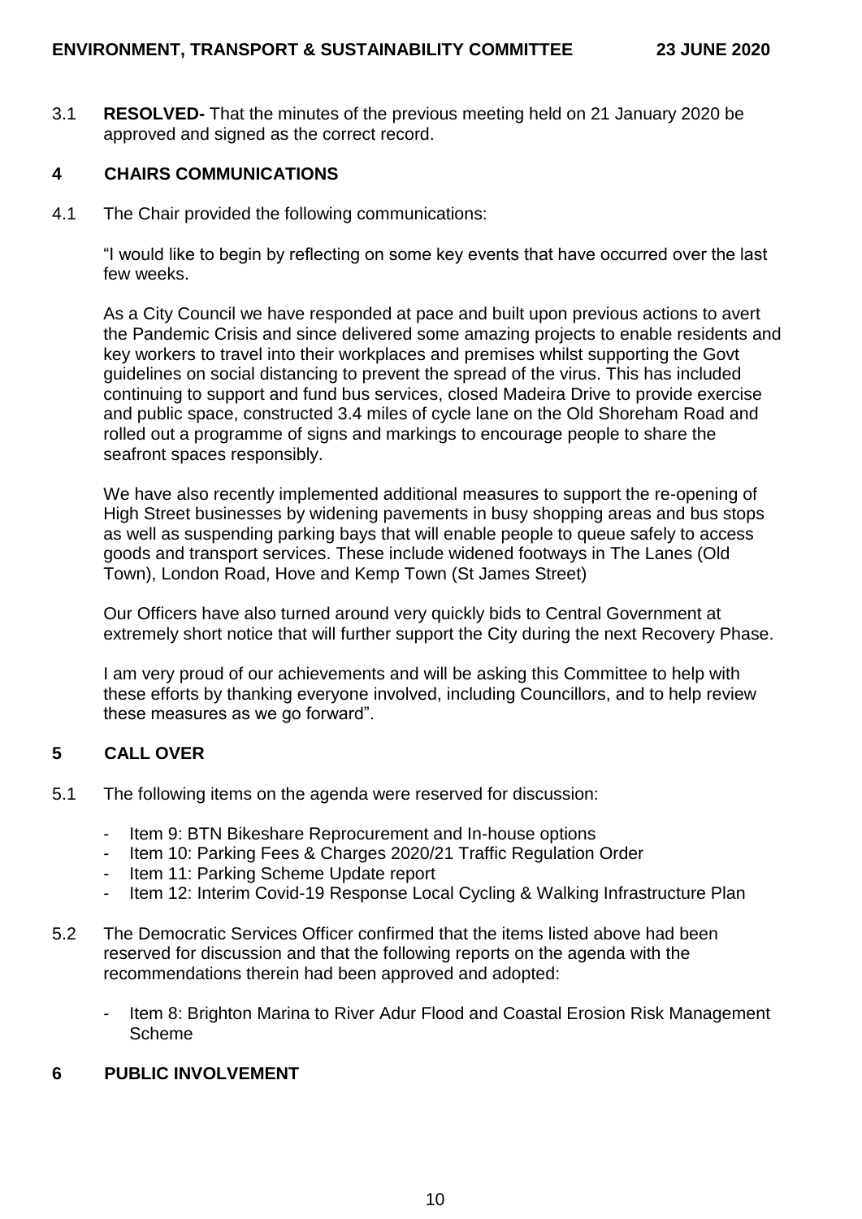3.1 **RESOLVED-** That the minutes of the previous meeting held on 21 January 2020 be approved and signed as the correct record.

## 4 CHAIRS COMMUNICATIONS

4.1 The Chair provided the following communications:

"I would like to begin by reflecting on some key events that have occurred over the last few weeks.

As a City Council we have responded at pace and built upon previous actions to avert the Pandemic Crisis and since delivered some amazing projects to enable residents and key workers to travel into their workplaces and premises whilst supporting the Govt guidelines on social distancing to prevent the spread of the virus. This has included continuing to support and fund bus services, closed Madeira Drive to provide exercise and public space, constructed 3.4 miles of cycle lane on the Old Shoreham Road and rolled out a programme of signs and markings to encourage people to share the seafront spaces responsibly.

We have also recently implemented additional measures to support the re-opening of High Street businesses by widening pavements in busy shopping areas and bus stops as well as suspending parking bays that will enable people to queue safely to access goods and transport services. These include widened footways in The Lanes (Old Town), London Road, Hove and Kemp Town (St James Street)

Our Officers have also turned around very quickly bids to Central Government at extremely short notice that will further support the City during the next Recovery Phase.

I am very proud of our achievements and will be asking this Committee to help with these efforts by thanking everyone involved, including Councillors, and to help review these measures as we go forward".

## 5 CALL OVER

5.1 The following items on the agenda were reserved for discussion:

- Item 9: BTN Bikeshare Reprocurement and In-house options
- Item 10: Parking Fees & Charges 2020/21 Traffic Regulation Order
- Item 11: Parking Scheme Update report
- Item 12: Interim Covid-19 Response Local Cycling & Walking Infrastructure Plan

5.2 The Democratic Services Officer confirmed that the items listed above had been reserved for discussion and that the following reports on the agenda with the recommendations therein had been approved and adopted:

- Item 8: Brighton Marina to River Adur Flood and Coastal Erosion Risk Management Scheme

## 6 PUBLIC INVOLVEMENT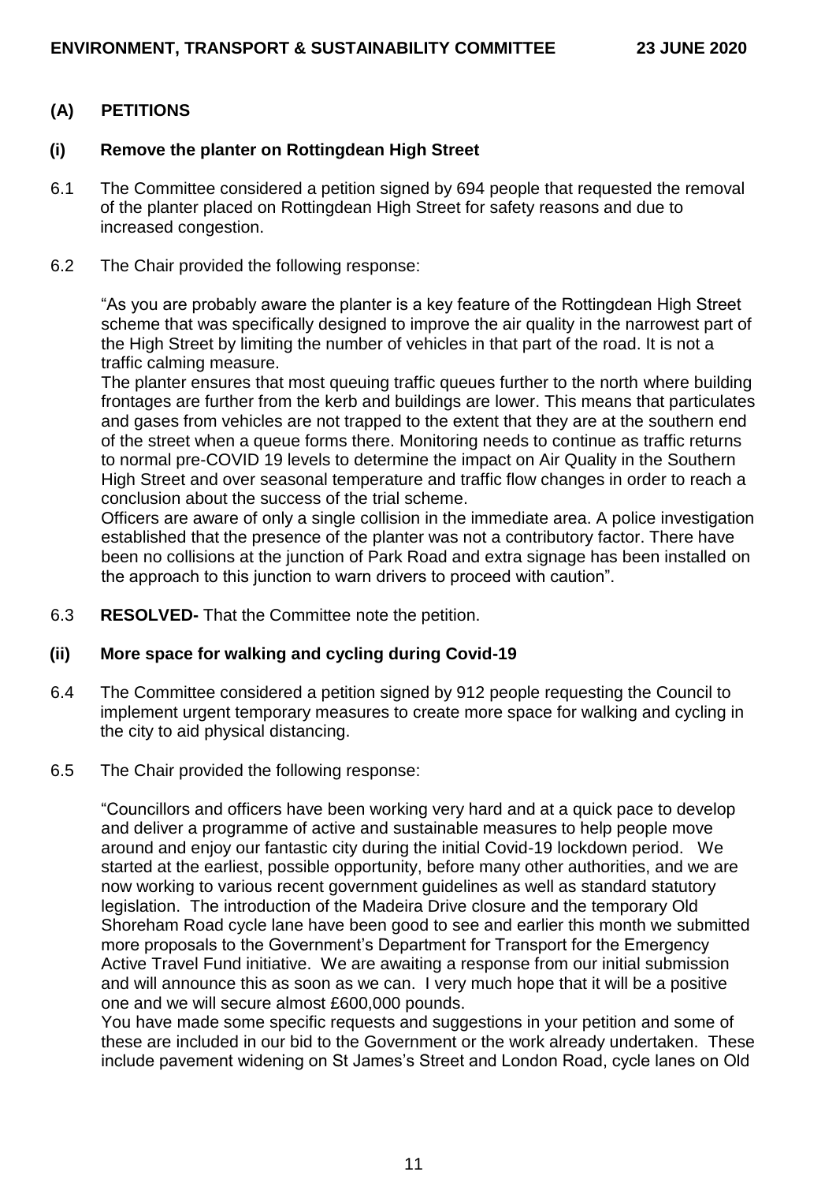## (A) PETITIONS

### (i) Remove the planter on Rottingdean High Street

6.1 The Committee considered a petition signed by 694 people that requested the removal of the planter placed on Rottingdean High Street for safety reasons and due to increased congestion.

6.2 The Chair provided the following response:

"As you are probably aware the planter is a key feature of the Rottingdean High Street scheme that was specifically designed to improve the air quality in the narrowest part of the High Street by limiting the number of vehicles in that part of the road. It is not a traffic calming measure.

The planter ensures that most queuing traffic queues further to the north where building frontages are further from the kerb and buildings are lower. This means that particulates and gases from vehicles are not trapped to the extent that they are at the southern end of the street when a queue forms there. Monitoring needs to continue as traffic returns to normal pre-COVID 19 levels to determine the impact on Air Quality in the Southern High Street and over seasonal temperature and traffic flow changes in order to reach a conclusion about the success of the trial scheme.

Officers are aware of only a single collision in the immediate area. A police investigation established that the presence of the planter was not a contributory factor. There have been no collisions at the junction of Park Road and extra signage has been installed on the approach to this junction to warn drivers to proceed with caution".

6.3 **RESOLVED-** That the Committee note the petition.

### (ii) More space for walking and cycling during Covid-19

6.4 The Committee considered a petition signed by 912 people requesting the Council to implement urgent temporary measures to create more space for walking and cycling in the city to aid physical distancing.

6.5 The Chair provided the following response:

"Councillors and officers have been working very hard and at a quick pace to develop and deliver a programme of active and sustainable measures to help people move around and enjoy our fantastic city during the initial Covid-19 lockdown period. We started at the earliest, possible opportunity, before many other authorities, and we are now working to various recent government guidelines as well as standard statutory legislation. The introduction of the Madeira Drive closure and the temporary Old Shoreham Road cycle lane have been good to see and earlier this month we submitted more proposals to the Government's Department for Transport for the Emergency Active Travel Fund initiative. We are awaiting a response from our initial submission and will announce this as soon as we can. I very much hope that it will be a positive one and we will secure almost £600,000 pounds.

You have made some specific requests and suggestions in your petition and some of these are included in our bid to the Government or the work already undertaken. These include pavement widening on St James's Street and London Road, cycle lanes on Old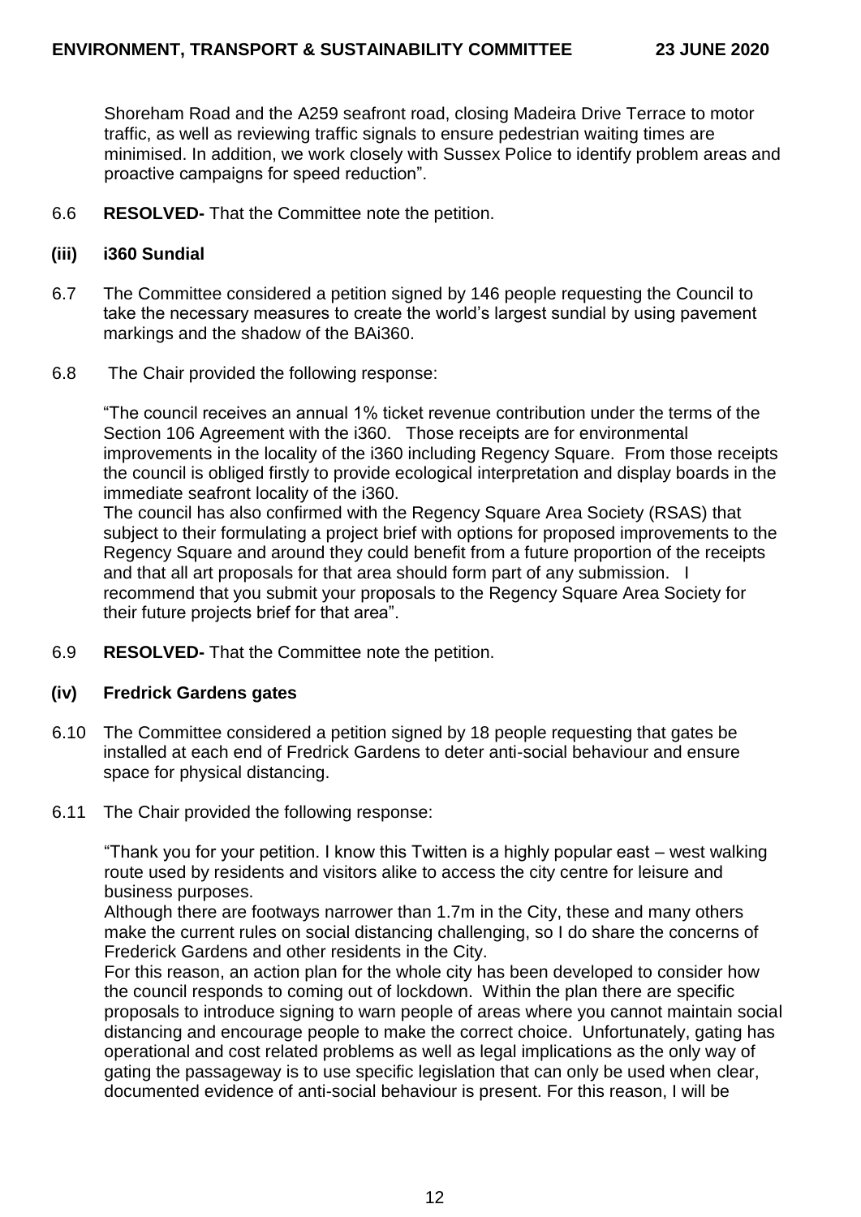Shoreham Road and the A259 seafront road, closing Madeira Drive Terrace to motor traffic, as well as reviewing traffic signals to ensure pedestrian waiting times are minimised. In addition, we work closely with Sussex Police to identify problem areas and proactive campaigns for speed reduction".

6.6 **RESOLVED-** That the Committee note the petition.

**(iii) i360 Sundial**

6.7 The Committee considered a petition signed by 146 people requesting the Council to take the necessary measures to create the world's largest sundial by using pavement markings and the shadow of the BAi360.

6.8 The Chair provided the following response:

"The council receives an annual 1% ticket revenue contribution under the terms of the Section 106 Agreement with the i360. Those receipts are for environmental improvements in the locality of the i360 including Regency Square. From those receipts the council is obliged firstly to provide ecological interpretation and display boards in the immediate seafront locality of the i360.
The council has also confirmed with the Regency Square Area Society (RSAS) that subject to their formulating a project brief with options for proposed improvements to the Regency Square and around they could benefit from a future proportion of the receipts and that all art proposals for that area should form part of any submission. I recommend that you submit your proposals to the Regency Square Area Society for their future projects brief for that area".

6.9 **RESOLVED-** That the Committee note the petition.

**(iv) Fredrick Gardens gates**

6.10 The Committee considered a petition signed by 18 people requesting that gates be installed at each end of Fredrick Gardens to deter anti-social behaviour and ensure space for physical distancing.

6.11 The Chair provided the following response:

"Thank you for your petition. I know this Twitten is a highly popular east – west walking route used by residents and visitors alike to access the city centre for leisure and business purposes.
Although there are footways narrower than 1.7m in the City, these and many others make the current rules on social distancing challenging, so I do share the concerns of Frederick Gardens and other residents in the City.
For this reason, an action plan for the whole city has been developed to consider how the council responds to coming out of lockdown. Within the plan there are specific proposals to introduce signing to warn people of areas where you cannot maintain social distancing and encourage people to make the correct choice. Unfortunately, gating has operational and cost related problems as well as legal implications as the only way of gating the passageway is to use specific legislation that can only be used when clear, documented evidence of anti-social behaviour is present. For this reason, I will be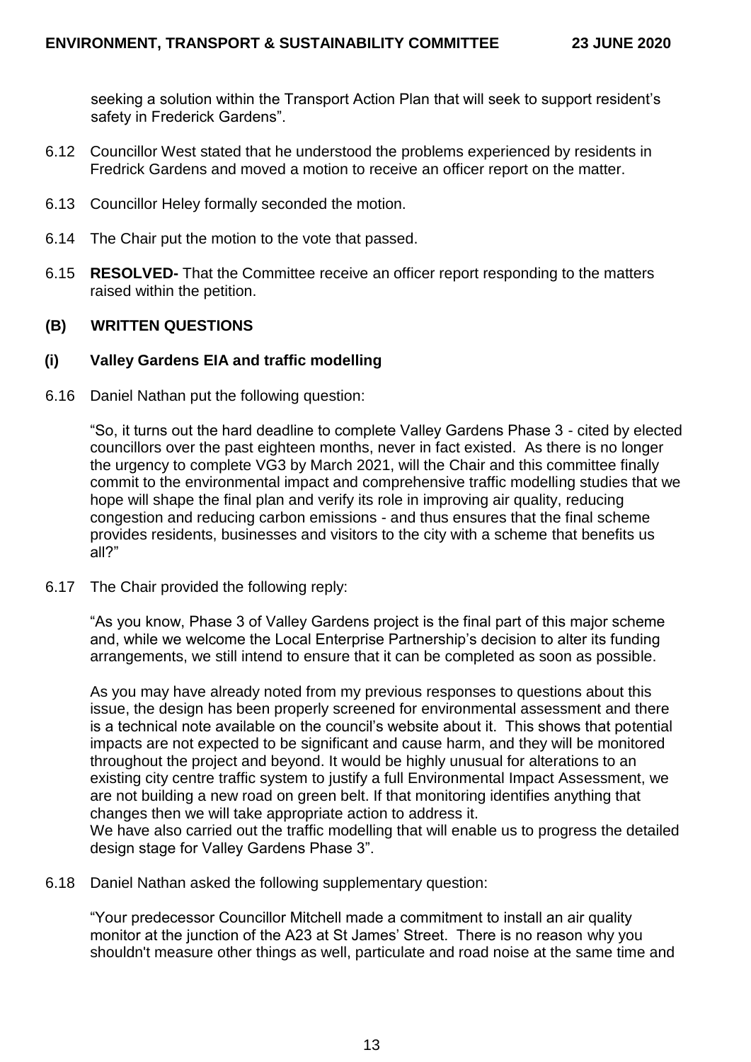seeking a solution within the Transport Action Plan that will seek to support resident's safety in Frederick Gardens".

6.12 Councillor West stated that he understood the problems experienced by residents in Fredrick Gardens and moved a motion to receive an officer report on the matter.

6.13 Councillor Heley formally seconded the motion.

6.14 The Chair put the motion to the vote that passed.

6.15 **RESOLVED-** That the Committee receive an officer report responding to the matters raised within the petition.

### (B) WRITTEN QUESTIONS

#### (i) Valley Gardens EIA and traffic modelling

6.16 Daniel Nathan put the following question:

"So, it turns out the hard deadline to complete Valley Gardens Phase 3 - cited by elected councillors over the past eighteen months, never in fact existed. As there is no longer the urgency to complete VG3 by March 2021, will the Chair and this committee finally commit to the environmental impact and comprehensive traffic modelling studies that we hope will shape the final plan and verify its role in improving air quality, reducing congestion and reducing carbon emissions - and thus ensures that the final scheme provides residents, businesses and visitors to the city with a scheme that benefits us all?"

6.17 The Chair provided the following reply:

"As you know, Phase 3 of Valley Gardens project is the final part of this major scheme and, while we welcome the Local Enterprise Partnership's decision to alter its funding arrangements, we still intend to ensure that it can be completed as soon as possible.

As you may have already noted from my previous responses to questions about this issue, the design has been properly screened for environmental assessment and there is a technical note available on the council's website about it. This shows that potential impacts are not expected to be significant and cause harm, and they will be monitored throughout the project and beyond. It would be highly unusual for alterations to an existing city centre traffic system to justify a full Environmental Impact Assessment, we are not building a new road on green belt. If that monitoring identifies anything that changes then we will take appropriate action to address it.
We have also carried out the traffic modelling that will enable us to progress the detailed design stage for Valley Gardens Phase 3".

6.18 Daniel Nathan asked the following supplementary question:

"Your predecessor Councillor Mitchell made a commitment to install an air quality monitor at the junction of the A23 at St James' Street. There is no reason why you shouldn't measure other things as well, particulate and road noise at the same time and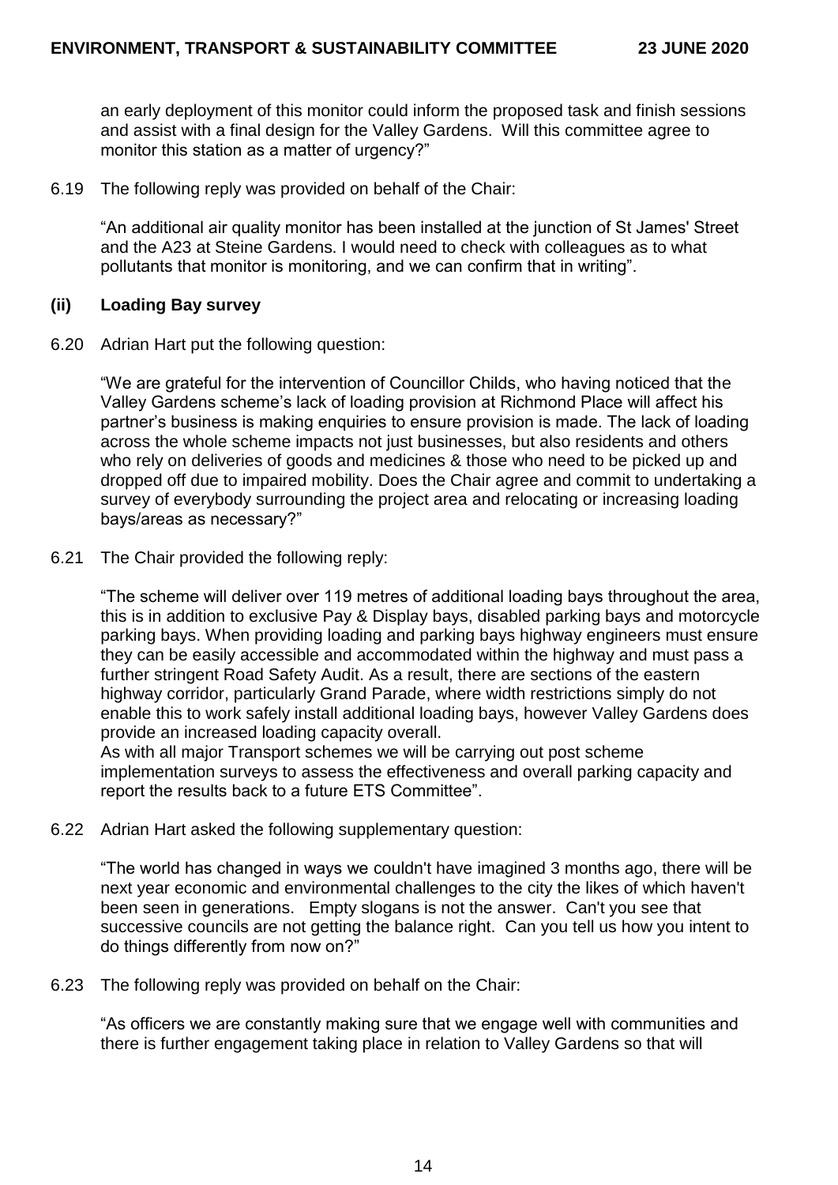an early deployment of this monitor could inform the proposed task and finish sessions and assist with a final design for the Valley Gardens. Will this committee agree to monitor this station as a matter of urgency?"

6.19 The following reply was provided on behalf of the Chair:

"An additional air quality monitor has been installed at the junction of St James' Street and the A23 at Steine Gardens. I would need to check with colleagues as to what pollutants that monitor is monitoring, and we can confirm that in writing".

**(ii) Loading Bay survey**

6.20 Adrian Hart put the following question:

"We are grateful for the intervention of Councillor Childs, who having noticed that the Valley Gardens scheme's lack of loading provision at Richmond Place will affect his partner's business is making enquiries to ensure provision is made. The lack of loading across the whole scheme impacts not just businesses, but also residents and others who rely on deliveries of goods and medicines & those who need to be picked up and dropped off due to impaired mobility. Does the Chair agree and commit to undertaking a survey of everybody surrounding the project area and relocating or increasing loading bays/areas as necessary?"

6.21 The Chair provided the following reply:

"The scheme will deliver over 119 metres of additional loading bays throughout the area, this is in addition to exclusive Pay & Display bays, disabled parking bays and motorcycle parking bays. When providing loading and parking bays highway engineers must ensure they can be easily accessible and accommodated within the highway and must pass a further stringent Road Safety Audit. As a result, there are sections of the eastern highway corridor, particularly Grand Parade, where width restrictions simply do not enable this to work safely install additional loading bays, however Valley Gardens does provide an increased loading capacity overall.
As with all major Transport schemes we will be carrying out post scheme implementation surveys to assess the effectiveness and overall parking capacity and report the results back to a future ETS Committee".

6.22 Adrian Hart asked the following supplementary question:

"The world has changed in ways we couldn't have imagined 3 months ago, there will be next year economic and environmental challenges to the city the likes of which haven't been seen in generations. Empty slogans is not the answer. Can't you see that successive councils are not getting the balance right. Can you tell us how you intent to do things differently from now on?"

6.23 The following reply was provided on behalf on the Chair:

"As officers we are constantly making sure that we engage well with communities and there is further engagement taking place in relation to Valley Gardens so that will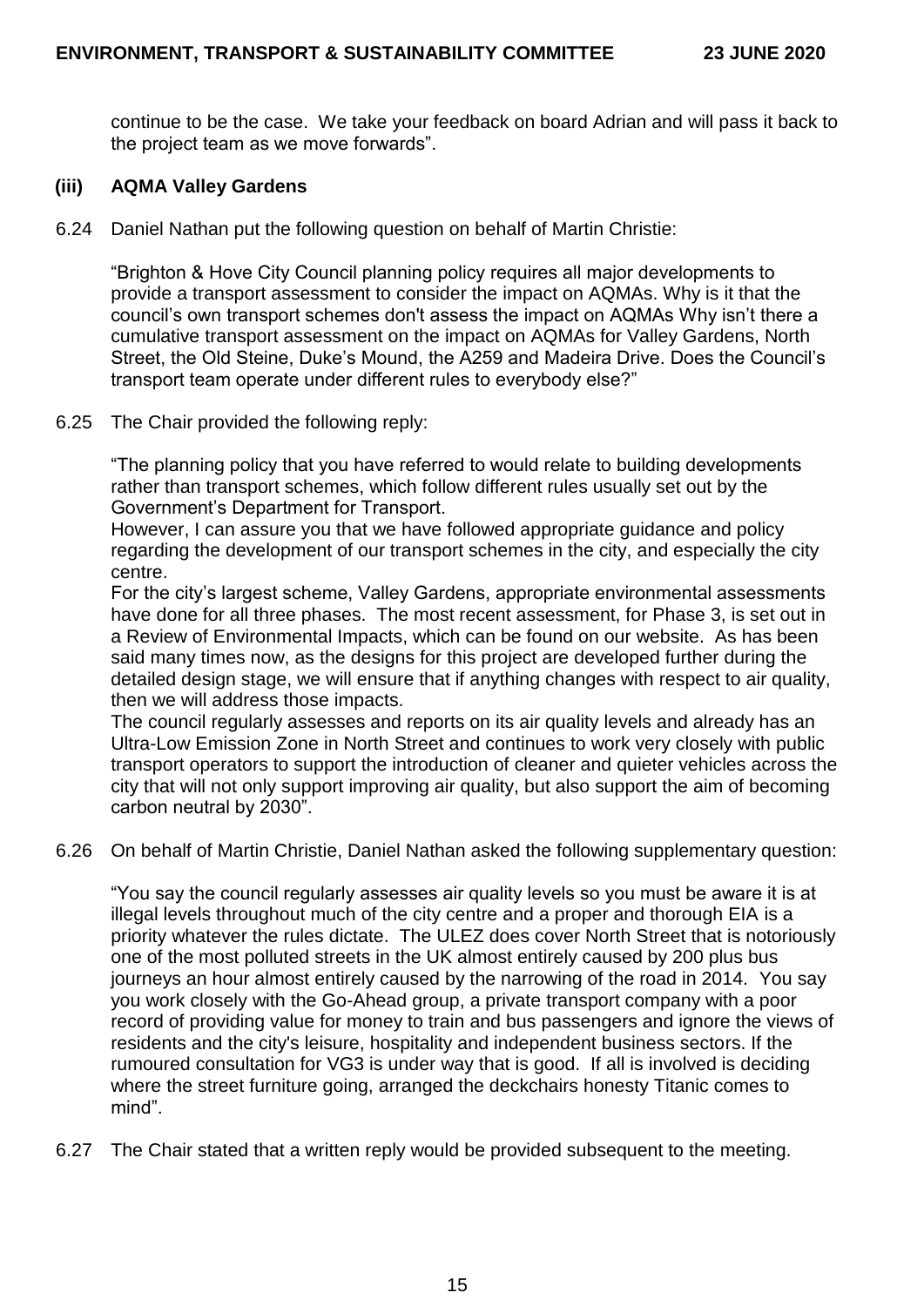continue to be the case. We take your feedback on board Adrian and will pass it back to the project team as we move forwards".

**(iii) AQMA Valley Gardens**

6.24 Daniel Nathan put the following question on behalf of Martin Christie:

"Brighton & Hove City Council planning policy requires all major developments to provide a transport assessment to consider the impact on AQMAs. Why is it that the council's own transport schemes don't assess the impact on AQMAs Why isn't there a cumulative transport assessment on the impact on AQMAs for Valley Gardens, North Street, the Old Steine, Duke's Mound, the A259 and Madeira Drive. Does the Council's transport team operate under different rules to everybody else?"

6.25 The Chair provided the following reply:

"The planning policy that you have referred to would relate to building developments rather than transport schemes, which follow different rules usually set out by the Government's Department for Transport.

However, I can assure you that we have followed appropriate guidance and policy regarding the development of our transport schemes in the city, and especially the city centre.

For the city's largest scheme, Valley Gardens, appropriate environmental assessments have done for all three phases. The most recent assessment, for Phase 3, is set out in a Review of Environmental Impacts, which can be found on our website. As has been said many times now, as the designs for this project are developed further during the detailed design stage, we will ensure that if anything changes with respect to air quality, then we will address those impacts.

The council regularly assesses and reports on its air quality levels and already has an Ultra-Low Emission Zone in North Street and continues to work very closely with public transport operators to support the introduction of cleaner and quieter vehicles across the city that will not only support improving air quality, but also support the aim of becoming carbon neutral by 2030".

6.26 On behalf of Martin Christie, Daniel Nathan asked the following supplementary question:

"You say the council regularly assesses air quality levels so you must be aware it is at illegal levels throughout much of the city centre and a proper and thorough EIA is a priority whatever the rules dictate. The ULEZ does cover North Street that is notoriously one of the most polluted streets in the UK almost entirely caused by 200 plus bus journeys an hour almost entirely caused by the narrowing of the road in 2014. You say you work closely with the Go-Ahead group, a private transport company with a poor record of providing value for money to train and bus passengers and ignore the views of residents and the city's leisure, hospitality and independent business sectors. If the rumoured consultation for VG3 is under way that is good. If all is involved is deciding where the street furniture going, arranged the deckchairs honesty Titanic comes to mind".

6.27 The Chair stated that a written reply would be provided subsequent to the meeting.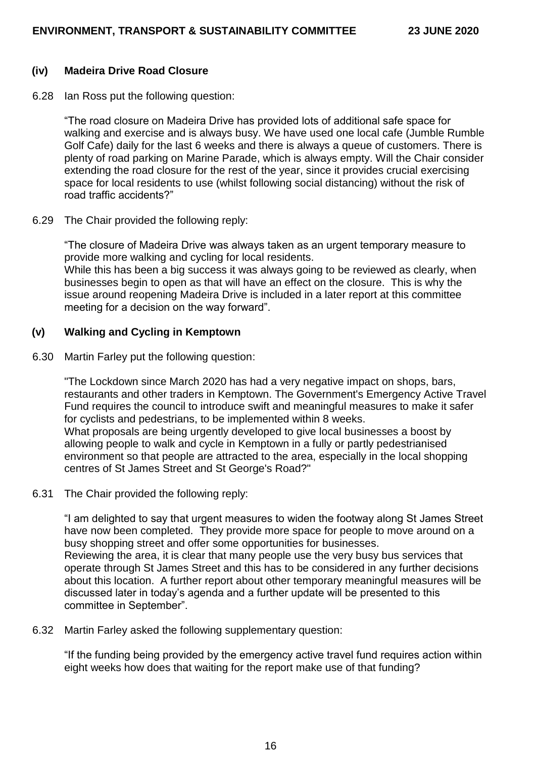### (iv) Madeira Drive Road Closure

6.28 Ian Ross put the following question:

"The road closure on Madeira Drive has provided lots of additional safe space for walking and exercise and is always busy. We have used one local cafe (Jumble Rumble Golf Cafe) daily for the last 6 weeks and there is always a queue of customers. There is plenty of road parking on Marine Parade, which is always empty. Will the Chair consider extending the road closure for the rest of the year, since it provides crucial exercising space for local residents to use (whilst following social distancing) without the risk of road traffic accidents?"

6.29 The Chair provided the following reply:

"The closure of Madeira Drive was always taken as an urgent temporary measure to provide more walking and cycling for local residents.
While this has been a big success it was always going to be reviewed as clearly, when businesses begin to open as that will have an effect on the closure. This is why the issue around reopening Madeira Drive is included in a later report at this committee meeting for a decision on the way forward".

### (v) Walking and Cycling in Kemptown

6.30 Martin Farley put the following question:

"The Lockdown since March 2020 has had a very negative impact on shops, bars, restaurants and other traders in Kemptown. The Government's Emergency Active Travel Fund requires the council to introduce swift and meaningful measures to make it safer for cyclists and pedestrians, to be implemented within 8 weeks.
What proposals are being urgently developed to give local businesses a boost by allowing people to walk and cycle in Kemptown in a fully or partly pedestrianised environment so that people are attracted to the area, especially in the local shopping centres of St James Street and St George's Road?"

6.31 The Chair provided the following reply:

"I am delighted to say that urgent measures to widen the footway along St James Street have now been completed. They provide more space for people to move around on a busy shopping street and offer some opportunities for businesses.
Reviewing the area, it is clear that many people use the very busy bus services that operate through St James Street and this has to be considered in any further decisions about this location. A further report about other temporary meaningful measures will be discussed later in today's agenda and a further update will be presented to this committee in September".

6.32 Martin Farley asked the following supplementary question:

"If the funding being provided by the emergency active travel fund requires action within eight weeks how does that waiting for the report make use of that funding?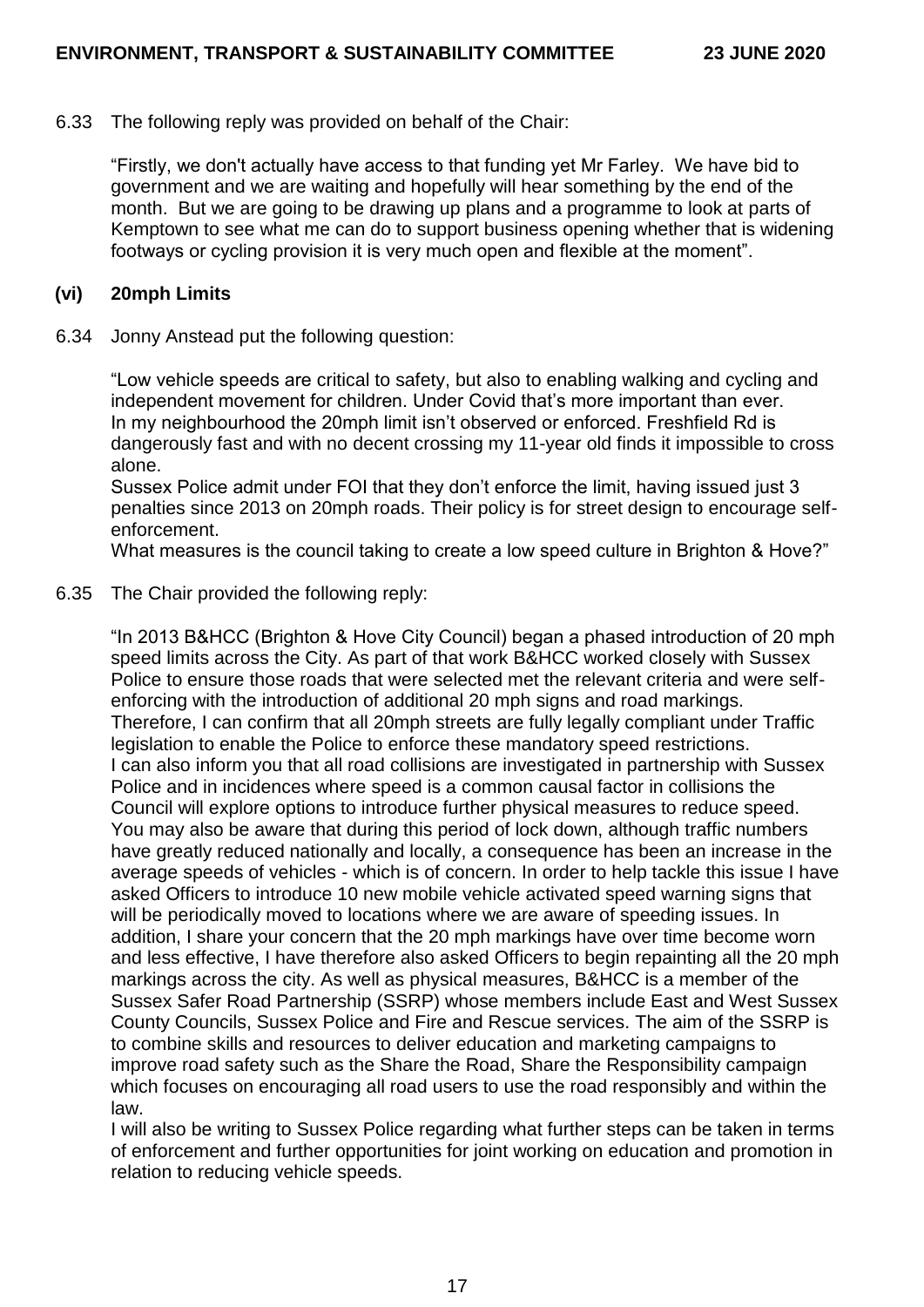6.33 The following reply was provided on behalf of the Chair:

"Firstly, we don't actually have access to that funding yet Mr Farley. We have bid to government and we are waiting and hopefully will hear something by the end of the month. But we are going to be drawing up plans and a programme to look at parts of Kemptown to see what me can do to support business opening whether that is widening footways or cycling provision it is very much open and flexible at the moment".

### (vi) 20mph Limits

6.34 Jonny Anstead put the following question:

"Low vehicle speeds are critical to safety, but also to enabling walking and cycling and independent movement for children. Under Covid that's more important than ever.
In my neighbourhood the 20mph limit isn't observed or enforced. Freshfield Rd is dangerously fast and with no decent crossing my 11-year old finds it impossible to cross alone.
Sussex Police admit under FOI that they don't enforce the limit, having issued just 3 penalties since 2013 on 20mph roads. Their policy is for street design to encourage self-enforcement.
What measures is the council taking to create a low speed culture in Brighton & Hove?"

6.35 The Chair provided the following reply:

"In 2013 B&HCC (Brighton & Hove City Council) began a phased introduction of 20 mph speed limits across the City. As part of that work B&HCC worked closely with Sussex Police to ensure those roads that were selected met the relevant criteria and were self-enforcing with the introduction of additional 20 mph signs and road markings. Therefore, I can confirm that all 20mph streets are fully legally compliant under Traffic legislation to enable the Police to enforce these mandatory speed restrictions.
I can also inform you that all road collisions are investigated in partnership with Sussex Police and in incidences where speed is a common causal factor in collisions the Council will explore options to introduce further physical measures to reduce speed.
You may also be aware that during this period of lock down, although traffic numbers have greatly reduced nationally and locally, a consequence has been an increase in the average speeds of vehicles - which is of concern. In order to help tackle this issue I have asked Officers to introduce 10 new mobile vehicle activated speed warning signs that will be periodically moved to locations where we are aware of speeding issues. In addition, I share your concern that the 20 mph markings have over time become worn and less effective, I have therefore also asked Officers to begin repainting all the 20 mph markings across the city. As well as physical measures, B&HCC is a member of the Sussex Safer Road Partnership (SSRP) whose members include East and West Sussex County Councils, Sussex Police and Fire and Rescue services. The aim of the SSRP is to combine skills and resources to deliver education and marketing campaigns to improve road safety such as the Share the Road, Share the Responsibility campaign which focuses on encouraging all road users to use the road responsibly and within the law.
I will also be writing to Sussex Police regarding what further steps can be taken in terms of enforcement and further opportunities for joint working on education and promotion in relation to reducing vehicle speeds.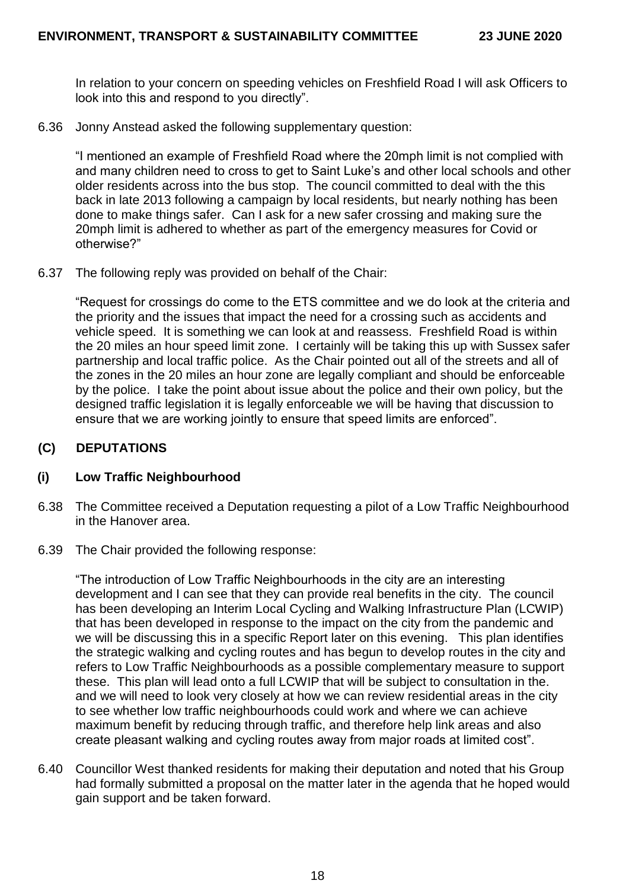In relation to your concern on speeding vehicles on Freshfield Road I will ask Officers to look into this and respond to you directly".

6.36 Jonny Anstead asked the following supplementary question:

"I mentioned an example of Freshfield Road where the 20mph limit is not complied with and many children need to cross to get to Saint Luke's and other local schools and other older residents across into the bus stop. The council committed to deal with the this back in late 2013 following a campaign by local residents, but nearly nothing has been done to make things safer. Can I ask for a new safer crossing and making sure the 20mph limit is adhered to whether as part of the emergency measures for Covid or otherwise?"

6.37 The following reply was provided on behalf of the Chair:

"Request for crossings do come to the ETS committee and we do look at the criteria and the priority and the issues that impact the need for a crossing such as accidents and vehicle speed. It is something we can look at and reassess. Freshfield Road is within the 20 miles an hour speed limit zone. I certainly will be taking this up with Sussex safer partnership and local traffic police. As the Chair pointed out all of the streets and all of the zones in the 20 miles an hour zone are legally compliant and should be enforceable by the police. I take the point about issue about the police and their own policy, but the designed traffic legislation it is legally enforceable we will be having that discussion to ensure that we are working jointly to ensure that speed limits are enforced".

## (C) DEPUTATIONS

### (i) Low Traffic Neighbourhood

6.38 The Committee received a Deputation requesting a pilot of a Low Traffic Neighbourhood in the Hanover area.

6.39 The Chair provided the following response:

"The introduction of Low Traffic Neighbourhoods in the city are an interesting development and I can see that they can provide real benefits in the city. The council has been developing an Interim Local Cycling and Walking Infrastructure Plan (LCWIP) that has been developed in response to the impact on the city from the pandemic and we will be discussing this in a specific Report later on this evening. This plan identifies the strategic walking and cycling routes and has begun to develop routes in the city and refers to Low Traffic Neighbourhoods as a possible complementary measure to support these. This plan will lead onto a full LCWIP that will be subject to consultation in the. and we will need to look very closely at how we can review residential areas in the city to see whether low traffic neighbourhoods could work and where we can achieve maximum benefit by reducing through traffic, and therefore help link areas and also create pleasant walking and cycling routes away from major roads at limited cost".

6.40 Councillor West thanked residents for making their deputation and noted that his Group had formally submitted a proposal on the matter later in the agenda that he hoped would gain support and be taken forward.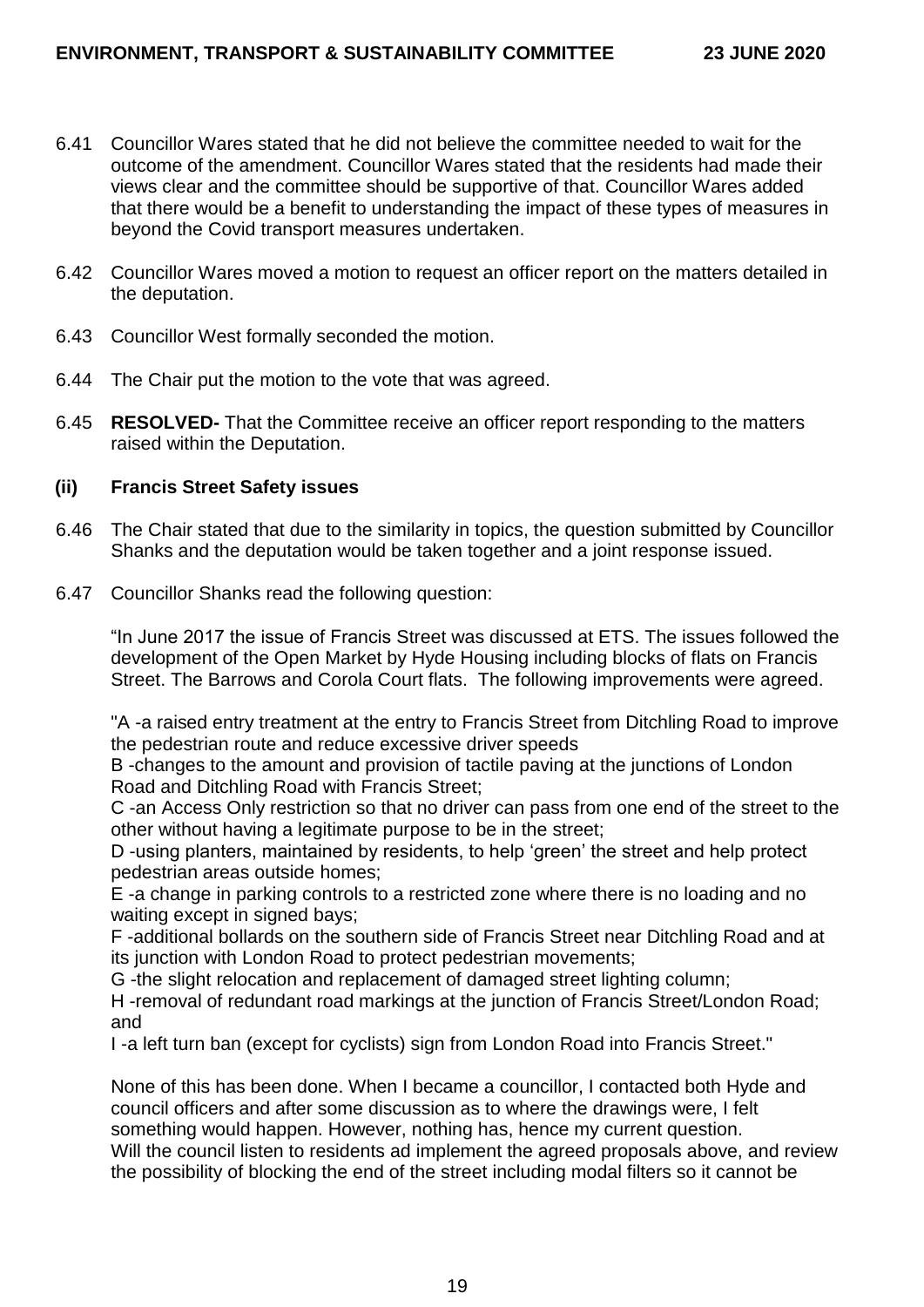6.41 Councillor Wares stated that he did not believe the committee needed to wait for the outcome of the amendment. Councillor Wares stated that the residents had made their views clear and the committee should be supportive of that. Councillor Wares added that there would be a benefit to understanding the impact of these types of measures in beyond the Covid transport measures undertaken.

6.42 Councillor Wares moved a motion to request an officer report on the matters detailed in the deputation.

6.43 Councillor West formally seconded the motion.

6.44 The Chair put the motion to the vote that was agreed.

6.45 **RESOLVED-** That the Committee receive an officer report responding to the matters raised within the Deputation.

### (ii) Francis Street Safety issues

6.46 The Chair stated that due to the similarity in topics, the question submitted by Councillor Shanks and the deputation would be taken together and a joint response issued.

6.47 Councillor Shanks read the following question:

"In June 2017 the issue of Francis Street was discussed at ETS. The issues followed the development of the Open Market by Hyde Housing including blocks of flats on Francis Street. The Barrows and Corola Court flats. The following improvements were agreed.

"A -a raised entry treatment at the entry to Francis Street from Ditchling Road to improve the pedestrian route and reduce excessive driver speeds
B -changes to the amount and provision of tactile paving at the junctions of London Road and Ditchling Road with Francis Street;
C -an Access Only restriction so that no driver can pass from one end of the street to the other without having a legitimate purpose to be in the street;
D -using planters, maintained by residents, to help 'green' the street and help protect pedestrian areas outside homes;
E -a change in parking controls to a restricted zone where there is no loading and no waiting except in signed bays;
F -additional bollards on the southern side of Francis Street near Ditchling Road and at its junction with London Road to protect pedestrian movements;
G -the slight relocation and replacement of damaged street lighting column;
H -removal of redundant road markings at the junction of Francis Street/London Road; and
I -a left turn ban (except for cyclists) sign from London Road into Francis Street."

None of this has been done. When I became a councillor, I contacted both Hyde and council officers and after some discussion as to where the drawings were, I felt something would happen. However, nothing has, hence my current question.
Will the council listen to residents ad implement the agreed proposals above, and review the possibility of blocking the end of the street including modal filters so it cannot be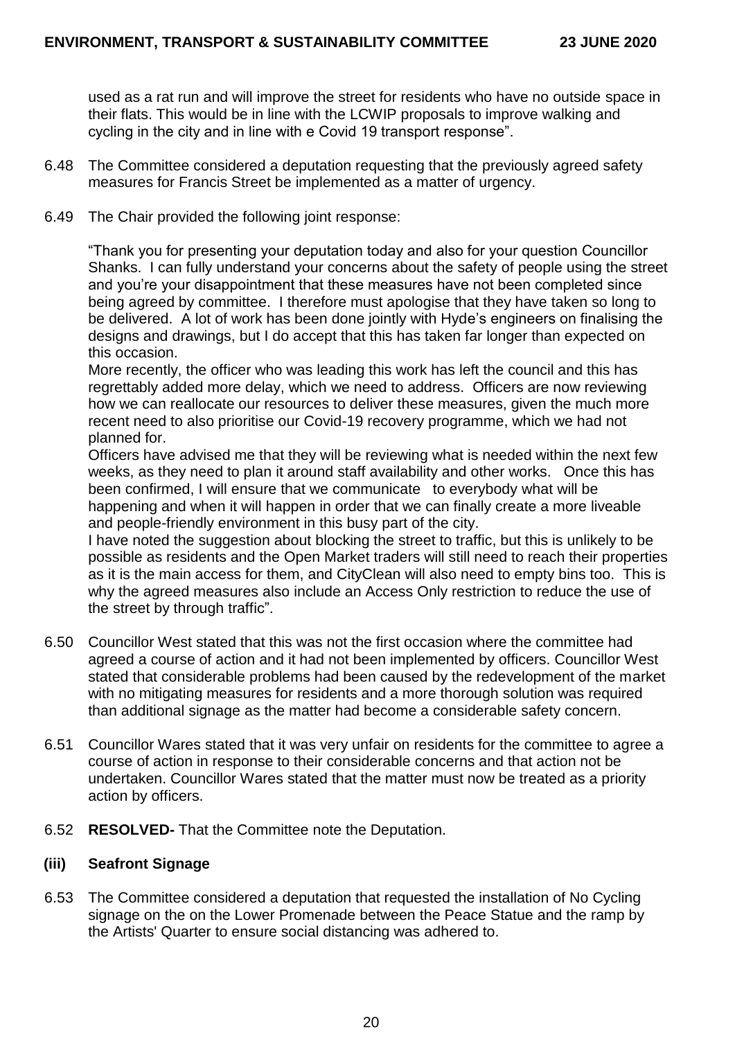used as a rat run and will improve the street for residents who have no outside space in their flats. This would be in line with the LCWIP proposals to improve walking and cycling in the city and in line with e Covid 19 transport response".

6.48 The Committee considered a deputation requesting that the previously agreed safety measures for Francis Street be implemented as a matter of urgency.

6.49 The Chair provided the following joint response:

"Thank you for presenting your deputation today and also for your question Councillor Shanks. I can fully understand your concerns about the safety of people using the street and you're your disappointment that these measures have not been completed since being agreed by committee. I therefore must apologise that they have taken so long to be delivered. A lot of work has been done jointly with Hyde's engineers on finalising the designs and drawings, but I do accept that this has taken far longer than expected on this occasion.
More recently, the officer who was leading this work has left the council and this has regrettably added more delay, which we need to address. Officers are now reviewing how we can reallocate our resources to deliver these measures, given the much more recent need to also prioritise our Covid-19 recovery programme, which we had not planned for.
Officers have advised me that they will be reviewing what is needed within the next few weeks, as they need to plan it around staff availability and other works. Once this has been confirmed, I will ensure that we communicate to everybody what will be happening and when it will happen in order that we can finally create a more liveable and people-friendly environment in this busy part of the city.
I have noted the suggestion about blocking the street to traffic, but this is unlikely to be possible as residents and the Open Market traders will still need to reach their properties as it is the main access for them, and CityClean will also need to empty bins too. This is why the agreed measures also include an Access Only restriction to reduce the use of the street by through traffic".

6.50 Councillor West stated that this was not the first occasion where the committee had agreed a course of action and it had not been implemented by officers. Councillor West stated that considerable problems had been caused by the redevelopment of the market with no mitigating measures for residents and a more thorough solution was required than additional signage as the matter had become a considerable safety concern.

6.51 Councillor Wares stated that it was very unfair on residents for the committee to agree a course of action in response to their considerable concerns and that action not be undertaken. Councillor Wares stated that the matter must now be treated as a priority action by officers.

6.52 **RESOLVED-** That the Committee note the Deputation.

### (iii) Seafront Signage

6.53 The Committee considered a deputation that requested the installation of No Cycling signage on the on the Lower Promenade between the Peace Statue and the ramp by the Artists' Quarter to ensure social distancing was adhered to.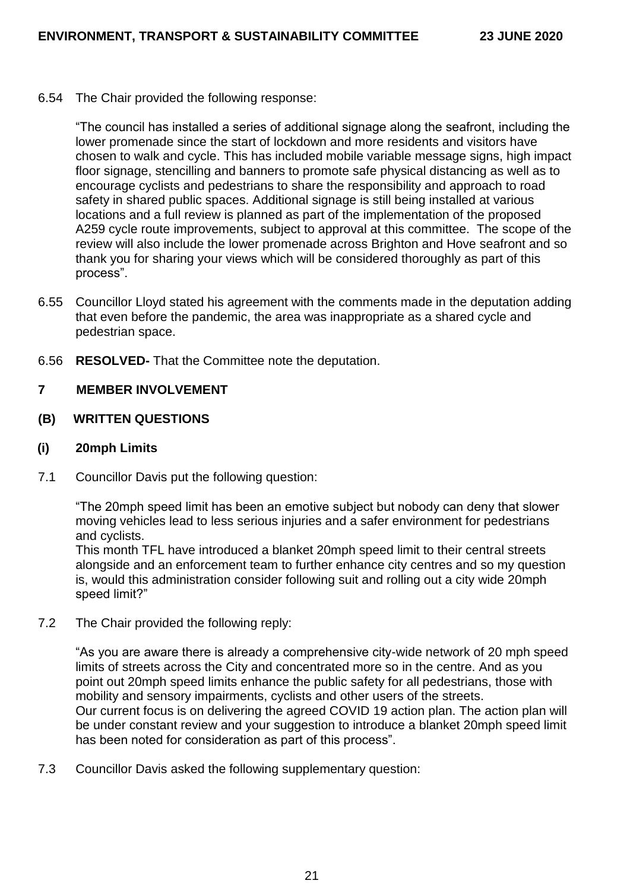6.54 The Chair provided the following response:

"The council has installed a series of additional signage along the seafront, including the lower promenade since the start of lockdown and more residents and visitors have chosen to walk and cycle. This has included mobile variable message signs, high impact floor signage, stencilling and banners to promote safe physical distancing as well as to encourage cyclists and pedestrians to share the responsibility and approach to road safety in shared public spaces. Additional signage is still being installed at various locations and a full review is planned as part of the implementation of the proposed A259 cycle route improvements, subject to approval at this committee. The scope of the review will also include the lower promenade across Brighton and Hove seafront and so thank you for sharing your views which will be considered thoroughly as part of this process".

6.55 Councillor Lloyd stated his agreement with the comments made in the deputation adding that even before the pandemic, the area was inappropriate as a shared cycle and pedestrian space.

6.56 **RESOLVED-** That the Committee note the deputation.

## 7 MEMBER INVOLVEMENT

### (B) WRITTEN QUESTIONS

### (i) 20mph Limits

7.1 Councillor Davis put the following question:

"The 20mph speed limit has been an emotive subject but nobody can deny that slower moving vehicles lead to less serious injuries and a safer environment for pedestrians and cyclists.
This month TFL have introduced a blanket 20mph speed limit to their central streets alongside and an enforcement team to further enhance city centres and so my question is, would this administration consider following suit and rolling out a city wide 20mph speed limit?"

7.2 The Chair provided the following reply:

"As you are aware there is already a comprehensive city-wide network of 20 mph speed limits of streets across the City and concentrated more so in the centre. And as you point out 20mph speed limits enhance the public safety for all pedestrians, those with mobility and sensory impairments, cyclists and other users of the streets.
Our current focus is on delivering the agreed COVID 19 action plan. The action plan will be under constant review and your suggestion to introduce a blanket 20mph speed limit has been noted for consideration as part of this process".

7.3 Councillor Davis asked the following supplementary question: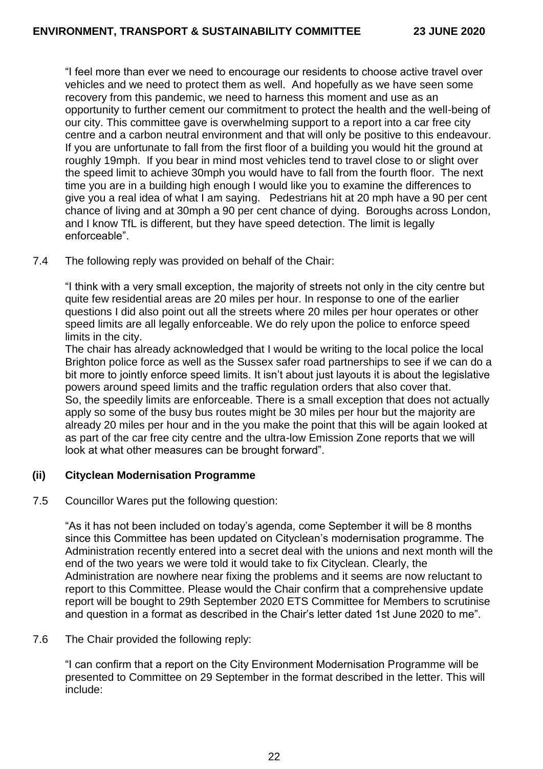"I feel more than ever we need to encourage our residents to choose active travel over vehicles and we need to protect them as well. And hopefully as we have seen some recovery from this pandemic, we need to harness this moment and use as an opportunity to further cement our commitment to protect the health and the well-being of our city. This committee gave is overwhelming support to a report into a car free city centre and a carbon neutral environment and that will only be positive to this endeavour. If you are unfortunate to fall from the first floor of a building you would hit the ground at roughly 19mph. If you bear in mind most vehicles tend to travel close to or slight over the speed limit to achieve 30mph you would have to fall from the fourth floor. The next time you are in a building high enough I would like you to examine the differences to give you a real idea of what I am saying. Pedestrians hit at 20 mph have a 90 per cent chance of living and at 30mph a 90 per cent chance of dying. Boroughs across London, and I know TfL is different, but they have speed detection. The limit is legally enforceable".

7.4 The following reply was provided on behalf of the Chair:

"I think with a very small exception, the majority of streets not only in the city centre but quite few residential areas are 20 miles per hour. In response to one of the earlier questions I did also point out all the streets where 20 miles per hour operates or other speed limits are all legally enforceable. We do rely upon the police to enforce speed limits in the city.
The chair has already acknowledged that I would be writing to the local police the local Brighton police force as well as the Sussex safer road partnerships to see if we can do a bit more to jointly enforce speed limits. It isn't about just layouts it is about the legislative powers around speed limits and the traffic regulation orders that also cover that.
So, the speedily limits are enforceable. There is a small exception that does not actually apply so some of the busy bus routes might be 30 miles per hour but the majority are already 20 miles per hour and in the you make the point that this will be again looked at as part of the car free city centre and the ultra-low Emission Zone reports that we will look at what other measures can be brought forward".

### (ii) Cityclean Modernisation Programme

7.5 Councillor Wares put the following question:

"As it has not been included on today's agenda, come September it will be 8 months since this Committee has been updated on Cityclean's modernisation programme. The Administration recently entered into a secret deal with the unions and next month will the end of the two years we were told it would take to fix Cityclean. Clearly, the Administration are nowhere near fixing the problems and it seems are now reluctant to report to this Committee. Please would the Chair confirm that a comprehensive update report will be bought to 29th September 2020 ETS Committee for Members to scrutinise and question in a format as described in the Chair's letter dated 1st June 2020 to me".

7.6 The Chair provided the following reply:

"I can confirm that a report on the City Environment Modernisation Programme will be presented to Committee on 29 September in the format described in the letter. This will include: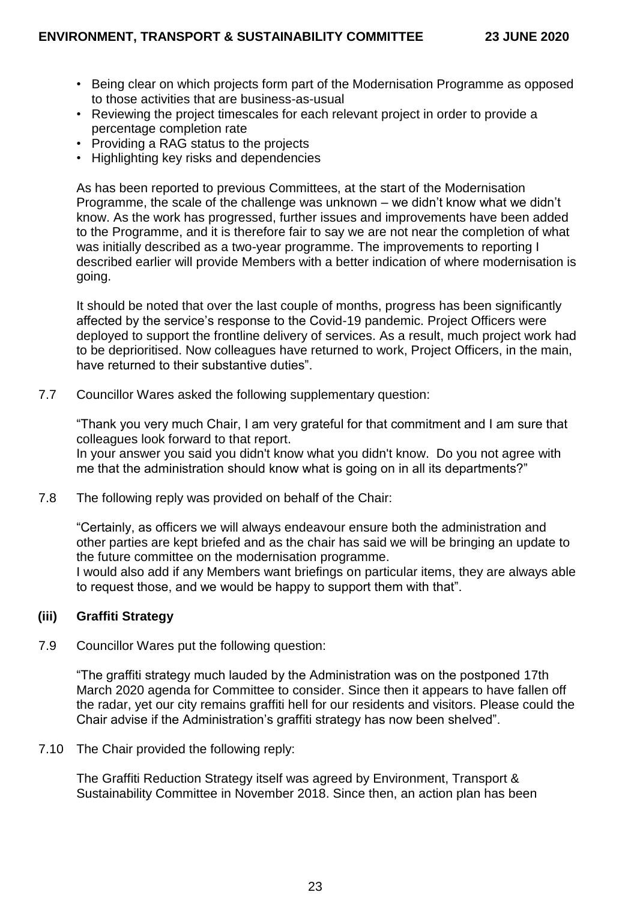- Being clear on which projects form part of the Modernisation Programme as opposed to those activities that are business-as-usual
- Reviewing the project timescales for each relevant project in order to provide a percentage completion rate
- Providing a RAG status to the projects
- Highlighting key risks and dependencies

As has been reported to previous Committees, at the start of the Modernisation Programme, the scale of the challenge was unknown – we didn't know what we didn't know. As the work has progressed, further issues and improvements have been added to the Programme, and it is therefore fair to say we are not near the completion of what was initially described as a two-year programme. The improvements to reporting I described earlier will provide Members with a better indication of where modernisation is going.

It should be noted that over the last couple of months, progress has been significantly affected by the service's response to the Covid-19 pandemic. Project Officers were deployed to support the frontline delivery of services. As a result, much project work had to be deprioritised. Now colleagues have returned to work, Project Officers, in the main, have returned to their substantive duties".

7.7 Councillor Wares asked the following supplementary question:

"Thank you very much Chair, I am very grateful for that commitment and I am sure that colleagues look forward to that report.
In your answer you said you didn't know what you didn't know. Do you not agree with me that the administration should know what is going on in all its departments?"

7.8 The following reply was provided on behalf of the Chair:

"Certainly, as officers we will always endeavour ensure both the administration and other parties are kept briefed and as the chair has said we will be bringing an update to the future committee on the modernisation programme.
I would also add if any Members want briefings on particular items, they are always able to request those, and we would be happy to support them with that".

**(iii) Graffiti Strategy**

7.9 Councillor Wares put the following question:

"The graffiti strategy much lauded by the Administration was on the postponed 17th March 2020 agenda for Committee to consider. Since then it appears to have fallen off the radar, yet our city remains graffiti hell for our residents and visitors. Please could the Chair advise if the Administration's graffiti strategy has now been shelved".

7.10 The Chair provided the following reply:

The Graffiti Reduction Strategy itself was agreed by Environment, Transport & Sustainability Committee in November 2018. Since then, an action plan has been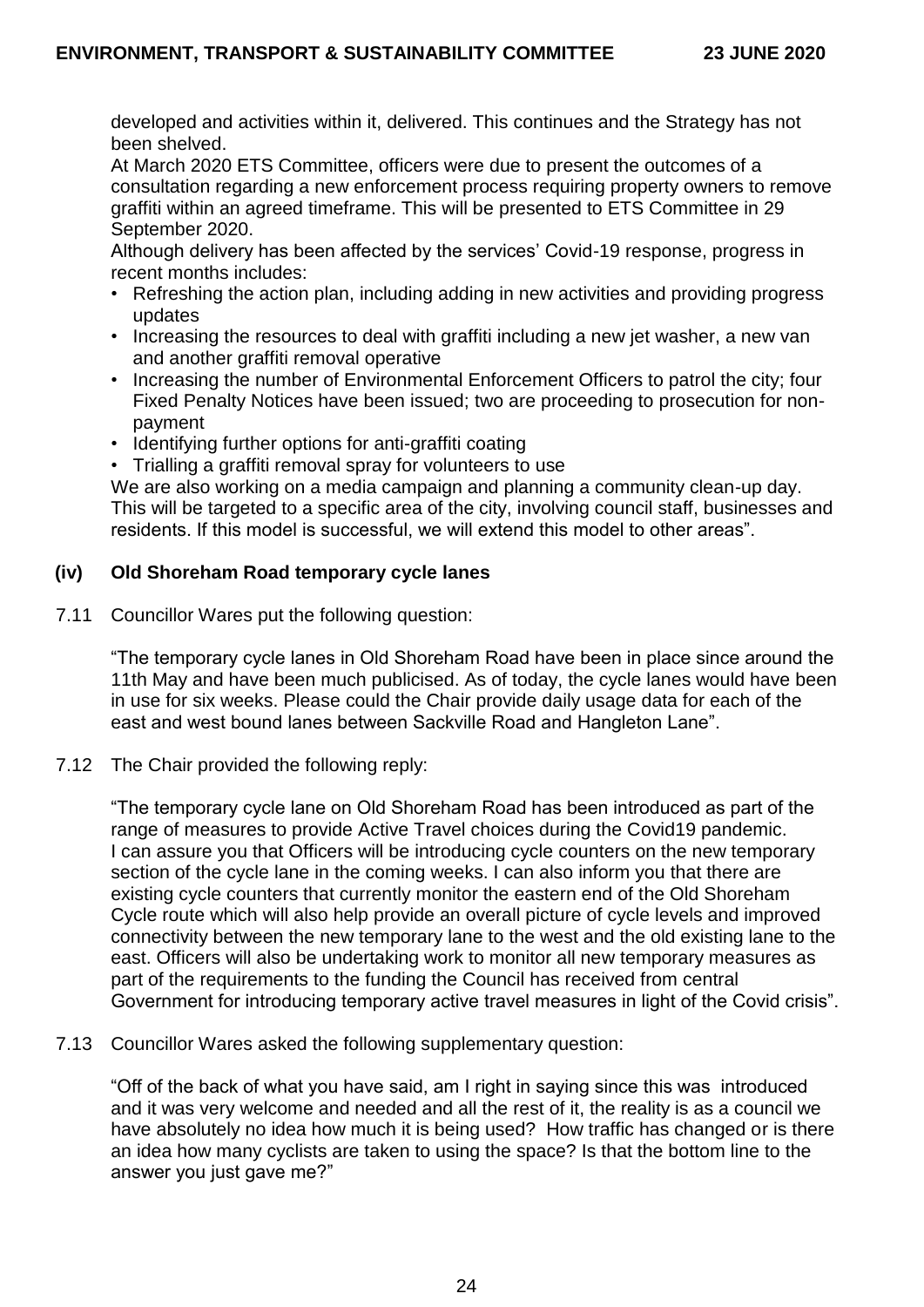developed and activities within it, delivered. This continues and the Strategy has not been shelved.

At March 2020 ETS Committee, officers were due to present the outcomes of a consultation regarding a new enforcement process requiring property owners to remove graffiti within an agreed timeframe. This will be presented to ETS Committee in 29 September 2020.

Although delivery has been affected by the services' Covid-19 response, progress in recent months includes:

- Refreshing the action plan, including adding in new activities and providing progress updates
- Increasing the resources to deal with graffiti including a new jet washer, a new van and another graffiti removal operative
- Increasing the number of Environmental Enforcement Officers to patrol the city; four Fixed Penalty Notices have been issued; two are proceeding to prosecution for non-payment
- Identifying further options for anti-graffiti coating
- Trialling a graffiti removal spray for volunteers to use

We are also working on a media campaign and planning a community clean-up day. This will be targeted to a specific area of the city, involving council staff, businesses and residents. If this model is successful, we will extend this model to other areas".

### (iv) Old Shoreham Road temporary cycle lanes

7.11 Councillor Wares put the following question:

"The temporary cycle lanes in Old Shoreham Road have been in place since around the 11th May and have been much publicised. As of today, the cycle lanes would have been in use for six weeks. Please could the Chair provide daily usage data for each of the east and west bound lanes between Sackville Road and Hangleton Lane".

7.12 The Chair provided the following reply:

"The temporary cycle lane on Old Shoreham Road has been introduced as part of the range of measures to provide Active Travel choices during the Covid19 pandemic. I can assure you that Officers will be introducing cycle counters on the new temporary section of the cycle lane in the coming weeks. I can also inform you that there are existing cycle counters that currently monitor the eastern end of the Old Shoreham Cycle route which will also help provide an overall picture of cycle levels and improved connectivity between the new temporary lane to the west and the old existing lane to the east. Officers will also be undertaking work to monitor all new temporary measures as part of the requirements to the funding the Council has received from central Government for introducing temporary active travel measures in light of the Covid crisis".

7.13 Councillor Wares asked the following supplementary question:

"Off of the back of what you have said, am I right in saying since this was introduced and it was very welcome and needed and all the rest of it, the reality is as a council we have absolutely no idea how much it is being used? How traffic has changed or is there an idea how many cyclists are taken to using the space? Is that the bottom line to the answer you just gave me?"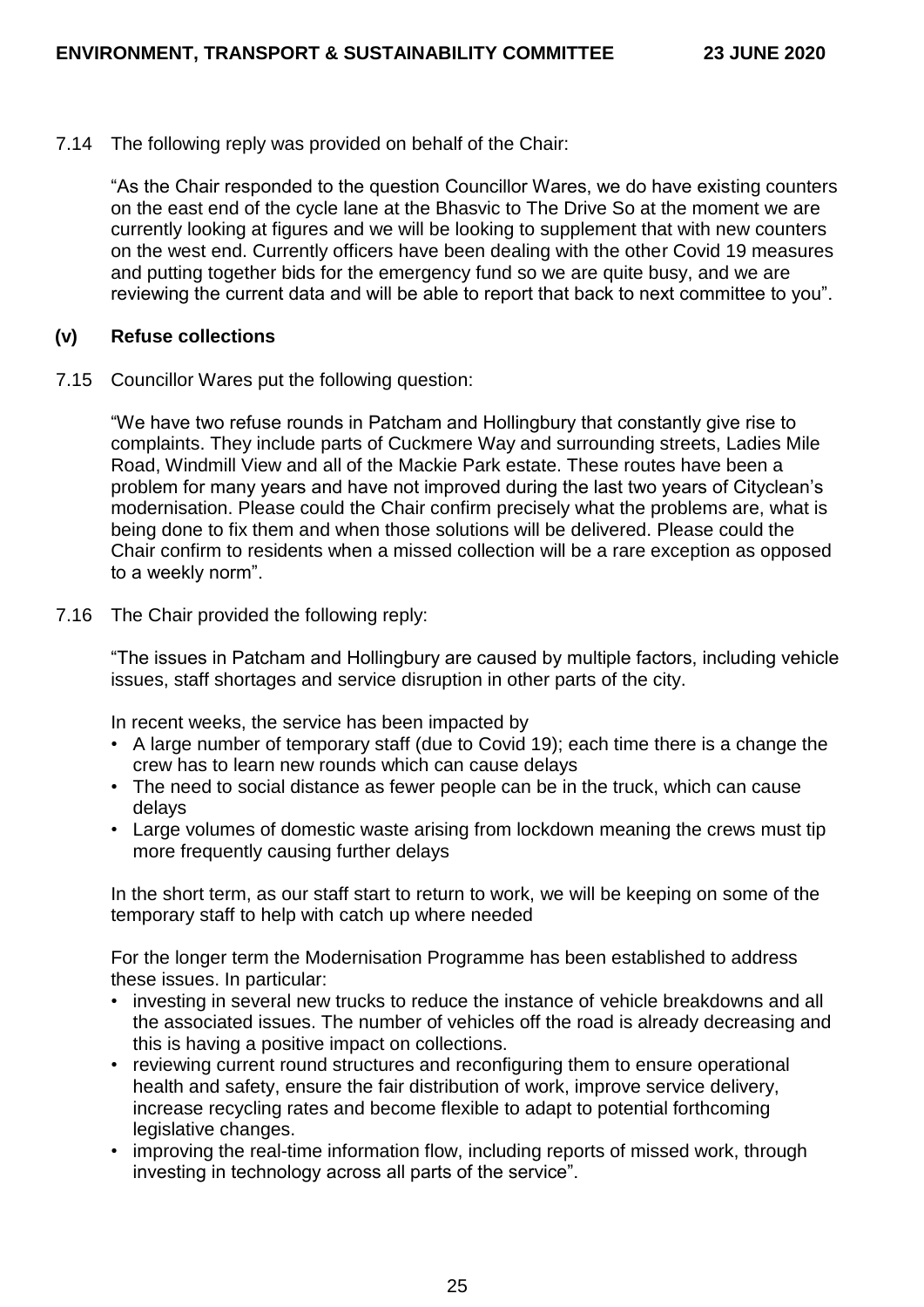7.14 The following reply was provided on behalf of the Chair:

"As the Chair responded to the question Councillor Wares, we do have existing counters on the east end of the cycle lane at the Bhasvic to The Drive So at the moment we are currently looking at figures and we will be looking to supplement that with new counters on the west end. Currently officers have been dealing with the other Covid 19 measures and putting together bids for the emergency fund so we are quite busy, and we are reviewing the current data and will be able to report that back to next committee to you".

**(v) Refuse collections**

7.15 Councillor Wares put the following question:

"We have two refuse rounds in Patcham and Hollingbury that constantly give rise to complaints. They include parts of Cuckmere Way and surrounding streets, Ladies Mile Road, Windmill View and all of the Mackie Park estate. These routes have been a problem for many years and have not improved during the last two years of Cityclean's modernisation. Please could the Chair confirm precisely what the problems are, what is being done to fix them and when those solutions will be delivered. Please could the Chair confirm to residents when a missed collection will be a rare exception as opposed to a weekly norm".

7.16 The Chair provided the following reply:

"The issues in Patcham and Hollingbury are caused by multiple factors, including vehicle issues, staff shortages and service disruption in other parts of the city.

In recent weeks, the service has been impacted by

- A large number of temporary staff (due to Covid 19); each time there is a change the crew has to learn new rounds which can cause delays
- The need to social distance as fewer people can be in the truck, which can cause delays
- Large volumes of domestic waste arising from lockdown meaning the crews must tip more frequently causing further delays

In the short term, as our staff start to return to work, we will be keeping on some of the temporary staff to help with catch up where needed

For the longer term the Modernisation Programme has been established to address these issues. In particular:

- investing in several new trucks to reduce the instance of vehicle breakdowns and all the associated issues. The number of vehicles off the road is already decreasing and this is having a positive impact on collections.
- reviewing current round structures and reconfiguring them to ensure operational health and safety, ensure the fair distribution of work, improve service delivery, increase recycling rates and become flexible to adapt to potential forthcoming legislative changes.
- improving the real-time information flow, including reports of missed work, through investing in technology across all parts of the service".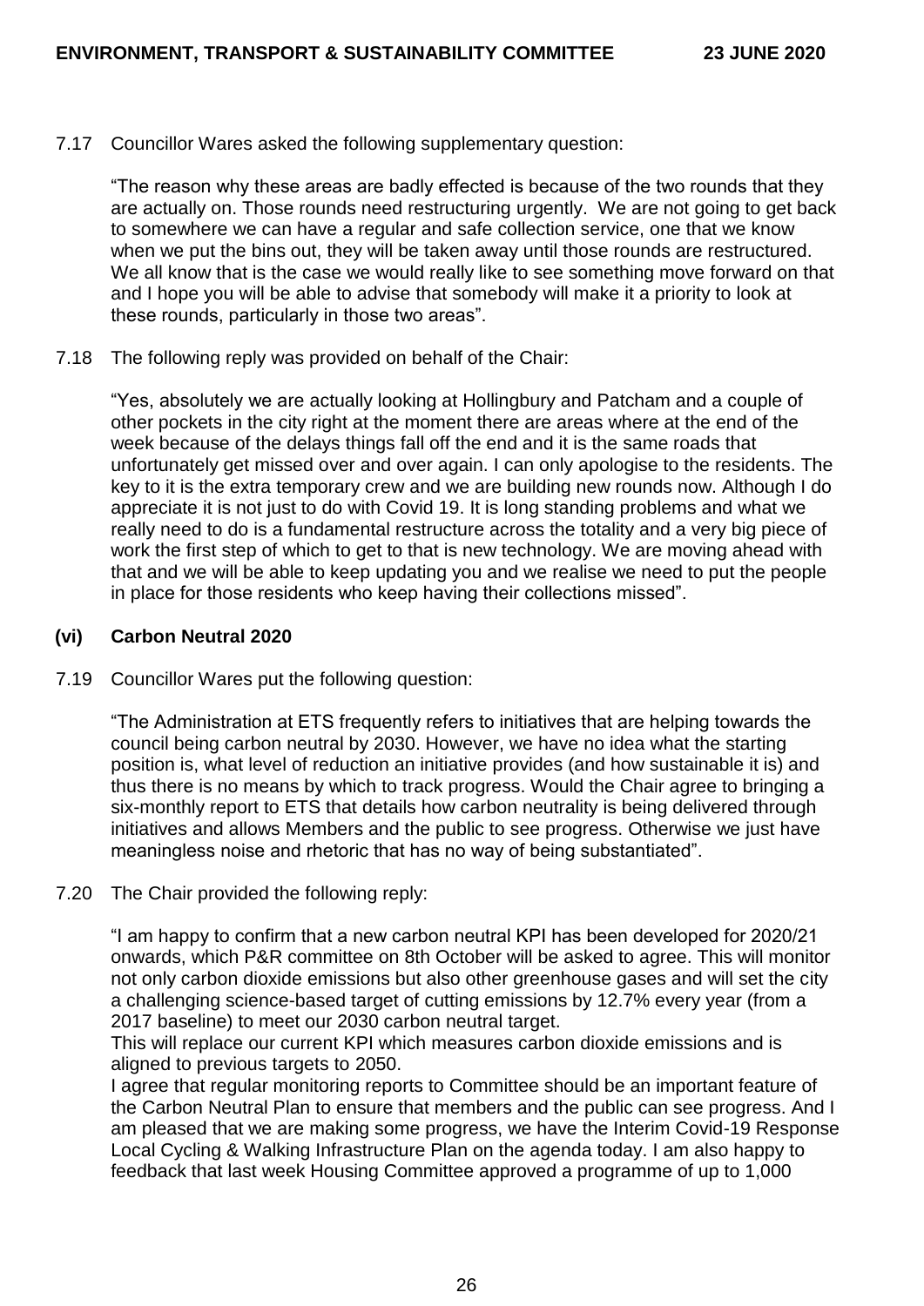7.17 Councillor Wares asked the following supplementary question:

"The reason why these areas are badly effected is because of the two rounds that they are actually on. Those rounds need restructuring urgently. We are not going to get back to somewhere we can have a regular and safe collection service, one that we know when we put the bins out, they will be taken away until those rounds are restructured. We all know that is the case we would really like to see something move forward on that and I hope you will be able to advise that somebody will make it a priority to look at these rounds, particularly in those two areas".

7.18 The following reply was provided on behalf of the Chair:

"Yes, absolutely we are actually looking at Hollingbury and Patcham and a couple of other pockets in the city right at the moment there are areas where at the end of the week because of the delays things fall off the end and it is the same roads that unfortunately get missed over and over again. I can only apologise to the residents. The key to it is the extra temporary crew and we are building new rounds now. Although I do appreciate it is not just to do with Covid 19. It is long standing problems and what we really need to do is a fundamental restructure across the totality and a very big piece of work the first step of which to get to that is new technology. We are moving ahead with that and we will be able to keep updating you and we realise we need to put the people in place for those residents who keep having their collections missed".

### (vi) Carbon Neutral 2020

7.19 Councillor Wares put the following question:

"The Administration at ETS frequently refers to initiatives that are helping towards the council being carbon neutral by 2030. However, we have no idea what the starting position is, what level of reduction an initiative provides (and how sustainable it is) and thus there is no means by which to track progress. Would the Chair agree to bringing a six-monthly report to ETS that details how carbon neutrality is being delivered through initiatives and allows Members and the public to see progress. Otherwise we just have meaningless noise and rhetoric that has no way of being substantiated".

7.20 The Chair provided the following reply:

"I am happy to confirm that a new carbon neutral KPI has been developed for 2020/21 onwards, which P&R committee on 8th October will be asked to agree. This will monitor not only carbon dioxide emissions but also other greenhouse gases and will set the city a challenging science-based target of cutting emissions by 12.7% every year (from a 2017 baseline) to meet our 2030 carbon neutral target.

This will replace our current KPI which measures carbon dioxide emissions and is aligned to previous targets to 2050.

I agree that regular monitoring reports to Committee should be an important feature of the Carbon Neutral Plan to ensure that members and the public can see progress. And I am pleased that we are making some progress, we have the Interim Covid-19 Response Local Cycling & Walking Infrastructure Plan on the agenda today. I am also happy to feedback that last week Housing Committee approved a programme of up to 1,000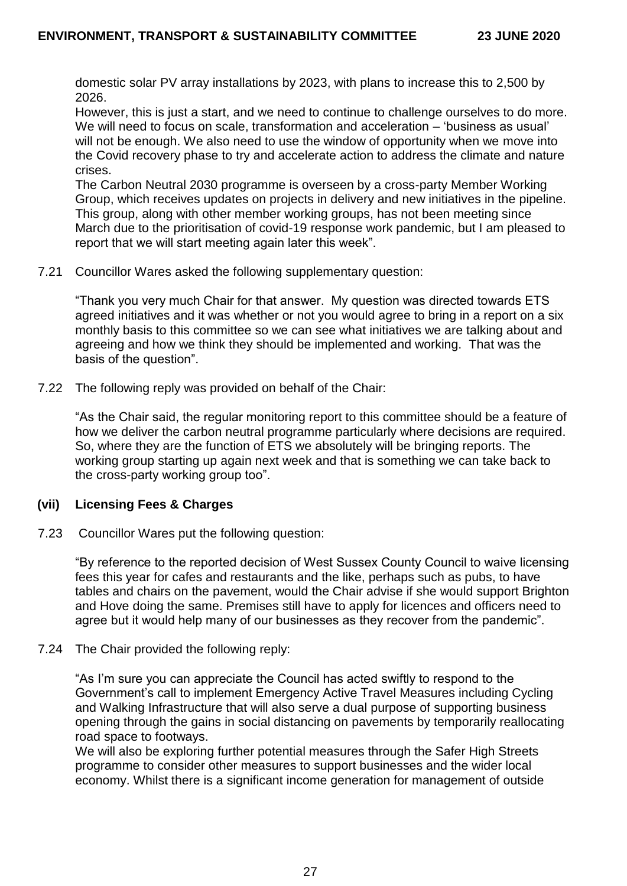domestic solar PV array installations by 2023, with plans to increase this to 2,500 by 2026.

However, this is just a start, and we need to continue to challenge ourselves to do more. We will need to focus on scale, transformation and acceleration – 'business as usual' will not be enough. We also need to use the window of opportunity when we move into the Covid recovery phase to try and accelerate action to address the climate and nature crises.

The Carbon Neutral 2030 programme is overseen by a cross-party Member Working Group, which receives updates on projects in delivery and new initiatives in the pipeline. This group, along with other member working groups, has not been meeting since March due to the prioritisation of covid-19 response work pandemic, but I am pleased to report that we will start meeting again later this week".

7.21 Councillor Wares asked the following supplementary question:

"Thank you very much Chair for that answer. My question was directed towards ETS agreed initiatives and it was whether or not you would agree to bring in a report on a six monthly basis to this committee so we can see what initiatives we are talking about and agreeing and how we think they should be implemented and working. That was the basis of the question".

7.22 The following reply was provided on behalf of the Chair:

"As the Chair said, the regular monitoring report to this committee should be a feature of how we deliver the carbon neutral programme particularly where decisions are required. So, where they are the function of ETS we absolutely will be bringing reports. The working group starting up again next week and that is something we can take back to the cross-party working group too".

**(vii) Licensing Fees & Charges**

7.23 Councillor Wares put the following question:

"By reference to the reported decision of West Sussex County Council to waive licensing fees this year for cafes and restaurants and the like, perhaps such as pubs, to have tables and chairs on the pavement, would the Chair advise if she would support Brighton and Hove doing the same. Premises still have to apply for licences and officers need to agree but it would help many of our businesses as they recover from the pandemic".

7.24 The Chair provided the following reply:

"As I'm sure you can appreciate the Council has acted swiftly to respond to the Government's call to implement Emergency Active Travel Measures including Cycling and Walking Infrastructure that will also serve a dual purpose of supporting business opening through the gains in social distancing on pavements by temporarily reallocating road space to footways.

We will also be exploring further potential measures through the Safer High Streets programme to consider other measures to support businesses and the wider local economy. Whilst there is a significant income generation for management of outside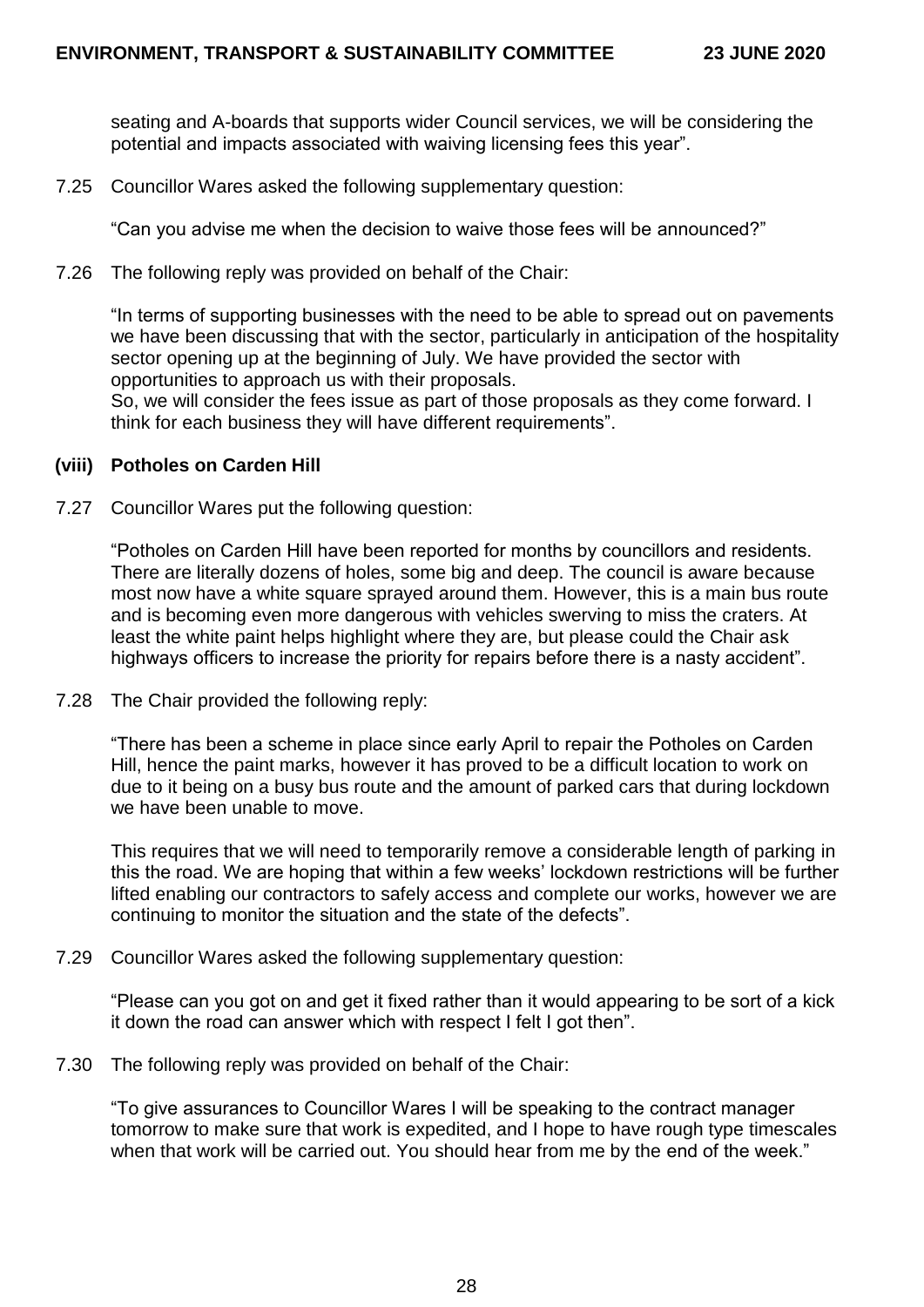seating and A-boards that supports wider Council services, we will be considering the potential and impacts associated with waiving licensing fees this year".

7.25 Councillor Wares asked the following supplementary question:

"Can you advise me when the decision to waive those fees will be announced?"

7.26 The following reply was provided on behalf of the Chair:

"In terms of supporting businesses with the need to be able to spread out on pavements we have been discussing that with the sector, particularly in anticipation of the hospitality sector opening up at the beginning of July. We have provided the sector with opportunities to approach us with their proposals.
So, we will consider the fees issue as part of those proposals as they come forward. I think for each business they will have different requirements".

### (viii) Potholes on Carden Hill

7.27 Councillor Wares put the following question:

"Potholes on Carden Hill have been reported for months by councillors and residents. There are literally dozens of holes, some big and deep. The council is aware because most now have a white square sprayed around them. However, this is a main bus route and is becoming even more dangerous with vehicles swerving to miss the craters. At least the white paint helps highlight where they are, but please could the Chair ask highways officers to increase the priority for repairs before there is a nasty accident".

7.28 The Chair provided the following reply:

"There has been a scheme in place since early April to repair the Potholes on Carden Hill, hence the paint marks, however it has proved to be a difficult location to work on due to it being on a busy bus route and the amount of parked cars that during lockdown we have been unable to move.

This requires that we will need to temporarily remove a considerable length of parking in this the road. We are hoping that within a few weeks' lockdown restrictions will be further lifted enabling our contractors to safely access and complete our works, however we are continuing to monitor the situation and the state of the defects".

7.29 Councillor Wares asked the following supplementary question:

"Please can you got on and get it fixed rather than it would appearing to be sort of a kick it down the road can answer which with respect I felt I got then".

7.30 The following reply was provided on behalf of the Chair:

"To give assurances to Councillor Wares I will be speaking to the contract manager tomorrow to make sure that work is expedited, and I hope to have rough type timescales when that work will be carried out. You should hear from me by the end of the week."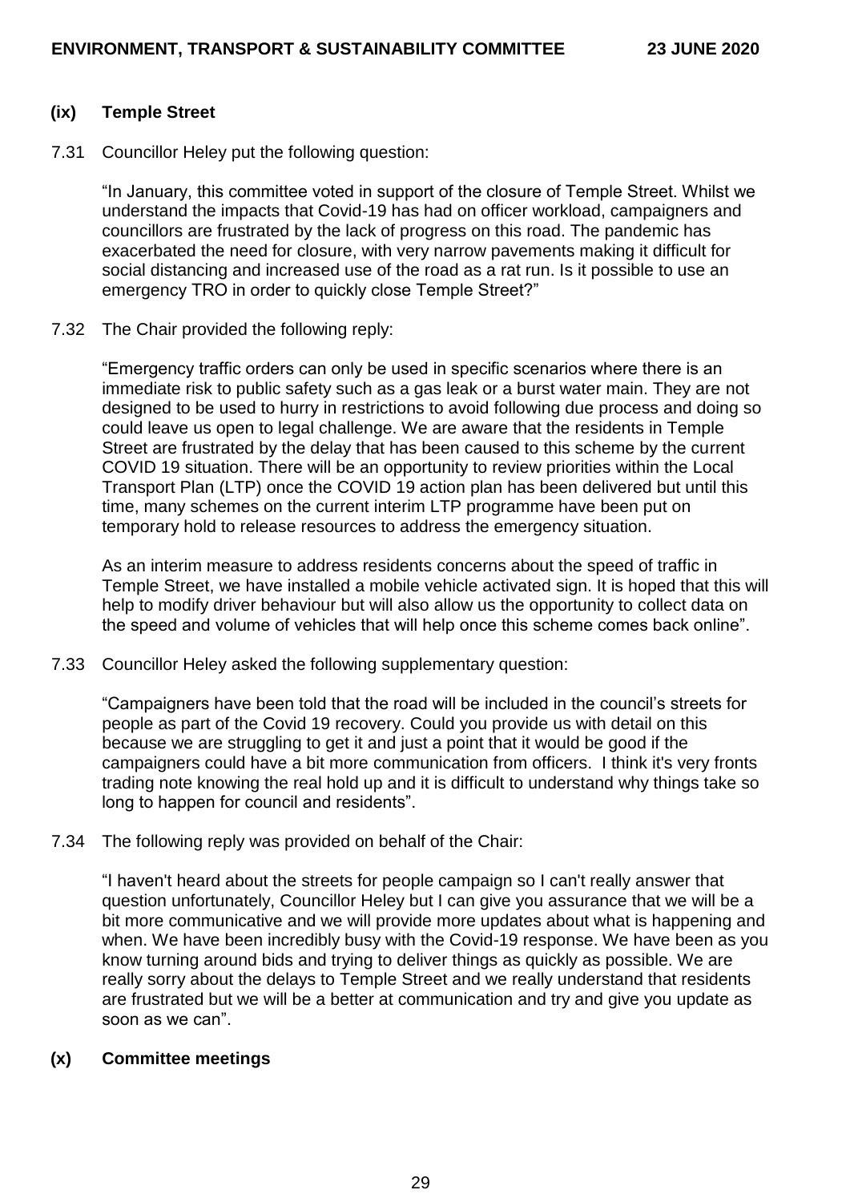### (ix) Temple Street

7.31 Councillor Heley put the following question:

"In January, this committee voted in support of the closure of Temple Street. Whilst we understand the impacts that Covid-19 has had on officer workload, campaigners and councillors are frustrated by the lack of progress on this road. The pandemic has exacerbated the need for closure, with very narrow pavements making it difficult for social distancing and increased use of the road as a rat run. Is it possible to use an emergency TRO in order to quickly close Temple Street?"

7.32 The Chair provided the following reply:

"Emergency traffic orders can only be used in specific scenarios where there is an immediate risk to public safety such as a gas leak or a burst water main. They are not designed to be used to hurry in restrictions to avoid following due process and doing so could leave us open to legal challenge. We are aware that the residents in Temple Street are frustrated by the delay that has been caused to this scheme by the current COVID 19 situation. There will be an opportunity to review priorities within the Local Transport Plan (LTP) once the COVID 19 action plan has been delivered but until this time, many schemes on the current interim LTP programme have been put on temporary hold to release resources to address the emergency situation.

As an interim measure to address residents concerns about the speed of traffic in Temple Street, we have installed a mobile vehicle activated sign. It is hoped that this will help to modify driver behaviour but will also allow us the opportunity to collect data on the speed and volume of vehicles that will help once this scheme comes back online".

7.33 Councillor Heley asked the following supplementary question:

"Campaigners have been told that the road will be included in the council's streets for people as part of the Covid 19 recovery. Could you provide us with detail on this because we are struggling to get it and just a point that it would be good if the campaigners could have a bit more communication from officers. I think it's very fronts trading note knowing the real hold up and it is difficult to understand why things take so long to happen for council and residents".

7.34 The following reply was provided on behalf of the Chair:

"I haven't heard about the streets for people campaign so I can't really answer that question unfortunately, Councillor Heley but I can give you assurance that we will be a bit more communicative and we will provide more updates about what is happening and when. We have been incredibly busy with the Covid-19 response. We have been as you know turning around bids and trying to deliver things as quickly as possible. We are really sorry about the delays to Temple Street and we really understand that residents are frustrated but we will be a better at communication and try and give you update as soon as we can".

### (x) Committee meetings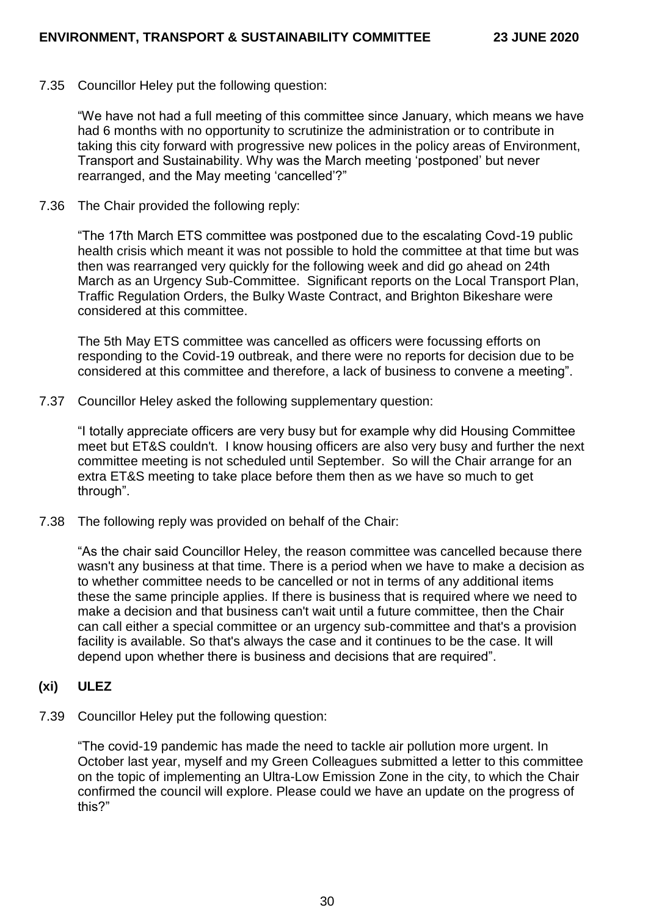7.35 Councillor Heley put the following question:

"We have not had a full meeting of this committee since January, which means we have had 6 months with no opportunity to scrutinize the administration or to contribute in taking this city forward with progressive new polices in the policy areas of Environment, Transport and Sustainability. Why was the March meeting 'postponed' but never rearranged, and the May meeting 'cancelled'?"

7.36 The Chair provided the following reply:

"The 17th March ETS committee was postponed due to the escalating Covd-19 public health crisis which meant it was not possible to hold the committee at that time but was then was rearranged very quickly for the following week and did go ahead on 24th March as an Urgency Sub-Committee. Significant reports on the Local Transport Plan, Traffic Regulation Orders, the Bulky Waste Contract, and Brighton Bikeshare were considered at this committee.

The 5th May ETS committee was cancelled as officers were focussing efforts on responding to the Covid-19 outbreak, and there were no reports for decision due to be considered at this committee and therefore, a lack of business to convene a meeting".

7.37 Councillor Heley asked the following supplementary question:

"I totally appreciate officers are very busy but for example why did Housing Committee meet but ET&S couldn't. I know housing officers are also very busy and further the next committee meeting is not scheduled until September. So will the Chair arrange for an extra ET&S meeting to take place before them then as we have so much to get through".

7.38 The following reply was provided on behalf of the Chair:

"As the chair said Councillor Heley, the reason committee was cancelled because there wasn't any business at that time. There is a period when we have to make a decision as to whether committee needs to be cancelled or not in terms of any additional items these the same principle applies. If there is business that is required where we need to make a decision and that business can't wait until a future committee, then the Chair can call either a special committee or an urgency sub-committee and that's a provision facility is available. So that's always the case and it continues to be the case. It will depend upon whether there is business and decisions that are required".

**(xi) ULEZ**

7.39 Councillor Heley put the following question:

"The covid-19 pandemic has made the need to tackle air pollution more urgent. In October last year, myself and my Green Colleagues submitted a letter to this committee on the topic of implementing an Ultra-Low Emission Zone in the city, to which the Chair confirmed the council will explore. Please could we have an update on the progress of this?"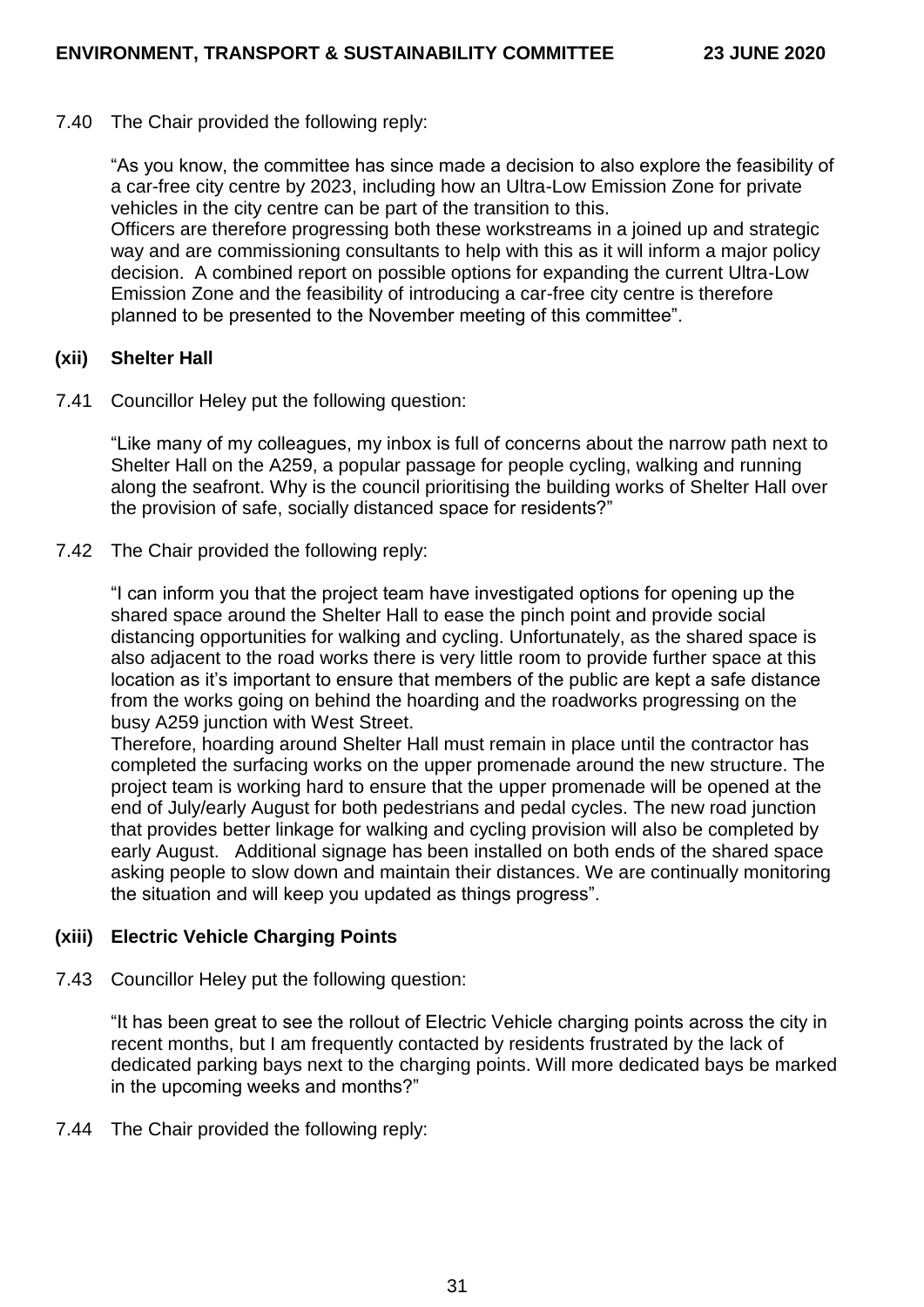7.40 The Chair provided the following reply:

"As you know, the committee has since made a decision to also explore the feasibility of a car-free city centre by 2023, including how an Ultra-Low Emission Zone for private vehicles in the city centre can be part of the transition to this.
Officers are therefore progressing both these workstreams in a joined up and strategic way and are commissioning consultants to help with this as it will inform a major policy decision. A combined report on possible options for expanding the current Ultra-Low Emission Zone and the feasibility of introducing a car-free city centre is therefore planned to be presented to the November meeting of this committee".

**(xii) Shelter Hall**

7.41 Councillor Heley put the following question:

"Like many of my colleagues, my inbox is full of concerns about the narrow path next to Shelter Hall on the A259, a popular passage for people cycling, walking and running along the seafront. Why is the council prioritising the building works of Shelter Hall over the provision of safe, socially distanced space for residents?"

7.42 The Chair provided the following reply:

"I can inform you that the project team have investigated options for opening up the shared space around the Shelter Hall to ease the pinch point and provide social distancing opportunities for walking and cycling. Unfortunately, as the shared space is also adjacent to the road works there is very little room to provide further space at this location as it's important to ensure that members of the public are kept a safe distance from the works going on behind the hoarding and the roadworks progressing on the busy A259 junction with West Street.
Therefore, hoarding around Shelter Hall must remain in place until the contractor has completed the surfacing works on the upper promenade around the new structure. The project team is working hard to ensure that the upper promenade will be opened at the end of July/early August for both pedestrians and pedal cycles. The new road junction that provides better linkage for walking and cycling provision will also be completed by early August. Additional signage has been installed on both ends of the shared space asking people to slow down and maintain their distances. We are continually monitoring the situation and will keep you updated as things progress".

**(xiii) Electric Vehicle Charging Points**

7.43 Councillor Heley put the following question:

"It has been great to see the rollout of Electric Vehicle charging points across the city in recent months, but I am frequently contacted by residents frustrated by the lack of dedicated parking bays next to the charging points. Will more dedicated bays be marked in the upcoming weeks and months?"

7.44 The Chair provided the following reply: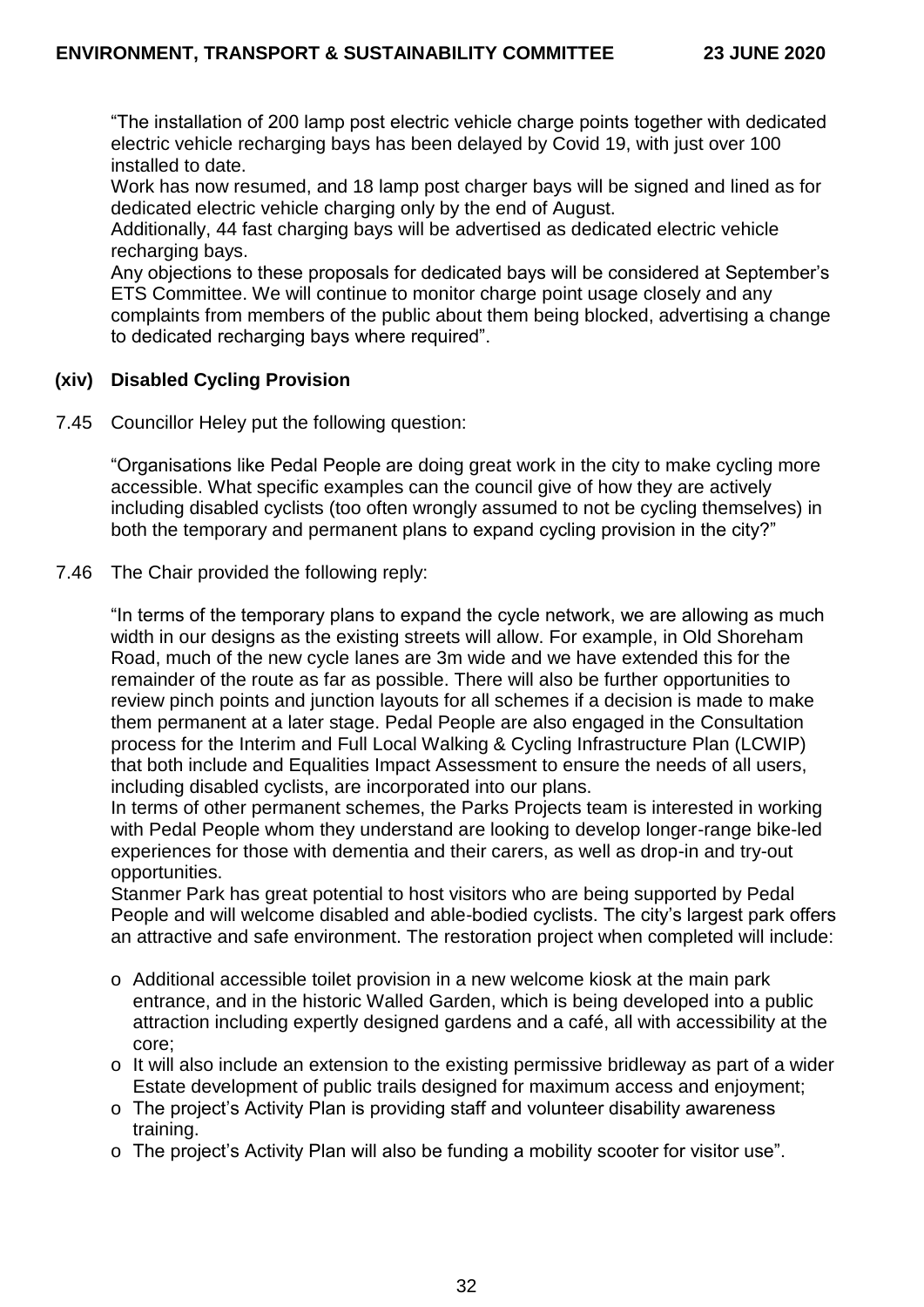"The installation of 200 lamp post electric vehicle charge points together with dedicated electric vehicle recharging bays has been delayed by Covid 19, with just over 100 installed to date.
Work has now resumed, and 18 lamp post charger bays will be signed and lined as for dedicated electric vehicle charging only by the end of August.
Additionally, 44 fast charging bays will be advertised as dedicated electric vehicle recharging bays.
Any objections to these proposals for dedicated bays will be considered at September's ETS Committee. We will continue to monitor charge point usage closely and any complaints from members of the public about them being blocked, advertising a change to dedicated recharging bays where required".

**(xiv) Disabled Cycling Provision**

7.45 Councillor Heley put the following question:

"Organisations like Pedal People are doing great work in the city to make cycling more accessible. What specific examples can the council give of how they are actively including disabled cyclists (too often wrongly assumed to not be cycling themselves) in both the temporary and permanent plans to expand cycling provision in the city?"

7.46 The Chair provided the following reply:

"In terms of the temporary plans to expand the cycle network, we are allowing as much width in our designs as the existing streets will allow. For example, in Old Shoreham Road, much of the new cycle lanes are 3m wide and we have extended this for the remainder of the route as far as possible. There will also be further opportunities to review pinch points and junction layouts for all schemes if a decision is made to make them permanent at a later stage. Pedal People are also engaged in the Consultation process for the Interim and Full Local Walking & Cycling Infrastructure Plan (LCWIP) that both include and Equalities Impact Assessment to ensure the needs of all users, including disabled cyclists, are incorporated into our plans.
In terms of other permanent schemes, the Parks Projects team is interested in working with Pedal People whom they understand are looking to develop longer-range bike-led experiences for those with dementia and their carers, as well as drop-in and try-out opportunities.
Stanmer Park has great potential to host visitors who are being supported by Pedal People and will welcome disabled and able-bodied cyclists. The city's largest park offers an attractive and safe environment. The restoration project when completed will include:

- Additional accessible toilet provision in a new welcome kiosk at the main park entrance, and in the historic Walled Garden, which is being developed into a public attraction including expertly designed gardens and a café, all with accessibility at the core;
- It will also include an extension to the existing permissive bridleway as part of a wider Estate development of public trails designed for maximum access and enjoyment;
- The project's Activity Plan is providing staff and volunteer disability awareness training.
- The project's Activity Plan will also be funding a mobility scooter for visitor use".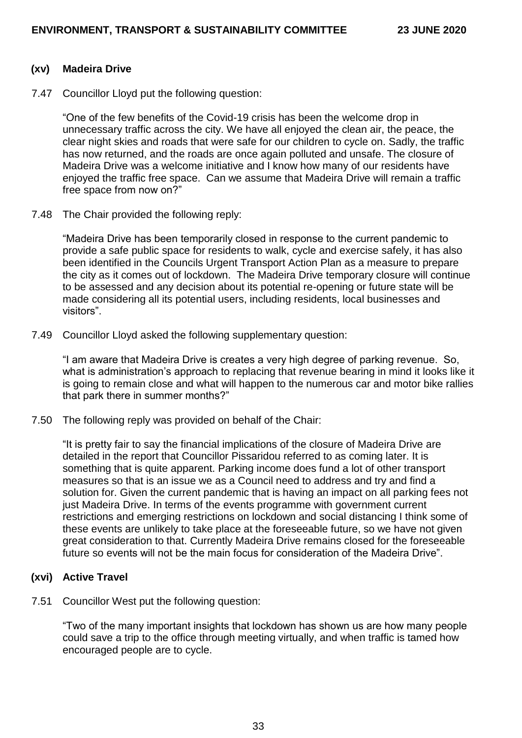### (xv) Madeira Drive

7.47 Councillor Lloyd put the following question:

"One of the few benefits of the Covid-19 crisis has been the welcome drop in unnecessary traffic across the city. We have all enjoyed the clean air, the peace, the clear night skies and roads that were safe for our children to cycle on. Sadly, the traffic has now returned, and the roads are once again polluted and unsafe. The closure of Madeira Drive was a welcome initiative and I know how many of our residents have enjoyed the traffic free space. Can we assume that Madeira Drive will remain a traffic free space from now on?"

7.48 The Chair provided the following reply:

"Madeira Drive has been temporarily closed in response to the current pandemic to provide a safe public space for residents to walk, cycle and exercise safely, it has also been identified in the Councils Urgent Transport Action Plan as a measure to prepare the city as it comes out of lockdown. The Madeira Drive temporary closure will continue to be assessed and any decision about its potential re-opening or future state will be made considering all its potential users, including residents, local businesses and visitors".

7.49 Councillor Lloyd asked the following supplementary question:

"I am aware that Madeira Drive is creates a very high degree of parking revenue. So, what is administration's approach to replacing that revenue bearing in mind it looks like it is going to remain close and what will happen to the numerous car and motor bike rallies that park there in summer months?"

7.50 The following reply was provided on behalf of the Chair:

"It is pretty fair to say the financial implications of the closure of Madeira Drive are detailed in the report that Councillor Pissaridou referred to as coming later. It is something that is quite apparent. Parking income does fund a lot of other transport measures so that is an issue we as a Council need to address and try and find a solution for. Given the current pandemic that is having an impact on all parking fees not just Madeira Drive. In terms of the events programme with government current restrictions and emerging restrictions on lockdown and social distancing I think some of these events are unlikely to take place at the foreseeable future, so we have not given great consideration to that. Currently Madeira Drive remains closed for the foreseeable future so events will not be the main focus for consideration of the Madeira Drive".

### (xvi) Active Travel

7.51 Councillor West put the following question:

"Two of the many important insights that lockdown has shown us are how many people could save a trip to the office through meeting virtually, and when traffic is tamed how encouraged people are to cycle.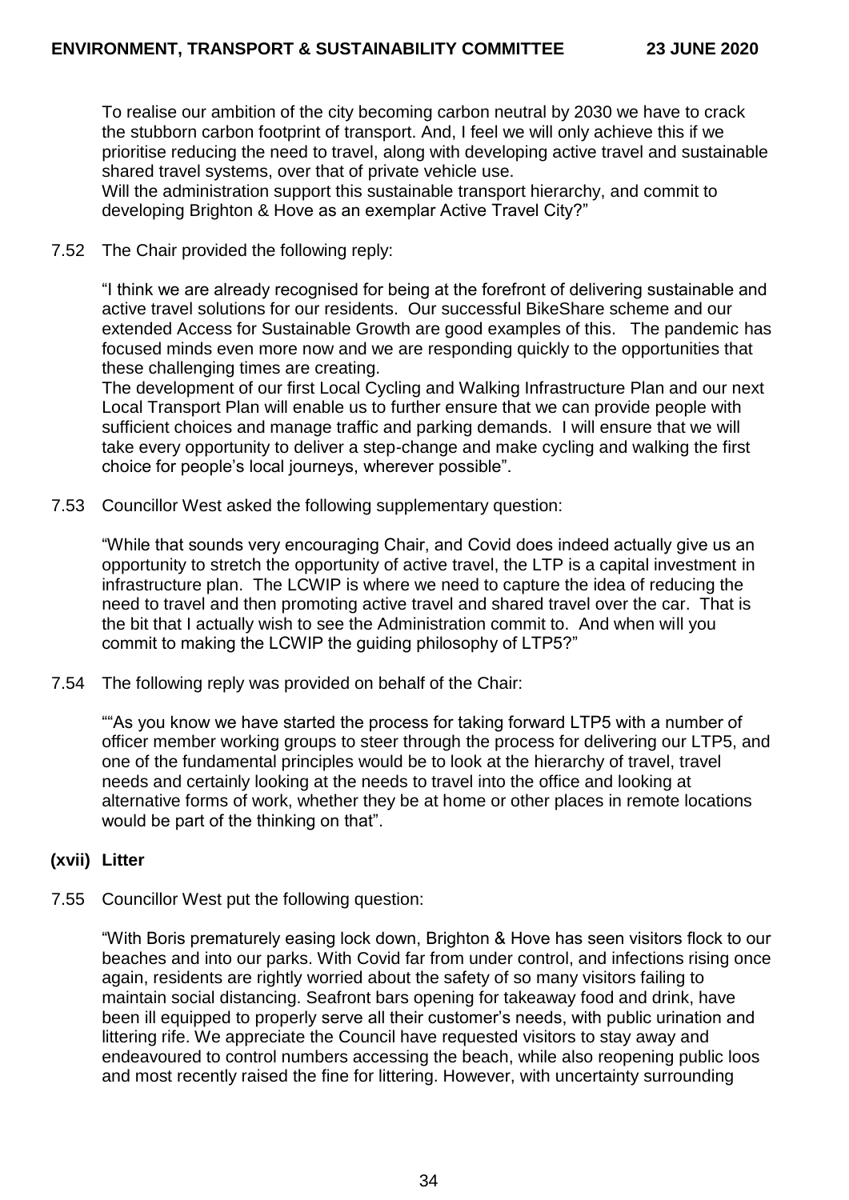To realise our ambition of the city becoming carbon neutral by 2030 we have to crack the stubborn carbon footprint of transport. And, I feel we will only achieve this if we prioritise reducing the need to travel, along with developing active travel and sustainable shared travel systems, over that of private vehicle use.
Will the administration support this sustainable transport hierarchy, and commit to developing Brighton & Hove as an exemplar Active Travel City?"

7.52 The Chair provided the following reply:

"I think we are already recognised for being at the forefront of delivering sustainable and active travel solutions for our residents. Our successful BikeShare scheme and our extended Access for Sustainable Growth are good examples of this. The pandemic has focused minds even more now and we are responding quickly to the opportunities that these challenging times are creating.
The development of our first Local Cycling and Walking Infrastructure Plan and our next Local Transport Plan will enable us to further ensure that we can provide people with sufficient choices and manage traffic and parking demands. I will ensure that we will take every opportunity to deliver a step-change and make cycling and walking the first choice for people's local journeys, wherever possible".

7.53 Councillor West asked the following supplementary question:

"While that sounds very encouraging Chair, and Covid does indeed actually give us an opportunity to stretch the opportunity of active travel, the LTP is a capital investment in infrastructure plan. The LCWIP is where we need to capture the idea of reducing the need to travel and then promoting active travel and shared travel over the car. That is the bit that I actually wish to see the Administration commit to. And when will you commit to making the LCWIP the guiding philosophy of LTP5?"

7.54 The following reply was provided on behalf of the Chair:

""As you know we have started the process for taking forward LTP5 with a number of officer member working groups to steer through the process for delivering our LTP5, and one of the fundamental principles would be to look at the hierarchy of travel, travel needs and certainly looking at the needs to travel into the office and looking at alternative forms of work, whether they be at home or other places in remote locations would be part of the thinking on that".

**(xvii) Litter**

7.55 Councillor West put the following question:

"With Boris prematurely easing lock down, Brighton & Hove has seen visitors flock to our beaches and into our parks. With Covid far from under control, and infections rising once again, residents are rightly worried about the safety of so many visitors failing to maintain social distancing. Seafront bars opening for takeaway food and drink, have been ill equipped to properly serve all their customer's needs, with public urination and littering rife. We appreciate the Council have requested visitors to stay away and endeavoured to control numbers accessing the beach, while also reopening public loos and most recently raised the fine for littering. However, with uncertainty surrounding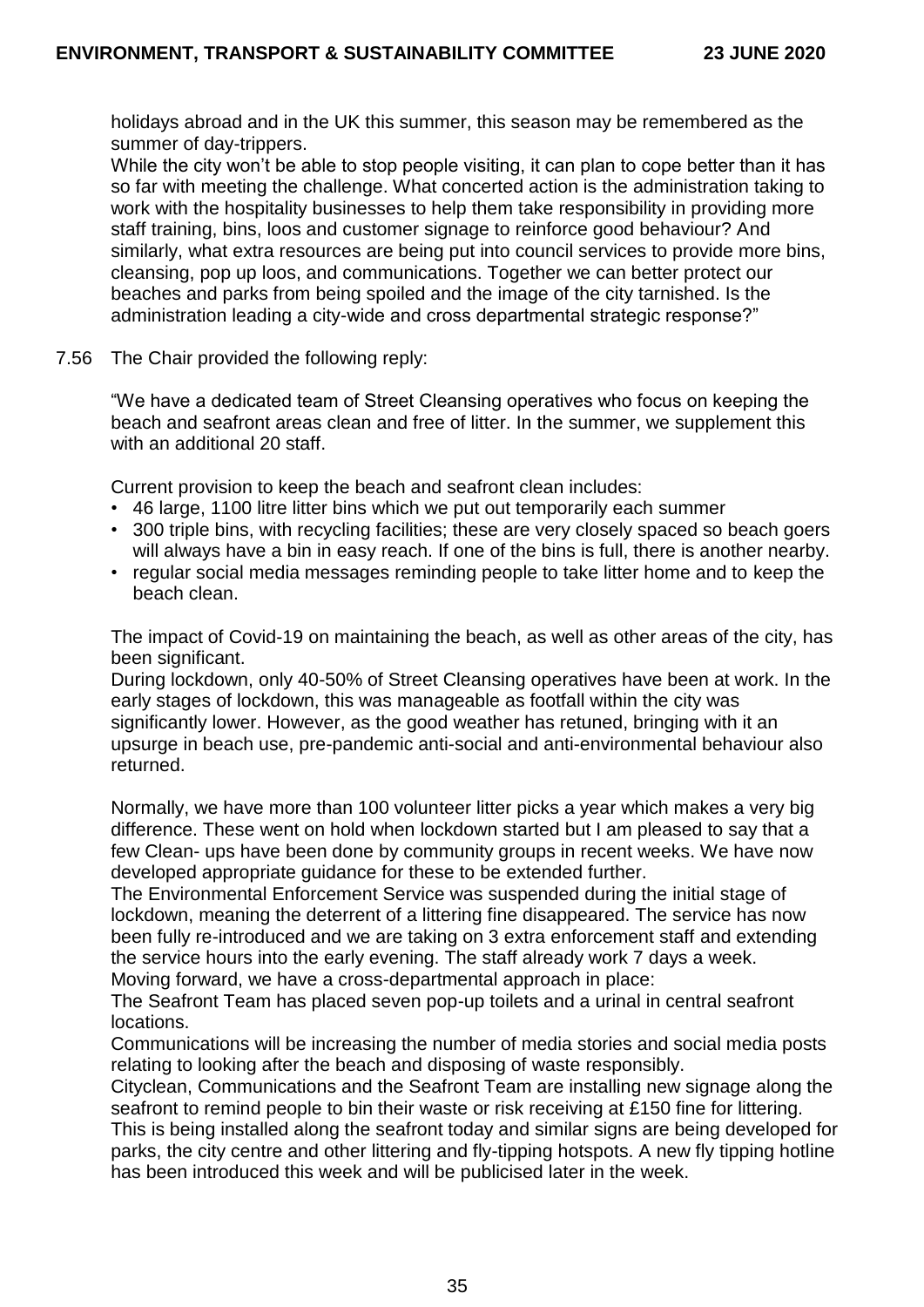holidays abroad and in the UK this summer, this season may be remembered as the summer of day-trippers.

While the city won't be able to stop people visiting, it can plan to cope better than it has so far with meeting the challenge. What concerted action is the administration taking to work with the hospitality businesses to help them take responsibility in providing more staff training, bins, loos and customer signage to reinforce good behaviour? And similarly, what extra resources are being put into council services to provide more bins, cleansing, pop up loos, and communications. Together we can better protect our beaches and parks from being spoiled and the image of the city tarnished. Is the administration leading a city-wide and cross departmental strategic response?"

7.56 The Chair provided the following reply:

"We have a dedicated team of Street Cleansing operatives who focus on keeping the beach and seafront areas clean and free of litter. In the summer, we supplement this with an additional 20 staff.

Current provision to keep the beach and seafront clean includes:

- 46 large, 1100 litre litter bins which we put out temporarily each summer
- 300 triple bins, with recycling facilities; these are very closely spaced so beach goers will always have a bin in easy reach. If one of the bins is full, there is another nearby.
- regular social media messages reminding people to take litter home and to keep the beach clean.

The impact of Covid-19 on maintaining the beach, as well as other areas of the city, has been significant.

During lockdown, only 40-50% of Street Cleansing operatives have been at work. In the early stages of lockdown, this was manageable as footfall within the city was significantly lower. However, as the good weather has retuned, bringing with it an upsurge in beach use, pre-pandemic anti-social and anti-environmental behaviour also returned.

Normally, we have more than 100 volunteer litter picks a year which makes a very big difference. These went on hold when lockdown started but I am pleased to say that a few Clean- ups have been done by community groups in recent weeks. We have now developed appropriate guidance for these to be extended further.

The Environmental Enforcement Service was suspended during the initial stage of lockdown, meaning the deterrent of a littering fine disappeared. The service has now been fully re-introduced and we are taking on 3 extra enforcement staff and extending the service hours into the early evening. The staff already work 7 days a week.

Moving forward, we have a cross-departmental approach in place:

The Seafront Team has placed seven pop-up toilets and a urinal in central seafront locations.

Communications will be increasing the number of media stories and social media posts relating to looking after the beach and disposing of waste responsibly.

Cityclean, Communications and the Seafront Team are installing new signage along the seafront to remind people to bin their waste or risk receiving at £150 fine for littering. This is being installed along the seafront today and similar signs are being developed for parks, the city centre and other littering and fly-tipping hotspots. A new fly tipping hotline has been introduced this week and will be publicised later in the week.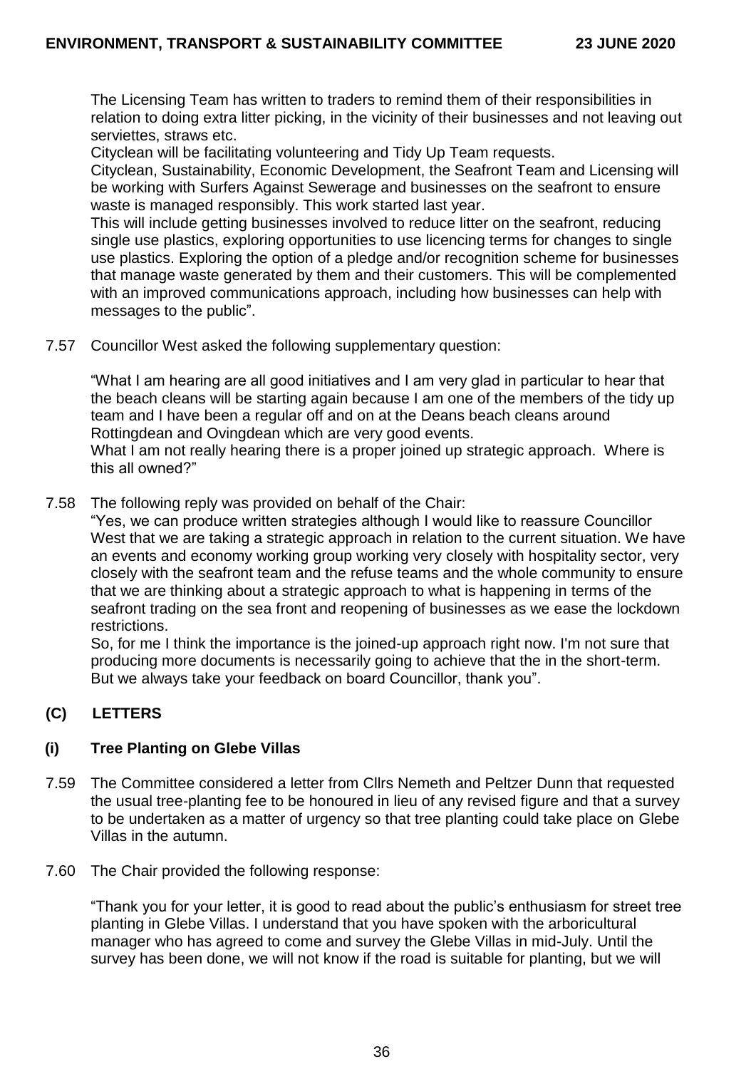The Licensing Team has written to traders to remind them of their responsibilities in relation to doing extra litter picking, in the vicinity of their businesses and not leaving out serviettes, straws etc.

Cityclean will be facilitating volunteering and Tidy Up Team requests.

Cityclean, Sustainability, Economic Development, the Seafront Team and Licensing will be working with Surfers Against Sewerage and businesses on the seafront to ensure waste is managed responsibly. This work started last year.

This will include getting businesses involved to reduce litter on the seafront, reducing single use plastics, exploring opportunities to use licencing terms for changes to single use plastics. Exploring the option of a pledge and/or recognition scheme for businesses that manage waste generated by them and their customers. This will be complemented with an improved communications approach, including how businesses can help with messages to the public".

7.57 Councillor West asked the following supplementary question:

"What I am hearing are all good initiatives and I am very glad in particular to hear that the beach cleans will be starting again because I am one of the members of the tidy up team and I have been a regular off and on at the Deans beach cleans around Rottingdean and Ovingdean which are very good events.

What I am not really hearing there is a proper joined up strategic approach. Where is this all owned?"

7.58 The following reply was provided on behalf of the Chair:

"Yes, we can produce written strategies although I would like to reassure Councillor West that we are taking a strategic approach in relation to the current situation. We have an events and economy working group working very closely with hospitality sector, very closely with the seafront team and the refuse teams and the whole community to ensure that we are thinking about a strategic approach to what is happening in terms of the seafront trading on the sea front and reopening of businesses as we ease the lockdown restrictions.

So, for me I think the importance is the joined-up approach right now. I'm not sure that producing more documents is necessarily going to achieve that the in the short-term. But we always take your feedback on board Councillor, thank you".

## (C) LETTERS

### (i) Tree Planting on Glebe Villas

7.59 The Committee considered a letter from Cllrs Nemeth and Peltzer Dunn that requested the usual tree-planting fee to be honoured in lieu of any revised figure and that a survey to be undertaken as a matter of urgency so that tree planting could take place on Glebe Villas in the autumn.

7.60 The Chair provided the following response:

"Thank you for your letter, it is good to read about the public's enthusiasm for street tree planting in Glebe Villas. I understand that you have spoken with the arboricultural manager who has agreed to come and survey the Glebe Villas in mid-July. Until the survey has been done, we will not know if the road is suitable for planting, but we will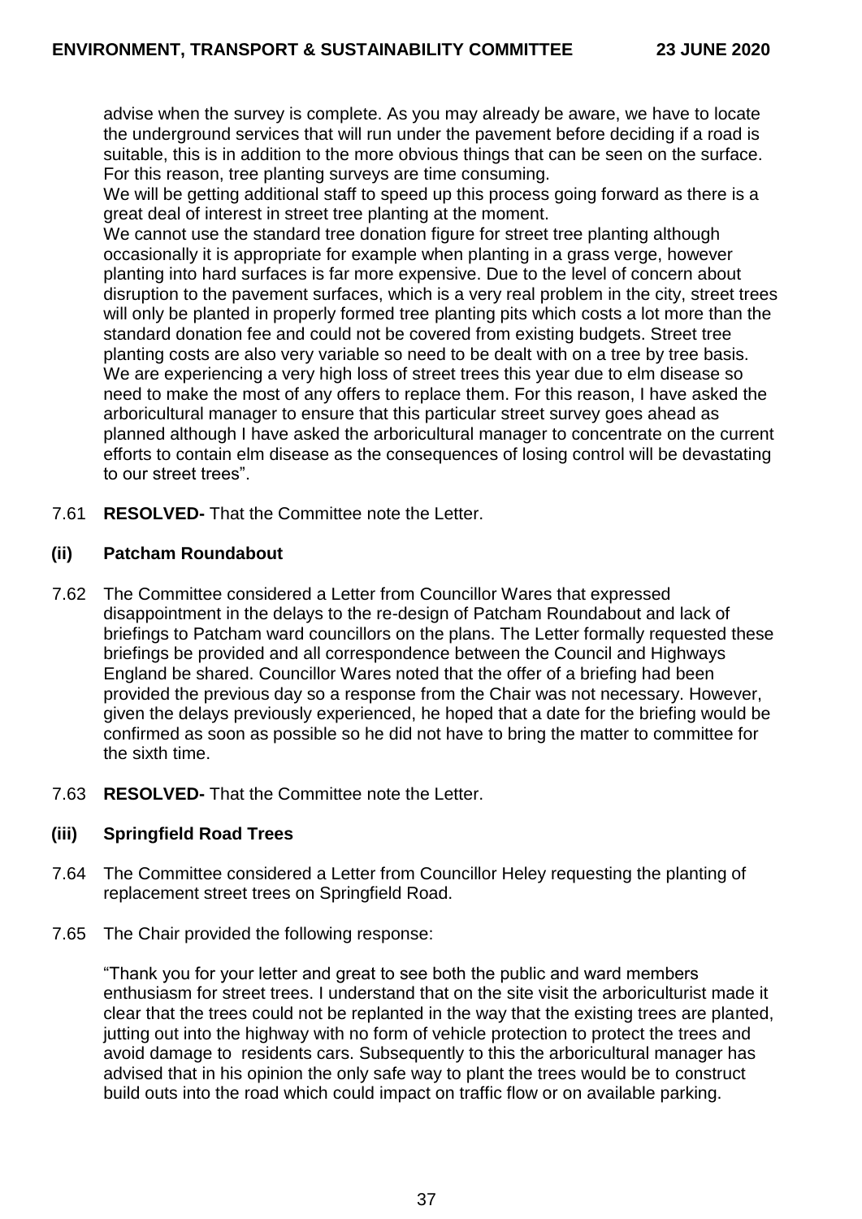advise when the survey is complete. As you may already be aware, we have to locate the underground services that will run under the pavement before deciding if a road is suitable, this is in addition to the more obvious things that can be seen on the surface. For this reason, tree planting surveys are time consuming.
We will be getting additional staff to speed up this process going forward as there is a great deal of interest in street tree planting at the moment.
We cannot use the standard tree donation figure for street tree planting although occasionally it is appropriate for example when planting in a grass verge, however planting into hard surfaces is far more expensive. Due to the level of concern about disruption to the pavement surfaces, which is a very real problem in the city, street trees will only be planted in properly formed tree planting pits which costs a lot more than the standard donation fee and could not be covered from existing budgets. Street tree planting costs are also very variable so need to be dealt with on a tree by tree basis.
We are experiencing a very high loss of street trees this year due to elm disease so need to make the most of any offers to replace them. For this reason, I have asked the arboricultural manager to ensure that this particular street survey goes ahead as planned although I have asked the arboricultural manager to concentrate on the current efforts to contain elm disease as the consequences of losing control will be devastating to our street trees".

7.61 **RESOLVED-** That the Committee note the Letter.

### (ii) Patcham Roundabout

7.62 The Committee considered a Letter from Councillor Wares that expressed disappointment in the delays to the re-design of Patcham Roundabout and lack of briefings to Patcham ward councillors on the plans. The Letter formally requested these briefings be provided and all correspondence between the Council and Highways England be shared. Councillor Wares noted that the offer of a briefing had been provided the previous day so a response from the Chair was not necessary. However, given the delays previously experienced, he hoped that a date for the briefing would be confirmed as soon as possible so he did not have to bring the matter to committee for the sixth time.

7.63 **RESOLVED-** That the Committee note the Letter.

### (iii) Springfield Road Trees

7.64 The Committee considered a Letter from Councillor Heley requesting the planting of replacement street trees on Springfield Road.

7.65 The Chair provided the following response:

"Thank you for your letter and great to see both the public and ward members enthusiasm for street trees. I understand that on the site visit the arboriculturist made it clear that the trees could not be replanted in the way that the existing trees are planted, jutting out into the highway with no form of vehicle protection to protect the trees and avoid damage to residents cars. Subsequently to this the arboricultural manager has advised that in his opinion the only safe way to plant the trees would be to construct build outs into the road which could impact on traffic flow or on available parking.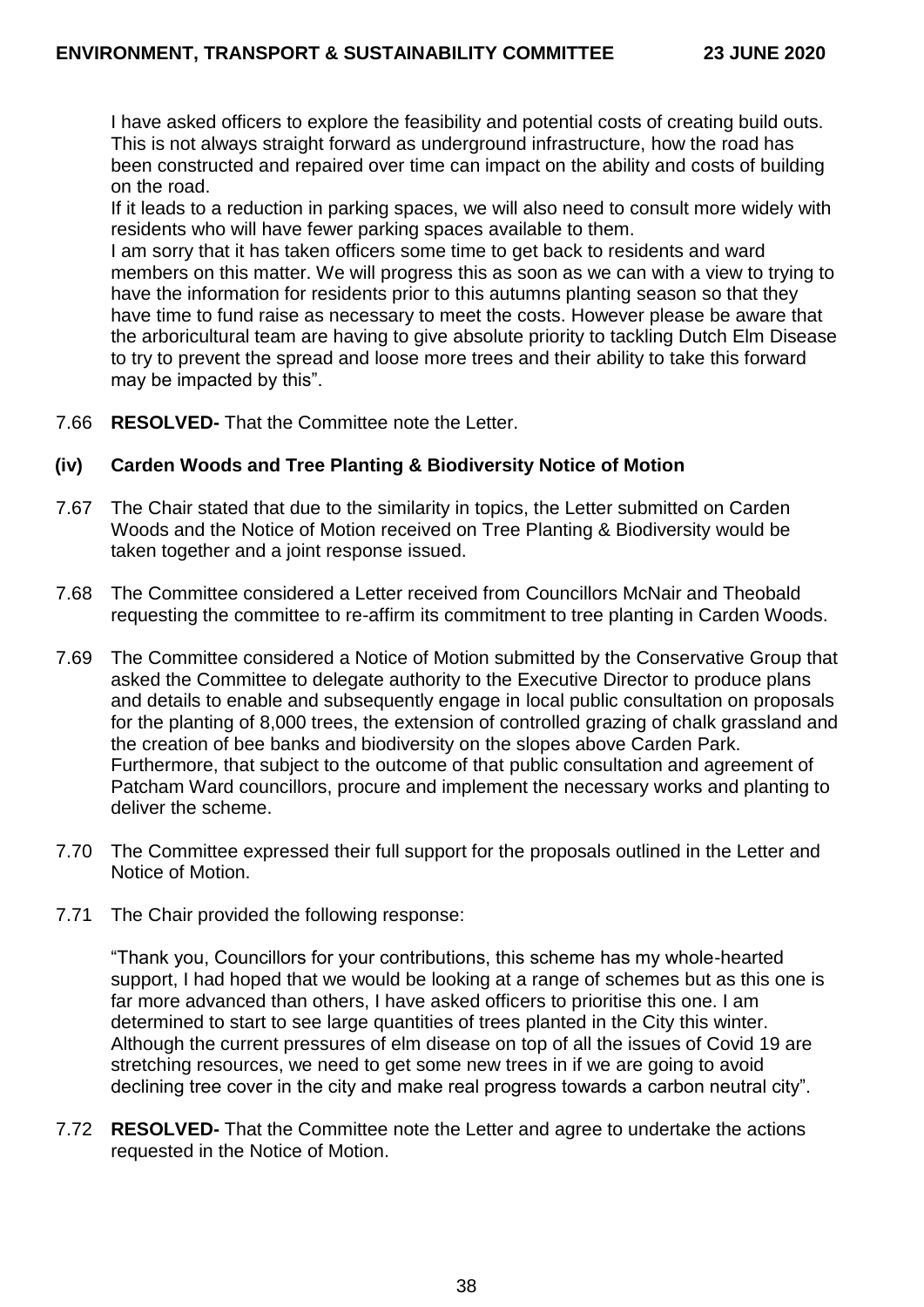I have asked officers to explore the feasibility and potential costs of creating build outs. This is not always straight forward as underground infrastructure, how the road has been constructed and repaired over time can impact on the ability and costs of building on the road.

If it leads to a reduction in parking spaces, we will also need to consult more widely with residents who will have fewer parking spaces available to them.

I am sorry that it has taken officers some time to get back to residents and ward members on this matter. We will progress this as soon as we can with a view to trying to have the information for residents prior to this autumns planting season so that they have time to fund raise as necessary to meet the costs. However please be aware that the arboricultural team are having to give absolute priority to tackling Dutch Elm Disease to try to prevent the spread and loose more trees and their ability to take this forward may be impacted by this".

7.66 **RESOLVED-** That the Committee note the Letter.

**(iv) Carden Woods and Tree Planting & Biodiversity Notice of Motion**

7.67 The Chair stated that due to the similarity in topics, the Letter submitted on Carden Woods and the Notice of Motion received on Tree Planting & Biodiversity would be taken together and a joint response issued.

7.68 The Committee considered a Letter received from Councillors McNair and Theobald requesting the committee to re-affirm its commitment to tree planting in Carden Woods.

7.69 The Committee considered a Notice of Motion submitted by the Conservative Group that asked the Committee to delegate authority to the Executive Director to produce plans and details to enable and subsequently engage in local public consultation on proposals for the planting of 8,000 trees, the extension of controlled grazing of chalk grassland and the creation of bee banks and biodiversity on the slopes above Carden Park. Furthermore, that subject to the outcome of that public consultation and agreement of Patcham Ward councillors, procure and implement the necessary works and planting to deliver the scheme.

7.70 The Committee expressed their full support for the proposals outlined in the Letter and Notice of Motion.

7.71 The Chair provided the following response:

"Thank you, Councillors for your contributions, this scheme has my whole-hearted support, I had hoped that we would be looking at a range of schemes but as this one is far more advanced than others, I have asked officers to prioritise this one. I am determined to start to see large quantities of trees planted in the City this winter. Although the current pressures of elm disease on top of all the issues of Covid 19 are stretching resources, we need to get some new trees in if we are going to avoid declining tree cover in the city and make real progress towards a carbon neutral city".

7.72 **RESOLVED-** That the Committee note the Letter and agree to undertake the actions requested in the Notice of Motion.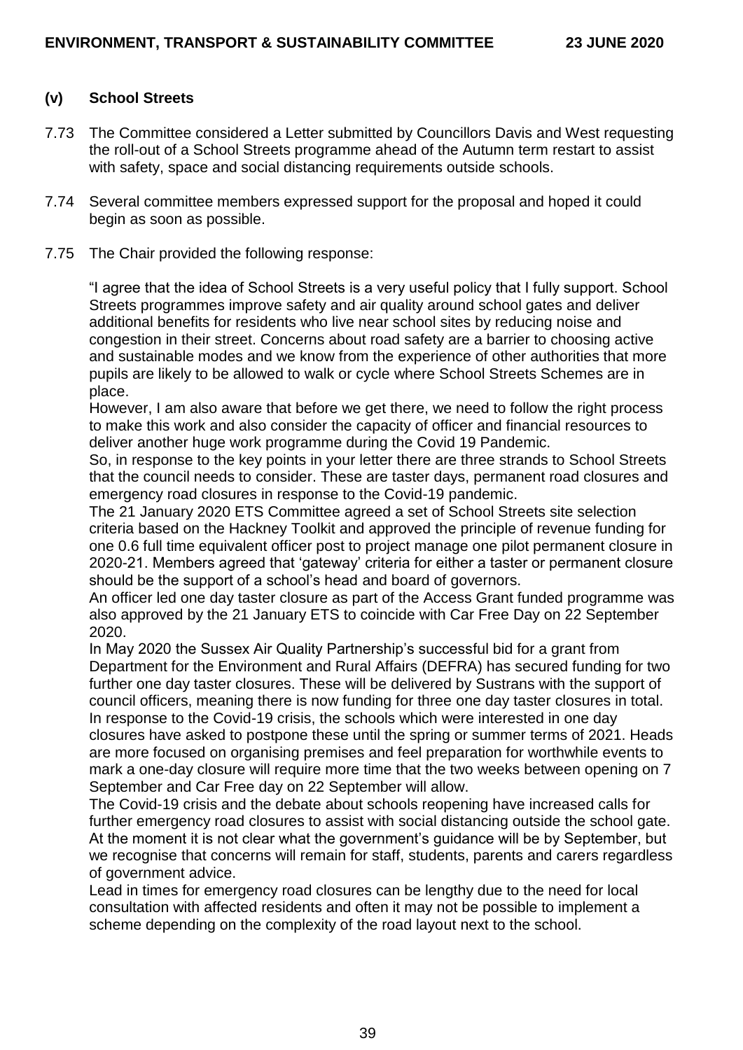### (v) School Streets

7.73 The Committee considered a Letter submitted by Councillors Davis and West requesting the roll-out of a School Streets programme ahead of the Autumn term restart to assist with safety, space and social distancing requirements outside schools.

7.74 Several committee members expressed support for the proposal and hoped it could begin as soon as possible.

7.75 The Chair provided the following response:

"I agree that the idea of School Streets is a very useful policy that I fully support. School Streets programmes improve safety and air quality around school gates and deliver additional benefits for residents who live near school sites by reducing noise and congestion in their street. Concerns about road safety are a barrier to choosing active and sustainable modes and we know from the experience of other authorities that more pupils are likely to be allowed to walk or cycle where School Streets Schemes are in place.

However, I am also aware that before we get there, we need to follow the right process to make this work and also consider the capacity of officer and financial resources to deliver another huge work programme during the Covid 19 Pandemic.

So, in response to the key points in your letter there are three strands to School Streets that the council needs to consider. These are taster days, permanent road closures and emergency road closures in response to the Covid-19 pandemic.

The 21 January 2020 ETS Committee agreed a set of School Streets site selection criteria based on the Hackney Toolkit and approved the principle of revenue funding for one 0.6 full time equivalent officer post to project manage one pilot permanent closure in 2020-21. Members agreed that 'gateway' criteria for either a taster or permanent closure should be the support of a school's head and board of governors.

An officer led one day taster closure as part of the Access Grant funded programme was also approved by the 21 January ETS to coincide with Car Free Day on 22 September 2020.

In May 2020 the Sussex Air Quality Partnership's successful bid for a grant from Department for the Environment and Rural Affairs (DEFRA) has secured funding for two further one day taster closures. These will be delivered by Sustrans with the support of council officers, meaning there is now funding for three one day taster closures in total.

In response to the Covid-19 crisis, the schools which were interested in one day closures have asked to postpone these until the spring or summer terms of 2021. Heads are more focused on organising premises and feel preparation for worthwhile events to mark a one-day closure will require more time that the two weeks between opening on 7 September and Car Free day on 22 September will allow.

The Covid-19 crisis and the debate about schools reopening have increased calls for further emergency road closures to assist with social distancing outside the school gate. At the moment it is not clear what the government's guidance will be by September, but we recognise that concerns will remain for staff, students, parents and carers regardless of government advice.

Lead in times for emergency road closures can be lengthy due to the need for local consultation with affected residents and often it may not be possible to implement a scheme depending on the complexity of the road layout next to the school.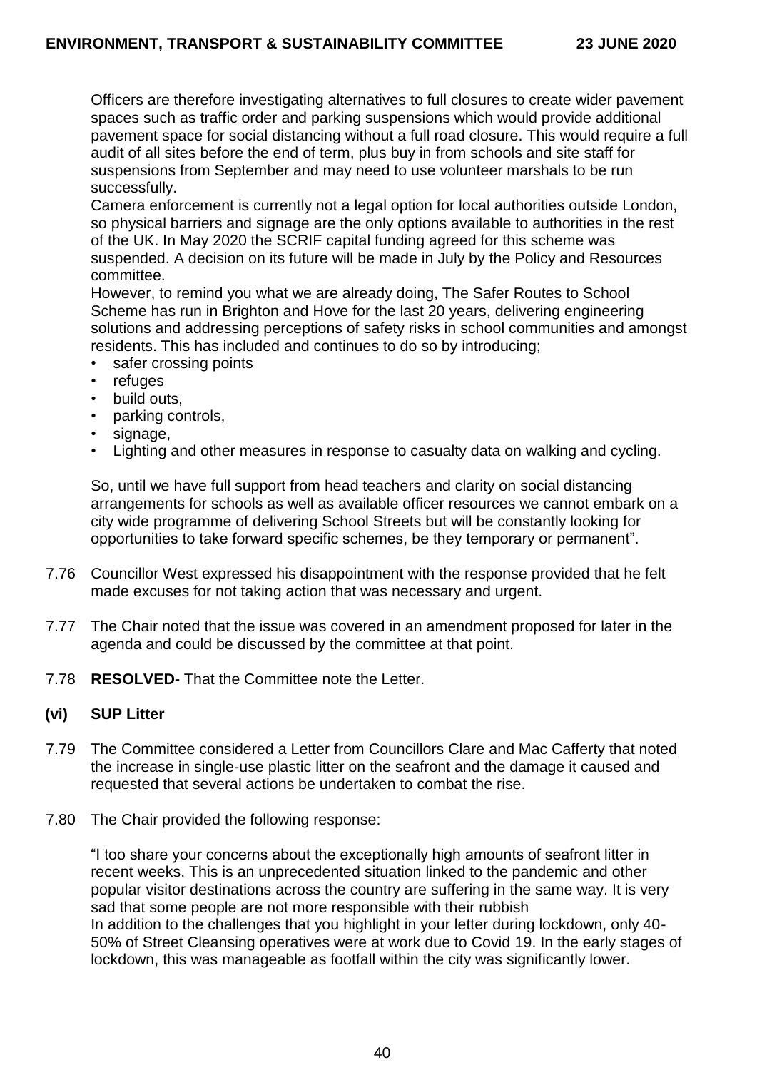Officers are therefore investigating alternatives to full closures to create wider pavement spaces such as traffic order and parking suspensions which would provide additional pavement space for social distancing without a full road closure. This would require a full audit of all sites before the end of term, plus buy in from schools and site staff for suspensions from September and may need to use volunteer marshals to be run successfully.

Camera enforcement is currently not a legal option for local authorities outside London, so physical barriers and signage are the only options available to authorities in the rest of the UK. In May 2020 the SCRIF capital funding agreed for this scheme was suspended. A decision on its future will be made in July by the Policy and Resources committee.

However, to remind you what we are already doing, The Safer Routes to School Scheme has run in Brighton and Hove for the last 20 years, delivering engineering solutions and addressing perceptions of safety risks in school communities and amongst residents. This has included and continues to do so by introducing;

- safer crossing points
- refuges
- build outs,
- parking controls,
- signage,
- Lighting and other measures in response to casualty data on walking and cycling.

So, until we have full support from head teachers and clarity on social distancing arrangements for schools as well as available officer resources we cannot embark on a city wide programme of delivering School Streets but will be constantly looking for opportunities to take forward specific schemes, be they temporary or permanent".

7.76 Councillor West expressed his disappointment with the response provided that he felt made excuses for not taking action that was necessary and urgent.

7.77 The Chair noted that the issue was covered in an amendment proposed for later in the agenda and could be discussed by the committee at that point.

7.78 **RESOLVED-** That the Committee note the Letter.

**(vi) SUP Litter**

7.79 The Committee considered a Letter from Councillors Clare and Mac Cafferty that noted the increase in single-use plastic litter on the seafront and the damage it caused and requested that several actions be undertaken to combat the rise.

7.80 The Chair provided the following response:

"I too share your concerns about the exceptionally high amounts of seafront litter in recent weeks. This is an unprecedented situation linked to the pandemic and other popular visitor destinations across the country are suffering in the same way. It is very sad that some people are not more responsible with their rubbish

In addition to the challenges that you highlight in your letter during lockdown, only 40-50% of Street Cleansing operatives were at work due to Covid 19. In the early stages of lockdown, this was manageable as footfall within the city was significantly lower.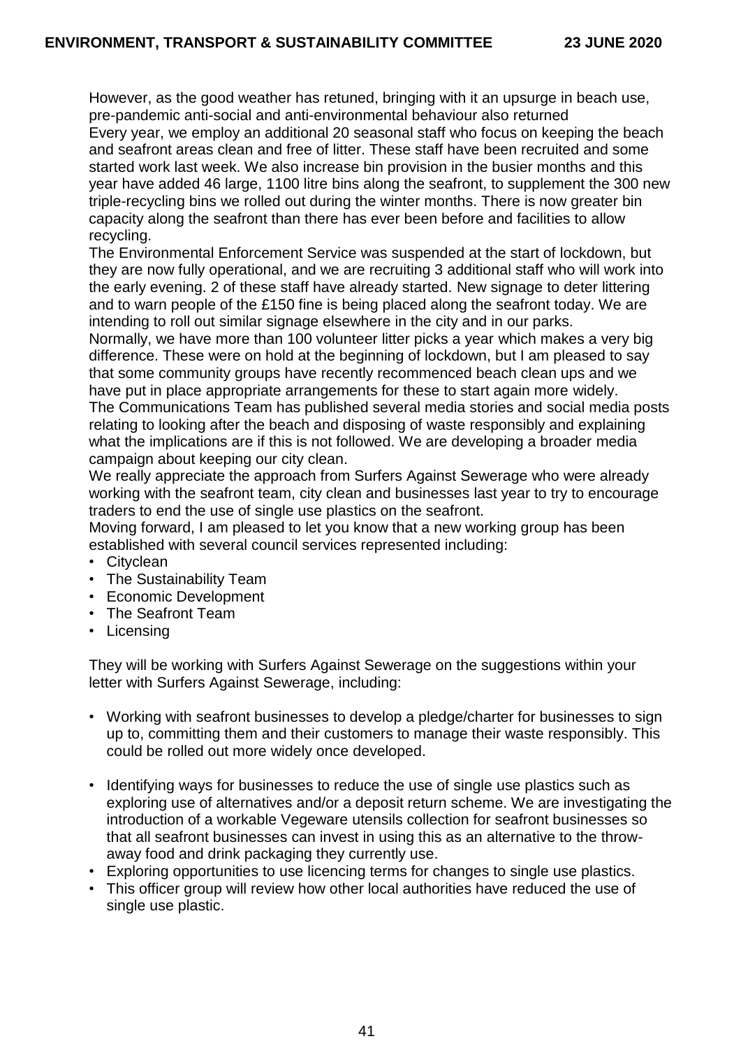However, as the good weather has retuned, bringing with it an upsurge in beach use, pre-pandemic anti-social and anti-environmental behaviour also returned

Every year, we employ an additional 20 seasonal staff who focus on keeping the beach and seafront areas clean and free of litter. These staff have been recruited and some started work last week. We also increase bin provision in the busier months and this year have added 46 large, 1100 litre bins along the seafront, to supplement the 300 new triple-recycling bins we rolled out during the winter months. There is now greater bin capacity along the seafront than there has ever been before and facilities to allow recycling.

The Environmental Enforcement Service was suspended at the start of lockdown, but they are now fully operational, and we are recruiting 3 additional staff who will work into the early evening. 2 of these staff have already started. New signage to deter littering and to warn people of the £150 fine is being placed along the seafront today. We are intending to roll out similar signage elsewhere in the city and in our parks.

Normally, we have more than 100 volunteer litter picks a year which makes a very big difference. These were on hold at the beginning of lockdown, but I am pleased to say that some community groups have recently recommenced beach clean ups and we have put in place appropriate arrangements for these to start again more widely.

The Communications Team has published several media stories and social media posts relating to looking after the beach and disposing of waste responsibly and explaining what the implications are if this is not followed. We are developing a broader media campaign about keeping our city clean.

We really appreciate the approach from Surfers Against Sewerage who were already working with the seafront team, city clean and businesses last year to try to encourage traders to end the use of single use plastics on the seafront.

Moving forward, I am pleased to let you know that a new working group has been established with several council services represented including:

- Cityclean
- The Sustainability Team
- Economic Development
- The Seafront Team
- Licensing

They will be working with Surfers Against Sewerage on the suggestions within your letter with Surfers Against Sewerage, including:

- Working with seafront businesses to develop a pledge/charter for businesses to sign up to, committing them and their customers to manage their waste responsibly. This could be rolled out more widely once developed.

- Identifying ways for businesses to reduce the use of single use plastics such as exploring use of alternatives and/or a deposit return scheme. We are investigating the introduction of a workable Vegeware utensils collection for seafront businesses so that all seafront businesses can invest in using this as an alternative to the throw-away food and drink packaging they currently use.
- Exploring opportunities to use licencing terms for changes to single use plastics.
- This officer group will review how other local authorities have reduced the use of single use plastic.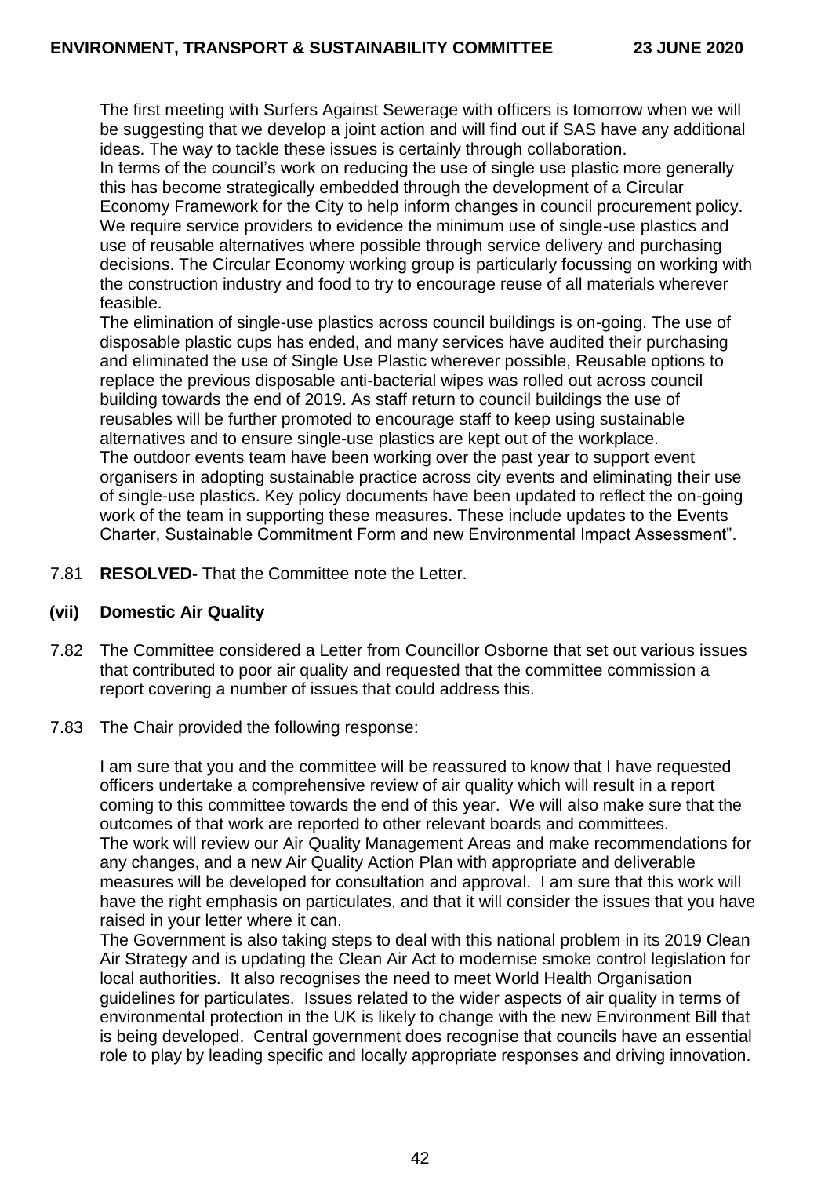The first meeting with Surfers Against Sewerage with officers is tomorrow when we will be suggesting that we develop a joint action and will find out if SAS have any additional ideas. The way to tackle these issues is certainly through collaboration.

In terms of the council's work on reducing the use of single use plastic more generally this has become strategically embedded through the development of a Circular Economy Framework for the City to help inform changes in council procurement policy. We require service providers to evidence the minimum use of single-use plastics and use of reusable alternatives where possible through service delivery and purchasing decisions. The Circular Economy working group is particularly focussing on working with the construction industry and food to try to encourage reuse of all materials wherever feasible.

The elimination of single-use plastics across council buildings is on-going. The use of disposable plastic cups has ended, and many services have audited their purchasing and eliminated the use of Single Use Plastic wherever possible, Reusable options to replace the previous disposable anti-bacterial wipes was rolled out across council building towards the end of 2019. As staff return to council buildings the use of reusables will be further promoted to encourage staff to keep using sustainable alternatives and to ensure single-use plastics are kept out of the workplace.

The outdoor events team have been working over the past year to support event organisers in adopting sustainable practice across city events and eliminating their use of single-use plastics. Key policy documents have been updated to reflect the on-going work of the team in supporting these measures. These include updates to the Events Charter, Sustainable Commitment Form and new Environmental Impact Assessment".

7.81 **RESOLVED-** That the Committee note the Letter.

**(vii) Domestic Air Quality**

7.82 The Committee considered a Letter from Councillor Osborne that set out various issues that contributed to poor air quality and requested that the committee commission a report covering a number of issues that could address this.

7.83 The Chair provided the following response:

I am sure that you and the committee will be reassured to know that I have requested officers undertake a comprehensive review of air quality which will result in a report coming to this committee towards the end of this year. We will also make sure that the outcomes of that work are reported to other relevant boards and committees.

The work will review our Air Quality Management Areas and make recommendations for any changes, and a new Air Quality Action Plan with appropriate and deliverable measures will be developed for consultation and approval. I am sure that this work will have the right emphasis on particulates, and that it will consider the issues that you have raised in your letter where it can.

The Government is also taking steps to deal with this national problem in its 2019 Clean Air Strategy and is updating the Clean Air Act to modernise smoke control legislation for local authorities. It also recognises the need to meet World Health Organisation guidelines for particulates. Issues related to the wider aspects of air quality in terms of environmental protection in the UK is likely to change with the new Environment Bill that is being developed. Central government does recognise that councils have an essential role to play by leading specific and locally appropriate responses and driving innovation.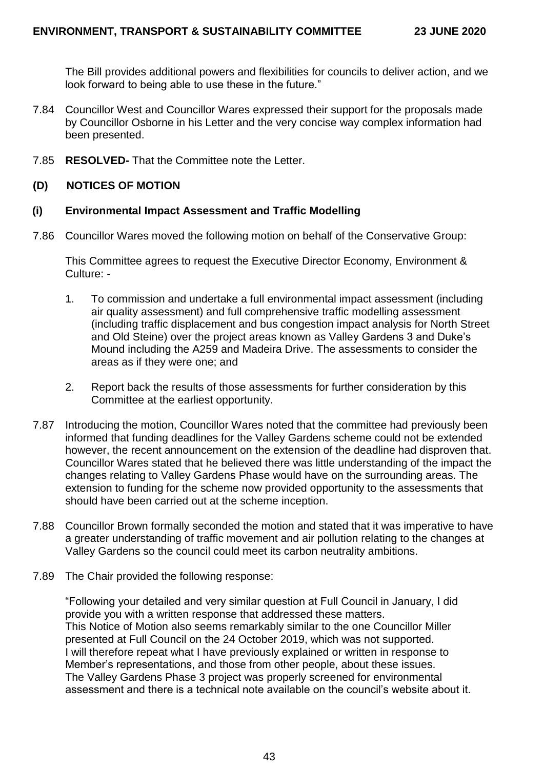The Bill provides additional powers and flexibilities for councils to deliver action, and we look forward to being able to use these in the future."

7.84 Councillor West and Councillor Wares expressed their support for the proposals made by Councillor Osborne in his Letter and the very concise way complex information had been presented.

7.85 **RESOLVED-** That the Committee note the Letter.

## (D) NOTICES OF MOTION

### (i) Environmental Impact Assessment and Traffic Modelling

7.86 Councillor Wares moved the following motion on behalf of the Conservative Group:

This Committee agrees to request the Executive Director Economy, Environment & Culture: -

1. To commission and undertake a full environmental impact assessment (including air quality assessment) and full comprehensive traffic modelling assessment (including traffic displacement and bus congestion impact analysis for North Street and Old Steine) over the project areas known as Valley Gardens 3 and Duke's Mound including the A259 and Madeira Drive. The assessments to consider the areas as if they were one; and

2. Report back the results of those assessments for further consideration by this Committee at the earliest opportunity.

7.87 Introducing the motion, Councillor Wares noted that the committee had previously been informed that funding deadlines for the Valley Gardens scheme could not be extended however, the recent announcement on the extension of the deadline had disproven that. Councillor Wares stated that he believed there was little understanding of the impact the changes relating to Valley Gardens Phase would have on the surrounding areas. The extension to funding for the scheme now provided opportunity to the assessments that should have been carried out at the scheme inception.

7.88 Councillor Brown formally seconded the motion and stated that it was imperative to have a greater understanding of traffic movement and air pollution relating to the changes at Valley Gardens so the council could meet its carbon neutrality ambitions.

7.89 The Chair provided the following response:

"Following your detailed and very similar question at Full Council in January, I did provide you with a written response that addressed these matters.
This Notice of Motion also seems remarkably similar to the one Councillor Miller presented at Full Council on the 24 October 2019, which was not supported.
I will therefore repeat what I have previously explained or written in response to Member's representations, and those from other people, about these issues.
The Valley Gardens Phase 3 project was properly screened for environmental assessment and there is a technical note available on the council's website about it.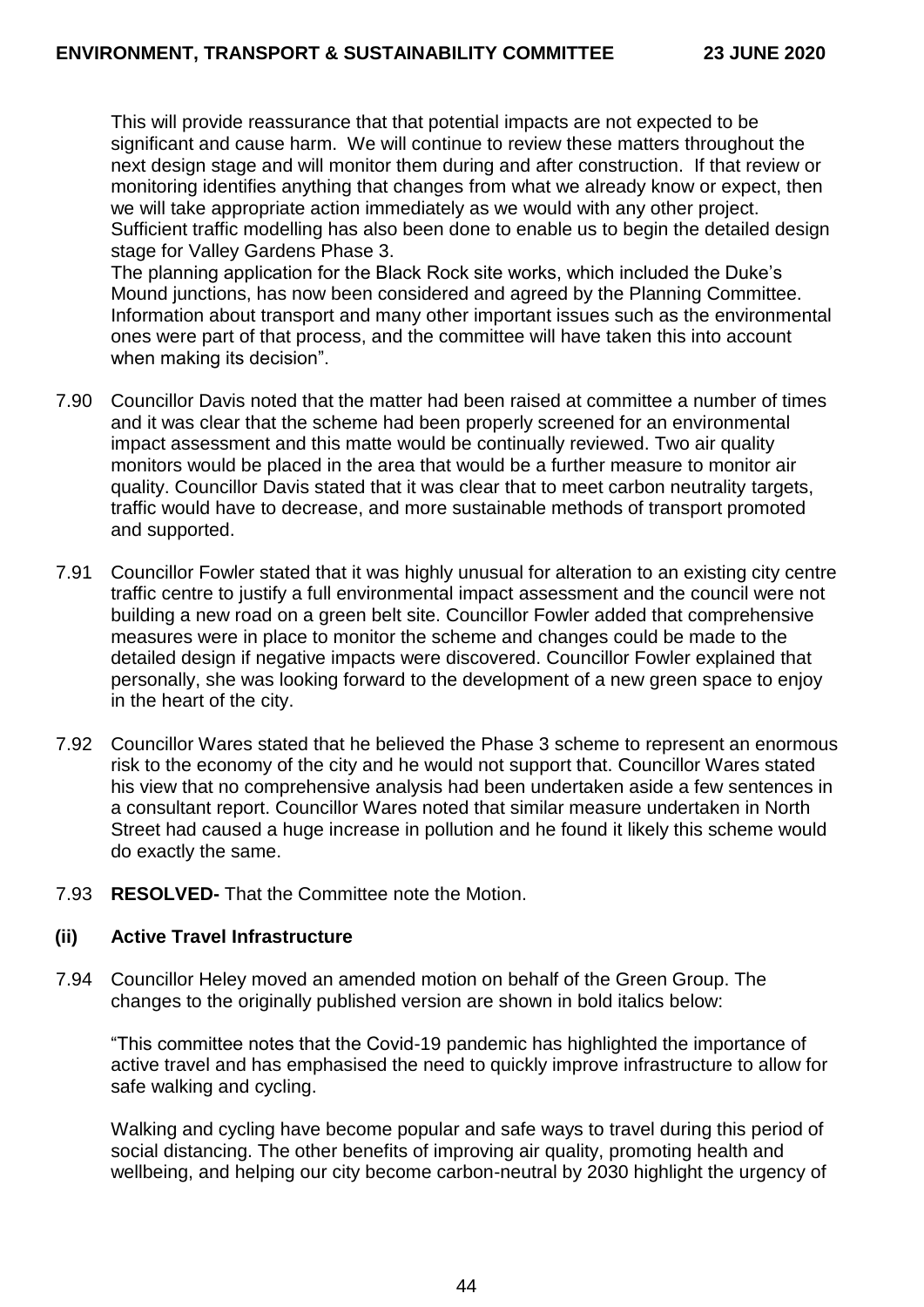This will provide reassurance that that potential impacts are not expected to be significant and cause harm. We will continue to review these matters throughout the next design stage and will monitor them during and after construction. If that review or monitoring identifies anything that changes from what we already know or expect, then we will take appropriate action immediately as we would with any other project. Sufficient traffic modelling has also been done to enable us to begin the detailed design stage for Valley Gardens Phase 3.
The planning application for the Black Rock site works, which included the Duke's Mound junctions, has now been considered and agreed by the Planning Committee. Information about transport and many other important issues such as the environmental ones were part of that process, and the committee will have taken this into account when making its decision".

7.90 Councillor Davis noted that the matter had been raised at committee a number of times and it was clear that the scheme had been properly screened for an environmental impact assessment and this matte would be continually reviewed. Two air quality monitors would be placed in the area that would be a further measure to monitor air quality. Councillor Davis stated that it was clear that to meet carbon neutrality targets, traffic would have to decrease, and more sustainable methods of transport promoted and supported.

7.91 Councillor Fowler stated that it was highly unusual for alteration to an existing city centre traffic centre to justify a full environmental impact assessment and the council were not building a new road on a green belt site. Councillor Fowler added that comprehensive measures were in place to monitor the scheme and changes could be made to the detailed design if negative impacts were discovered. Councillor Fowler explained that personally, she was looking forward to the development of a new green space to enjoy in the heart of the city.

7.92 Councillor Wares stated that he believed the Phase 3 scheme to represent an enormous risk to the economy of the city and he would not support that. Councillor Wares stated his view that no comprehensive analysis had been undertaken aside a few sentences in a consultant report. Councillor Wares noted that similar measure undertaken in North Street had caused a huge increase in pollution and he found it likely this scheme would do exactly the same.

7.93 **RESOLVED-** That the Committee note the Motion.

### (ii) Active Travel Infrastructure

7.94 Councillor Heley moved an amended motion on behalf of the Green Group. The changes to the originally published version are shown in bold italics below:

"This committee notes that the Covid-19 pandemic has highlighted the importance of active travel and has emphasised the need to quickly improve infrastructure to allow for safe walking and cycling.

Walking and cycling have become popular and safe ways to travel during this period of social distancing. The other benefits of improving air quality, promoting health and wellbeing, and helping our city become carbon-neutral by 2030 highlight the urgency of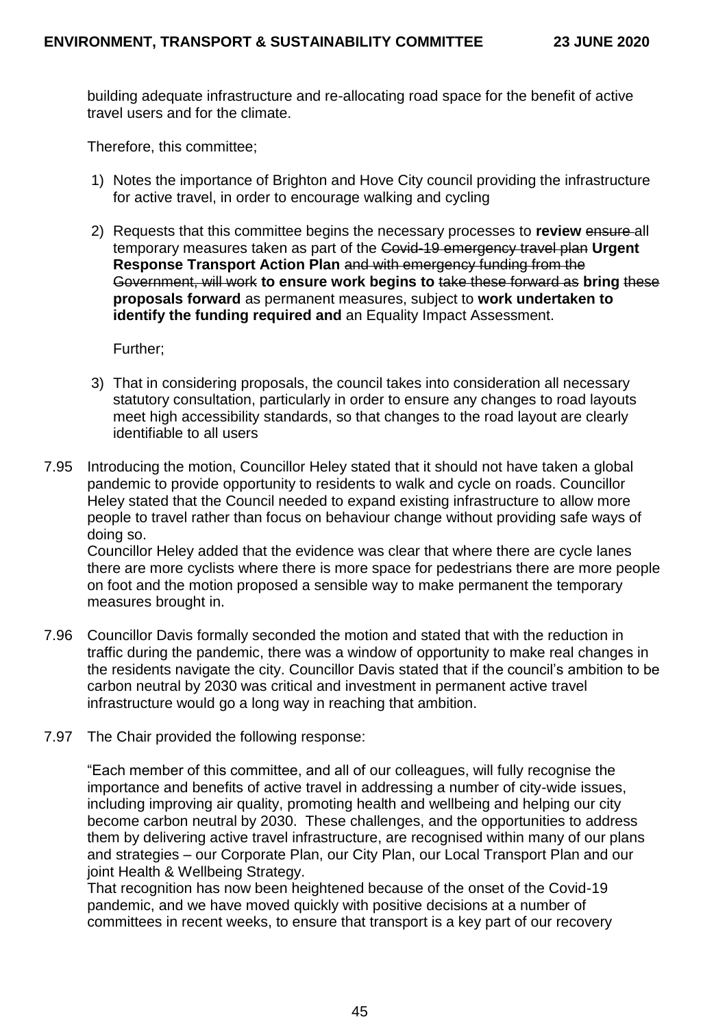building adequate infrastructure and re-allocating road space for the benefit of active travel users and for the climate.

Therefore, this committee;

1) Notes the importance of Brighton and Hove City council providing the infrastructure for active travel, in order to encourage walking and cycling

2) Requests that this committee begins the necessary processes to **review** ~~ensure~~ all temporary measures taken as part of the ~~Covid-19 emergency travel plan~~ **Urgent Response Transport Action Plan** ~~and with emergency funding from the Government, will work~~ **to ensure work begins to** ~~take these forward as~~ **bring** ~~these~~ **proposals forward** as permanent measures, subject to **work undertaken to identify the funding required and** an Equality Impact Assessment.

   Further;

3) That in considering proposals, the council takes into consideration all necessary statutory consultation, particularly in order to ensure any changes to road layouts meet high accessibility standards, so that changes to the road layout are clearly identifiable to all users

7.95 Introducing the motion, Councillor Heley stated that it should not have taken a global pandemic to provide opportunity to residents to walk and cycle on roads. Councillor Heley stated that the Council needed to expand existing infrastructure to allow more people to travel rather than focus on behaviour change without providing safe ways of doing so.
Councillor Heley added that the evidence was clear that where there are cycle lanes there are more cyclists where there is more space for pedestrians there are more people on foot and the motion proposed a sensible way to make permanent the temporary measures brought in.

7.96 Councillor Davis formally seconded the motion and stated that with the reduction in traffic during the pandemic, there was a window of opportunity to make real changes in the residents navigate the city. Councillor Davis stated that if the council's ambition to be carbon neutral by 2030 was critical and investment in permanent active travel infrastructure would go a long way in reaching that ambition.

7.97 The Chair provided the following response:

"Each member of this committee, and all of our colleagues, will fully recognise the importance and benefits of active travel in addressing a number of city-wide issues, including improving air quality, promoting health and wellbeing and helping our city become carbon neutral by 2030. These challenges, and the opportunities to address them by delivering active travel infrastructure, are recognised within many of our plans and strategies – our Corporate Plan, our City Plan, our Local Transport Plan and our joint Health & Wellbeing Strategy.
That recognition has now been heightened because of the onset of the Covid-19 pandemic, and we have moved quickly with positive decisions at a number of committees in recent weeks, to ensure that transport is a key part of our recovery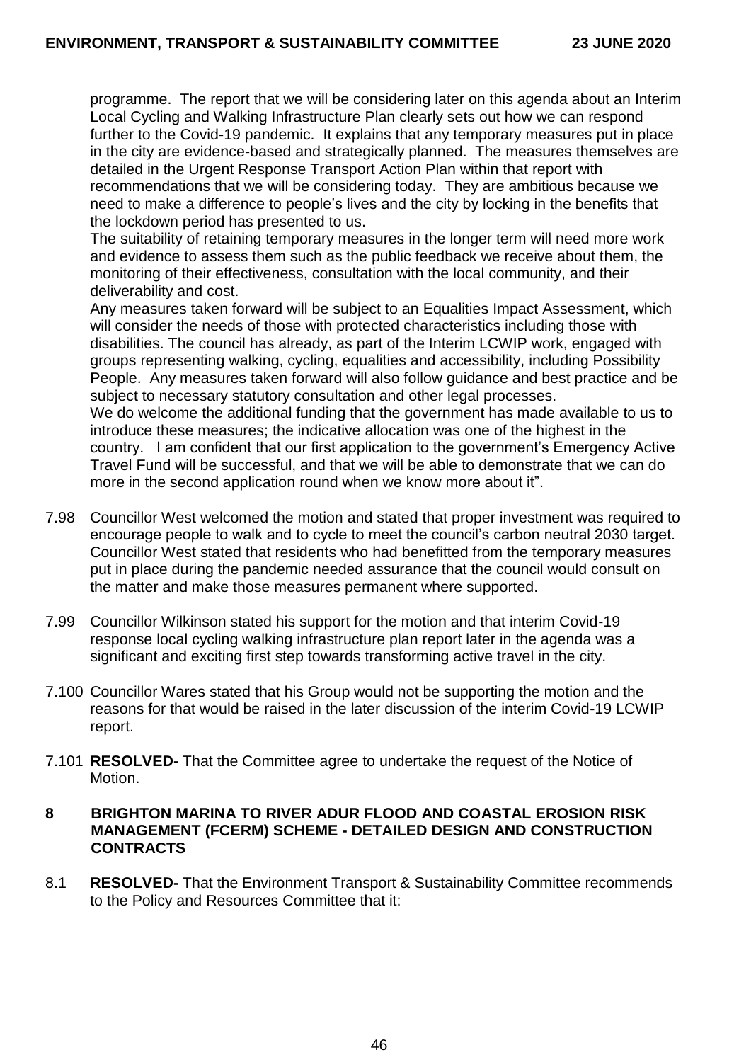programme. The report that we will be considering later on this agenda about an Interim Local Cycling and Walking Infrastructure Plan clearly sets out how we can respond further to the Covid-19 pandemic. It explains that any temporary measures put in place in the city are evidence-based and strategically planned. The measures themselves are detailed in the Urgent Response Transport Action Plan within that report with recommendations that we will be considering today. They are ambitious because we need to make a difference to people's lives and the city by locking in the benefits that the lockdown period has presented to us.

The suitability of retaining temporary measures in the longer term will need more work and evidence to assess them such as the public feedback we receive about them, the monitoring of their effectiveness, consultation with the local community, and their deliverability and cost.

Any measures taken forward will be subject to an Equalities Impact Assessment, which will consider the needs of those with protected characteristics including those with disabilities. The council has already, as part of the Interim LCWIP work, engaged with groups representing walking, cycling, equalities and accessibility, including Possibility People. Any measures taken forward will also follow guidance and best practice and be subject to necessary statutory consultation and other legal processes.

We do welcome the additional funding that the government has made available to us to introduce these measures; the indicative allocation was one of the highest in the country. I am confident that our first application to the government's Emergency Active Travel Fund will be successful, and that we will be able to demonstrate that we can do more in the second application round when we know more about it".

7.98 Councillor West welcomed the motion and stated that proper investment was required to encourage people to walk and to cycle to meet the council's carbon neutral 2030 target. Councillor West stated that residents who had benefitted from the temporary measures put in place during the pandemic needed assurance that the council would consult on the matter and make those measures permanent where supported.

7.99 Councillor Wilkinson stated his support for the motion and that interim Covid-19 response local cycling walking infrastructure plan report later in the agenda was a significant and exciting first step towards transforming active travel in the city.

7.100 Councillor Wares stated that his Group would not be supporting the motion and the reasons for that would be raised in the later discussion of the interim Covid-19 LCWIP report.

7.101 **RESOLVED-** That the Committee agree to undertake the request of the Notice of Motion.

## 8 BRIGHTON MARINA TO RIVER ADUR FLOOD AND COASTAL EROSION RISK MANAGEMENT (FCERM) SCHEME - DETAILED DESIGN AND CONSTRUCTION CONTRACTS

8.1 **RESOLVED-** That the Environment Transport & Sustainability Committee recommends to the Policy and Resources Committee that it: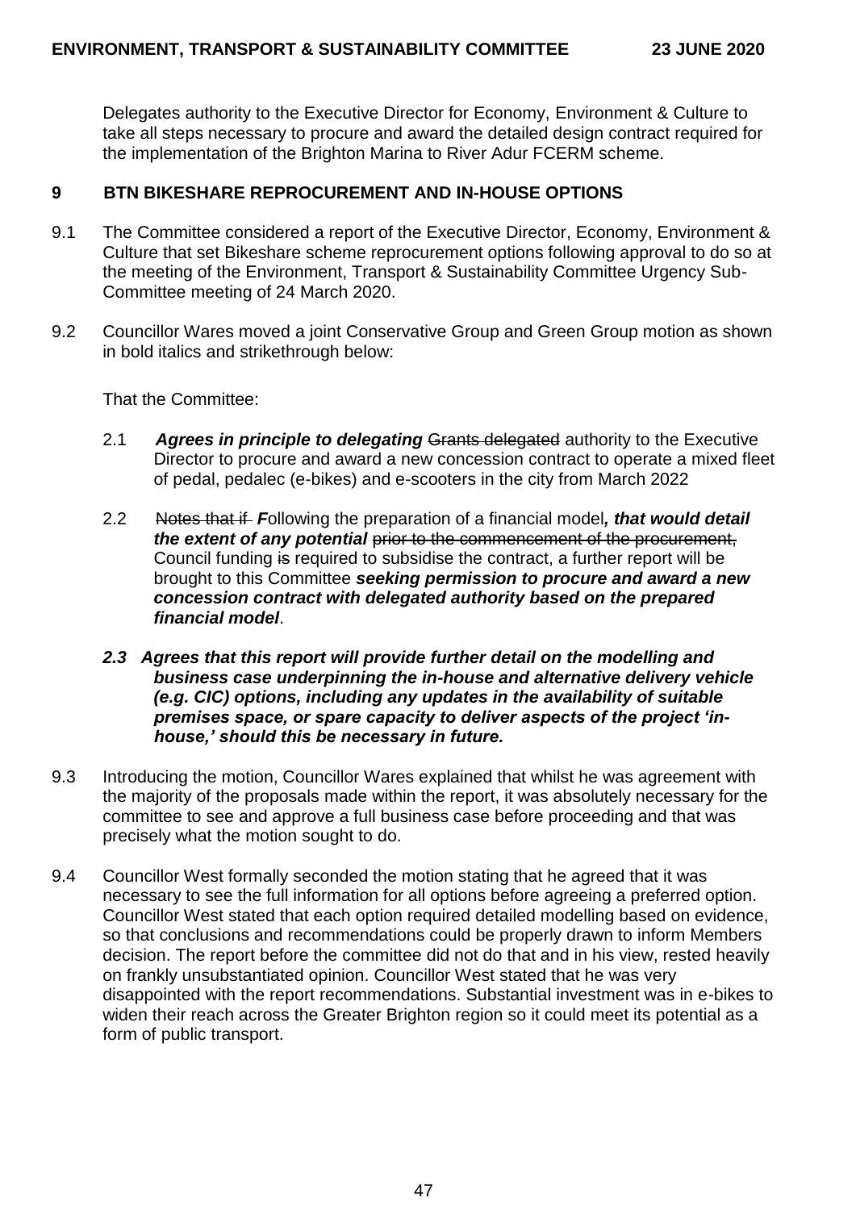Delegates authority to the Executive Director for Economy, Environment & Culture to take all steps necessary to procure and award the detailed design contract required for the implementation of the Brighton Marina to River Adur FCERM scheme.

## 9 BTN BIKESHARE REPROCUREMENT AND IN-HOUSE OPTIONS

9.1 The Committee considered a report of the Executive Director, Economy, Environment & Culture that set Bikeshare scheme reprocurement options following approval to do so at the meeting of the Environment, Transport & Sustainability Committee Urgency Sub-Committee meeting of 24 March 2020.

9.2 Councillor Wares moved a joint Conservative Group and Green Group motion as shown in bold italics and strikethrough below:

That the Committee:

2.1 ***Agrees in principle to delegating*** ~~Grants delegated~~ authority to the Executive Director to procure and award a new concession contract to operate a mixed fleet of pedal, pedalec (e-bikes) and e-scooters in the city from March 2022

2.2 ~~Notes that if~~ ***F***ollowing the preparation of a financial model***, that would detail the extent of any potential*** ~~prior to the commencement of the procurement,~~ Council funding ~~is~~ required to subsidise the contract, a further report will be brought to this Committee ***seeking permission to procure and award a new concession contract with delegated authority based on the prepared financial model***.

***2.3 Agrees that this report will provide further detail on the modelling and business case underpinning the in-house and alternative delivery vehicle (e.g. CIC) options, including any updates in the availability of suitable premises space, or spare capacity to deliver aspects of the project 'in-house,' should this be necessary in future.***

9.3 Introducing the motion, Councillor Wares explained that whilst he was agreement with the majority of the proposals made within the report, it was absolutely necessary for the committee to see and approve a full business case before proceeding and that was precisely what the motion sought to do.

9.4 Councillor West formally seconded the motion stating that he agreed that it was necessary to see the full information for all options before agreeing a preferred option. Councillor West stated that each option required detailed modelling based on evidence, so that conclusions and recommendations could be properly drawn to inform Members decision. The report before the committee did not do that and in his view, rested heavily on frankly unsubstantiated opinion. Councillor West stated that he was very disappointed with the report recommendations. Substantial investment was in e-bikes to widen their reach across the Greater Brighton region so it could meet its potential as a form of public transport.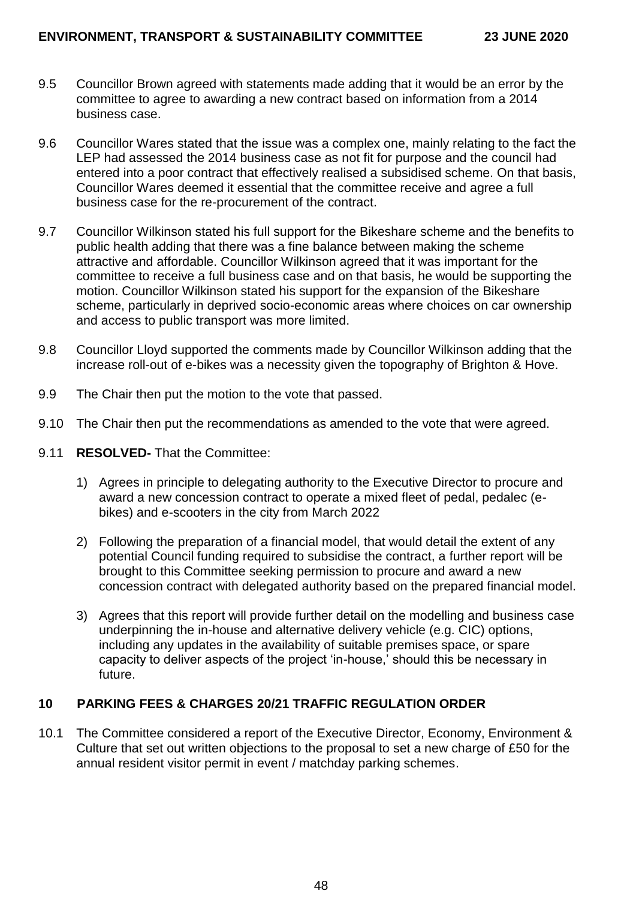9.5 Councillor Brown agreed with statements made adding that it would be an error by the committee to agree to awarding a new contract based on information from a 2014 business case.

9.6 Councillor Wares stated that the issue was a complex one, mainly relating to the fact the LEP had assessed the 2014 business case as not fit for purpose and the council had entered into a poor contract that effectively realised a subsidised scheme. On that basis, Councillor Wares deemed it essential that the committee receive and agree a full business case for the re-procurement of the contract.

9.7 Councillor Wilkinson stated his full support for the Bikeshare scheme and the benefits to public health adding that there was a fine balance between making the scheme attractive and affordable. Councillor Wilkinson agreed that it was important for the committee to receive a full business case and on that basis, he would be supporting the motion. Councillor Wilkinson stated his support for the expansion of the Bikeshare scheme, particularly in deprived socio-economic areas where choices on car ownership and access to public transport was more limited.

9.8 Councillor Lloyd supported the comments made by Councillor Wilkinson adding that the increase roll-out of e-bikes was a necessity given the topography of Brighton & Hove.

9.9 The Chair then put the motion to the vote that passed.

9.10 The Chair then put the recommendations as amended to the vote that were agreed.

9.11 **RESOLVED-** That the Committee:

1) Agrees in principle to delegating authority to the Executive Director to procure and award a new concession contract to operate a mixed fleet of pedal, pedalec (e-bikes) and e-scooters in the city from March 2022

2) Following the preparation of a financial model, that would detail the extent of any potential Council funding required to subsidise the contract, a further report will be brought to this Committee seeking permission to procure and award a new concession contract with delegated authority based on the prepared financial model.

3) Agrees that this report will provide further detail on the modelling and business case underpinning the in-house and alternative delivery vehicle (e.g. CIC) options, including any updates in the availability of suitable premises space, or spare capacity to deliver aspects of the project 'in-house,' should this be necessary in future.

## 10 PARKING FEES & CHARGES 20/21 TRAFFIC REGULATION ORDER

10.1 The Committee considered a report of the Executive Director, Economy, Environment & Culture that set out written objections to the proposal to set a new charge of £50 for the annual resident visitor permit in event / matchday parking schemes.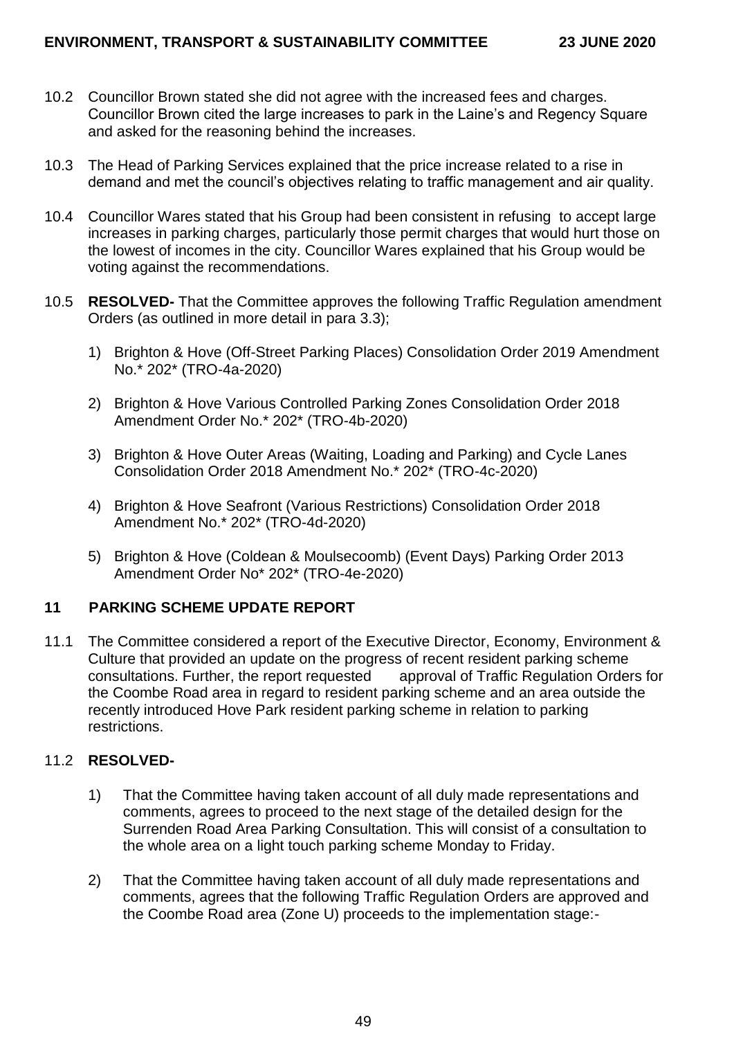10.2 Councillor Brown stated she did not agree with the increased fees and charges. Councillor Brown cited the large increases to park in the Laine's and Regency Square and asked for the reasoning behind the increases.

10.3 The Head of Parking Services explained that the price increase related to a rise in demand and met the council's objectives relating to traffic management and air quality.

10.4 Councillor Wares stated that his Group had been consistent in refusing to accept large increases in parking charges, particularly those permit charges that would hurt those on the lowest of incomes in the city. Councillor Wares explained that his Group would be voting against the recommendations.

10.5 **RESOLVED-** That the Committee approves the following Traffic Regulation amendment Orders (as outlined in more detail in para 3.3);

1) Brighton & Hove (Off-Street Parking Places) Consolidation Order 2019 Amendment No.* 202* (TRO-4a-2020)

2) Brighton & Hove Various Controlled Parking Zones Consolidation Order 2018 Amendment Order No.* 202* (TRO-4b-2020)

3) Brighton & Hove Outer Areas (Waiting, Loading and Parking) and Cycle Lanes Consolidation Order 2018 Amendment No.* 202* (TRO-4c-2020)

4) Brighton & Hove Seafront (Various Restrictions) Consolidation Order 2018 Amendment No.* 202* (TRO-4d-2020)

5) Brighton & Hove (Coldean & Moulsecoomb) (Event Days) Parking Order 2013 Amendment Order No* 202* (TRO-4e-2020)

## 11 PARKING SCHEME UPDATE REPORT

11.1 The Committee considered a report of the Executive Director, Economy, Environment & Culture that provided an update on the progress of recent resident parking scheme consultations. Further, the report requested approval of Traffic Regulation Orders for the Coombe Road area in regard to resident parking scheme and an area outside the recently introduced Hove Park resident parking scheme in relation to parking restrictions.

11.2 **RESOLVED-**

1) That the Committee having taken account of all duly made representations and comments, agrees to proceed to the next stage of the detailed design for the Surrenden Road Area Parking Consultation. This will consist of a consultation to the whole area on a light touch parking scheme Monday to Friday.

2) That the Committee having taken account of all duly made representations and comments, agrees that the following Traffic Regulation Orders are approved and the Coombe Road area (Zone U) proceeds to the implementation stage:-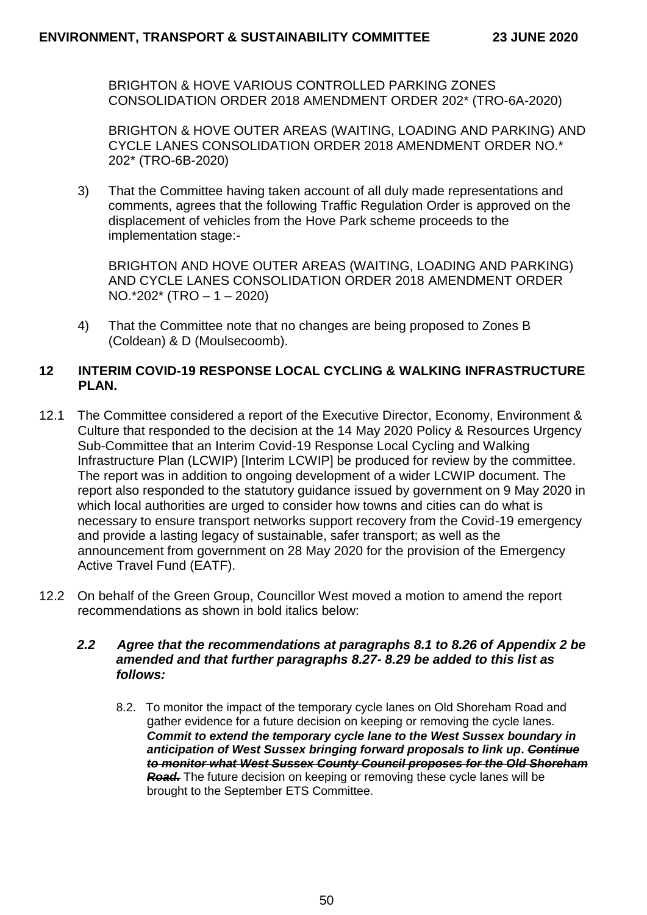BRIGHTON & HOVE VARIOUS CONTROLLED PARKING ZONES CONSOLIDATION ORDER 2018 AMENDMENT ORDER 202* (TRO-6A-2020)

BRIGHTON & HOVE OUTER AREAS (WAITING, LOADING AND PARKING) AND CYCLE LANES CONSOLIDATION ORDER 2018 AMENDMENT ORDER NO.* 202* (TRO-6B-2020)

3) That the Committee having taken account of all duly made representations and comments, agrees that the following Traffic Regulation Order is approved on the displacement of vehicles from the Hove Park scheme proceeds to the implementation stage:-

BRIGHTON AND HOVE OUTER AREAS (WAITING, LOADING AND PARKING) AND CYCLE LANES CONSOLIDATION ORDER 2018 AMENDMENT ORDER NO.*202* (TRO – 1 – 2020)

4) That the Committee note that no changes are being proposed to Zones B (Coldean) & D (Moulsecoomb).

## 12 INTERIM COVID-19 RESPONSE LOCAL CYCLING & WALKING INFRASTRUCTURE PLAN.

12.1 The Committee considered a report of the Executive Director, Economy, Environment & Culture that responded to the decision at the 14 May 2020 Policy & Resources Urgency Sub-Committee that an Interim Covid-19 Response Local Cycling and Walking Infrastructure Plan (LCWIP) [Interim LCWIP] be produced for review by the committee. The report was in addition to ongoing development of a wider LCWIP document. The report also responded to the statutory guidance issued by government on 9 May 2020 in which local authorities are urged to consider how towns and cities can do what is necessary to ensure transport networks support recovery from the Covid-19 emergency and provide a lasting legacy of sustainable, safer transport; as well as the announcement from government on 28 May 2020 for the provision of the Emergency Active Travel Fund (EATF).

12.2 On behalf of the Green Group, Councillor West moved a motion to amend the report recommendations as shown in bold italics below:

***2.2 Agree that the recommendations at paragraphs 8.1 to 8.26 of Appendix 2 be amended and that further paragraphs 8.27- 8.29 be added to this list as follows:***

8.2. To monitor the impact of the temporary cycle lanes on Old Shoreham Road and gather evidence for a future decision on keeping or removing the cycle lanes. ***Commit to extend the temporary cycle lane to the West Sussex boundary in anticipation of West Sussex bringing forward proposals to link up.*** ***~~Continue to monitor what West Sussex County Council proposes for the Old Shoreham Road.~~*** The future decision on keeping or removing these cycle lanes will be brought to the September ETS Committee.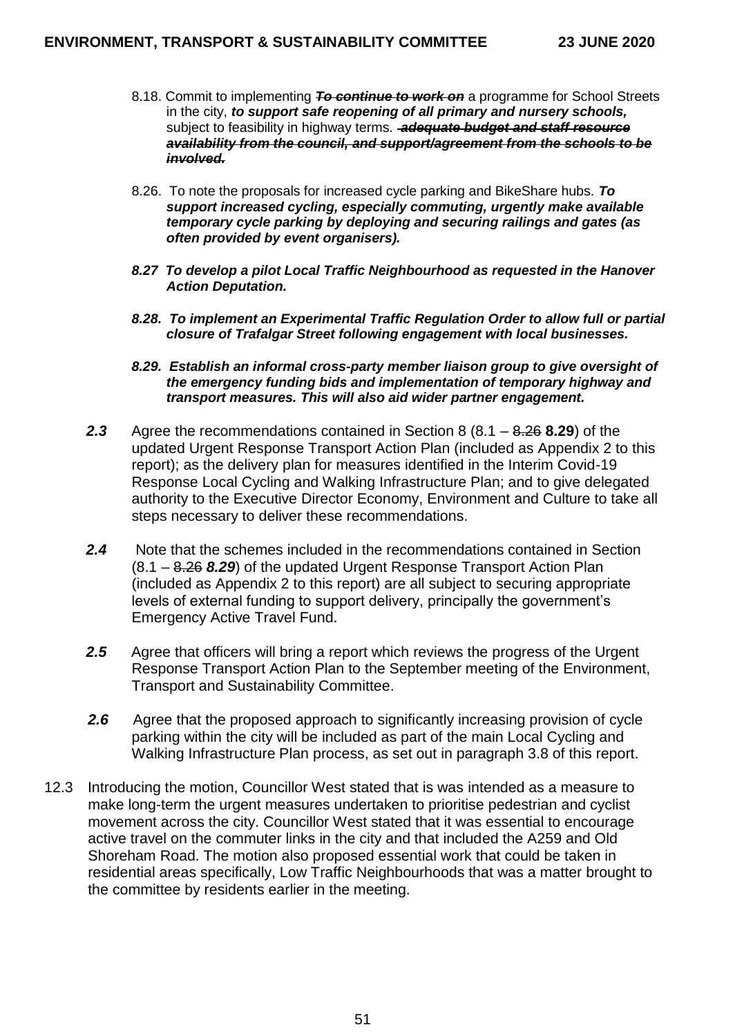8.18. Commit to implementing ~~***To continue to work on***~~ a programme for School Streets in the city, ***to support safe reopening of all primary and nursery schools,*** subject to feasibility in highway terms. ~~***adequate budget and staff resource availability from the council, and support/agreement from the schools to be involved.***~~

8.26. To note the proposals for increased cycle parking and BikeShare hubs. ***To support increased cycling, especially commuting, urgently make available temporary cycle parking by deploying and securing railings and gates (as often provided by event organisers).***

***8.27 To develop a pilot Local Traffic Neighbourhood as requested in the Hanover Action Deputation.***

***8.28. To implement an Experimental Traffic Regulation Order to allow full or partial closure of Trafalgar Street following engagement with local businesses.***

***8.29. Establish an informal cross-party member liaison group to give oversight of the emergency funding bids and implementation of temporary highway and transport measures. This will also aid wider partner engagement.***

***2.3*** Agree the recommendations contained in Section 8 (8.1 – ~~8.26~~ **8.29**) of the updated Urgent Response Transport Action Plan (included as Appendix 2 to this report); as the delivery plan for measures identified in the Interim Covid-19 Response Local Cycling and Walking Infrastructure Plan; and to give delegated authority to the Executive Director Economy, Environment and Culture to take all steps necessary to deliver these recommendations.

***2.4*** Note that the schemes included in the recommendations contained in Section (8.1 – ~~8.26~~ ***8.29***) of the updated Urgent Response Transport Action Plan (included as Appendix 2 to this report) are all subject to securing appropriate levels of external funding to support delivery, principally the government's Emergency Active Travel Fund.

***2.5*** Agree that officers will bring a report which reviews the progress of the Urgent Response Transport Action Plan to the September meeting of the Environment, Transport and Sustainability Committee.

***2.6*** Agree that the proposed approach to significantly increasing provision of cycle parking within the city will be included as part of the main Local Cycling and Walking Infrastructure Plan process, as set out in paragraph 3.8 of this report.

12.3 Introducing the motion, Councillor West stated that is was intended as a measure to make long-term the urgent measures undertaken to prioritise pedestrian and cyclist movement across the city. Councillor West stated that it was essential to encourage active travel on the commuter links in the city and that included the A259 and Old Shoreham Road. The motion also proposed essential work that could be taken in residential areas specifically, Low Traffic Neighbourhoods that was a matter brought to the committee by residents earlier in the meeting.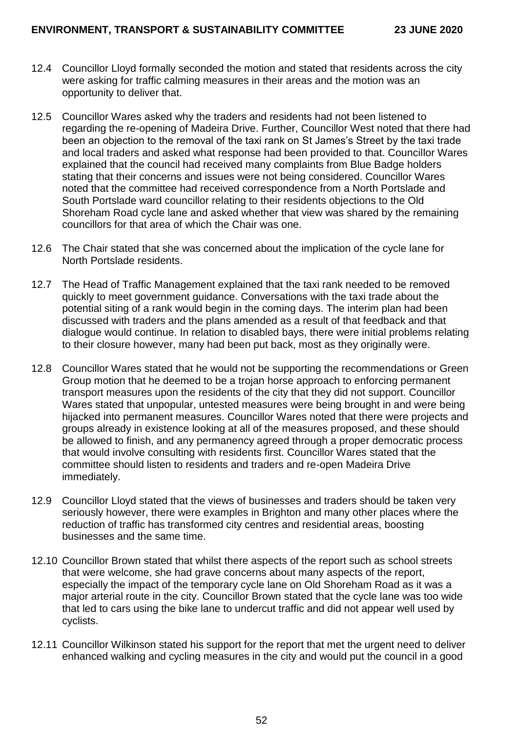12.4 Councillor Lloyd formally seconded the motion and stated that residents across the city were asking for traffic calming measures in their areas and the motion was an opportunity to deliver that.

12.5 Councillor Wares asked why the traders and residents had not been listened to regarding the re-opening of Madeira Drive. Further, Councillor West noted that there had been an objection to the removal of the taxi rank on St James's Street by the taxi trade and local traders and asked what response had been provided to that. Councillor Wares explained that the council had received many complaints from Blue Badge holders stating that their concerns and issues were not being considered. Councillor Wares noted that the committee had received correspondence from a North Portslade and South Portslade ward councillor relating to their residents objections to the Old Shoreham Road cycle lane and asked whether that view was shared by the remaining councillors for that area of which the Chair was one.

12.6 The Chair stated that she was concerned about the implication of the cycle lane for North Portslade residents.

12.7 The Head of Traffic Management explained that the taxi rank needed to be removed quickly to meet government guidance. Conversations with the taxi trade about the potential siting of a rank would begin in the coming days. The interim plan had been discussed with traders and the plans amended as a result of that feedback and that dialogue would continue. In relation to disabled bays, there were initial problems relating to their closure however, many had been put back, most as they originally were.

12.8 Councillor Wares stated that he would not be supporting the recommendations or Green Group motion that he deemed to be a trojan horse approach to enforcing permanent transport measures upon the residents of the city that they did not support. Councillor Wares stated that unpopular, untested measures were being brought in and were being hijacked into permanent measures. Councillor Wares noted that there were projects and groups already in existence looking at all of the measures proposed, and these should be allowed to finish, and any permanency agreed through a proper democratic process that would involve consulting with residents first. Councillor Wares stated that the committee should listen to residents and traders and re-open Madeira Drive immediately.

12.9 Councillor Lloyd stated that the views of businesses and traders should be taken very seriously however, there were examples in Brighton and many other places where the reduction of traffic has transformed city centres and residential areas, boosting businesses and the same time.

12.10 Councillor Brown stated that whilst there aspects of the report such as school streets that were welcome, she had grave concerns about many aspects of the report, especially the impact of the temporary cycle lane on Old Shoreham Road as it was a major arterial route in the city. Councillor Brown stated that the cycle lane was too wide that led to cars using the bike lane to undercut traffic and did not appear well used by cyclists.

12.11 Councillor Wilkinson stated his support for the report that met the urgent need to deliver enhanced walking and cycling measures in the city and would put the council in a good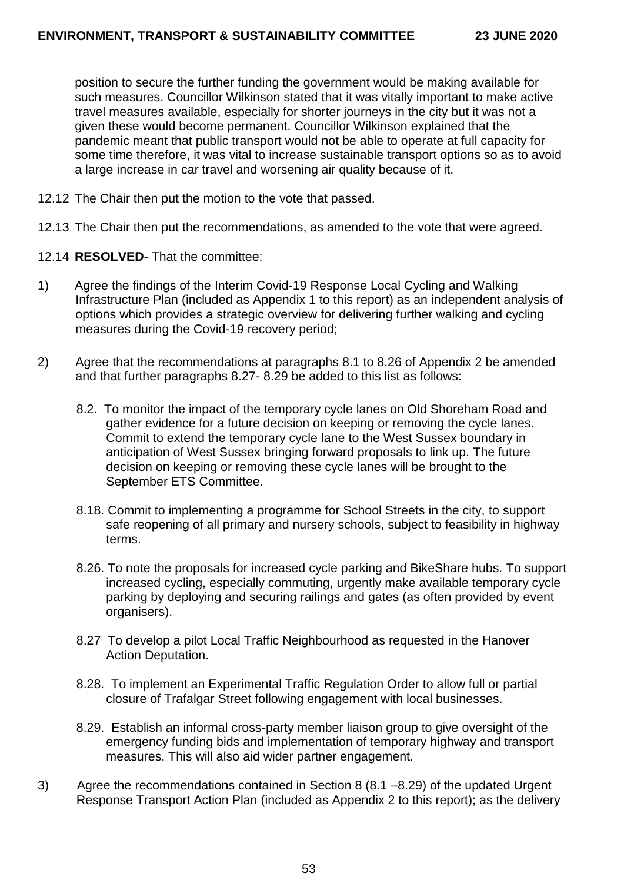position to secure the further funding the government would be making available for such measures. Councillor Wilkinson stated that it was vitally important to make active travel measures available, especially for shorter journeys in the city but it was not a given these would become permanent. Councillor Wilkinson explained that the pandemic meant that public transport would not be able to operate at full capacity for some time therefore, it was vital to increase sustainable transport options so as to avoid a large increase in car travel and worsening air quality because of it.

12.12 The Chair then put the motion to the vote that passed.

12.13 The Chair then put the recommendations, as amended to the vote that were agreed.

12.14 **RESOLVED-** That the committee:

1) Agree the findings of the Interim Covid-19 Response Local Cycling and Walking Infrastructure Plan (included as Appendix 1 to this report) as an independent analysis of options which provides a strategic overview for delivering further walking and cycling measures during the Covid-19 recovery period;

2) Agree that the recommendations at paragraphs 8.1 to 8.26 of Appendix 2 be amended and that further paragraphs 8.27- 8.29 be added to this list as follows:

   8.2. To monitor the impact of the temporary cycle lanes on Old Shoreham Road and gather evidence for a future decision on keeping or removing the cycle lanes. Commit to extend the temporary cycle lane to the West Sussex boundary in anticipation of West Sussex bringing forward proposals to link up. The future decision on keeping or removing these cycle lanes will be brought to the September ETS Committee.

   8.18. Commit to implementing a programme for School Streets in the city, to support safe reopening of all primary and nursery schools, subject to feasibility in highway terms.

   8.26. To note the proposals for increased cycle parking and BikeShare hubs. To support increased cycling, especially commuting, urgently make available temporary cycle parking by deploying and securing railings and gates (as often provided by event organisers).

   8.27 To develop a pilot Local Traffic Neighbourhood as requested in the Hanover Action Deputation.

   8.28. To implement an Experimental Traffic Regulation Order to allow full or partial closure of Trafalgar Street following engagement with local businesses.

   8.29. Establish an informal cross-party member liaison group to give oversight of the emergency funding bids and implementation of temporary highway and transport measures. This will also aid wider partner engagement.

3) Agree the recommendations contained in Section 8 (8.1 –8.29) of the updated Urgent Response Transport Action Plan (included as Appendix 2 to this report); as the delivery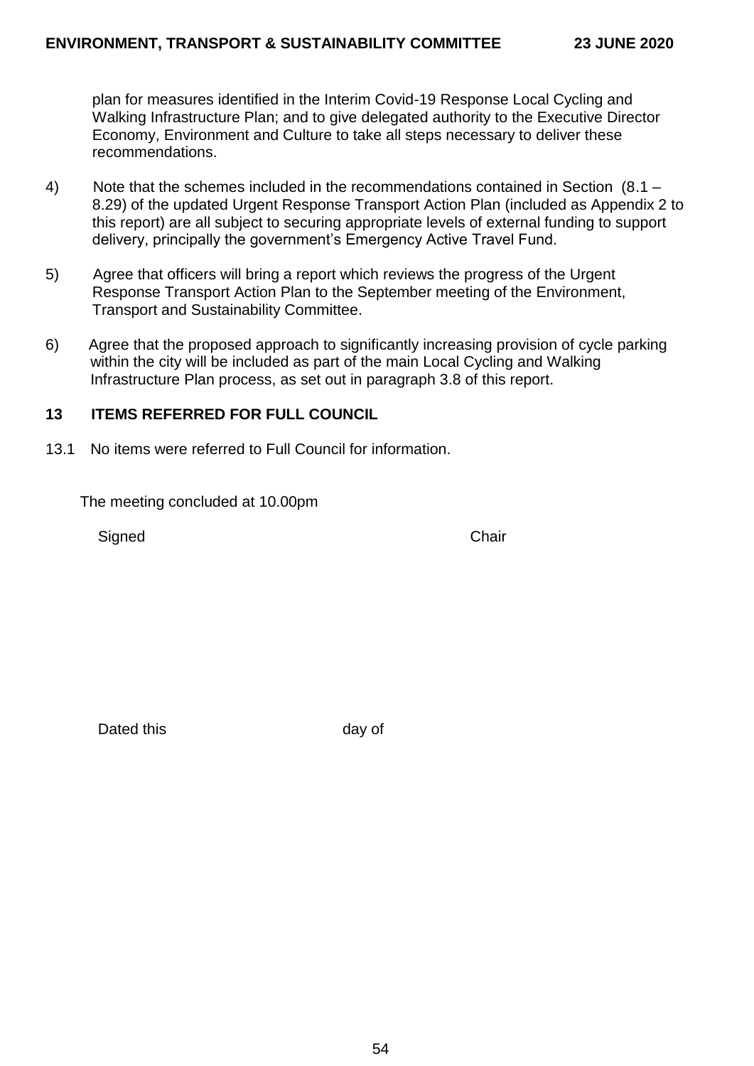plan for measures identified in the Interim Covid-19 Response Local Cycling and Walking Infrastructure Plan; and to give delegated authority to the Executive Director Economy, Environment and Culture to take all steps necessary to deliver these recommendations.

4) Note that the schemes included in the recommendations contained in Section (8.1 – 8.29) of the updated Urgent Response Transport Action Plan (included as Appendix 2 to this report) are all subject to securing appropriate levels of external funding to support delivery, principally the government's Emergency Active Travel Fund.

5) Agree that officers will bring a report which reviews the progress of the Urgent Response Transport Action Plan to the September meeting of the Environment, Transport and Sustainability Committee.

6) Agree that the proposed approach to significantly increasing provision of cycle parking within the city will be included as part of the main Local Cycling and Walking Infrastructure Plan process, as set out in paragraph 3.8 of this report.

## 13 ITEMS REFERRED FOR FULL COUNCIL

13.1 No items were referred to Full Council for information.

The meeting concluded at 10.00pm

Signed Chair

Dated this day of